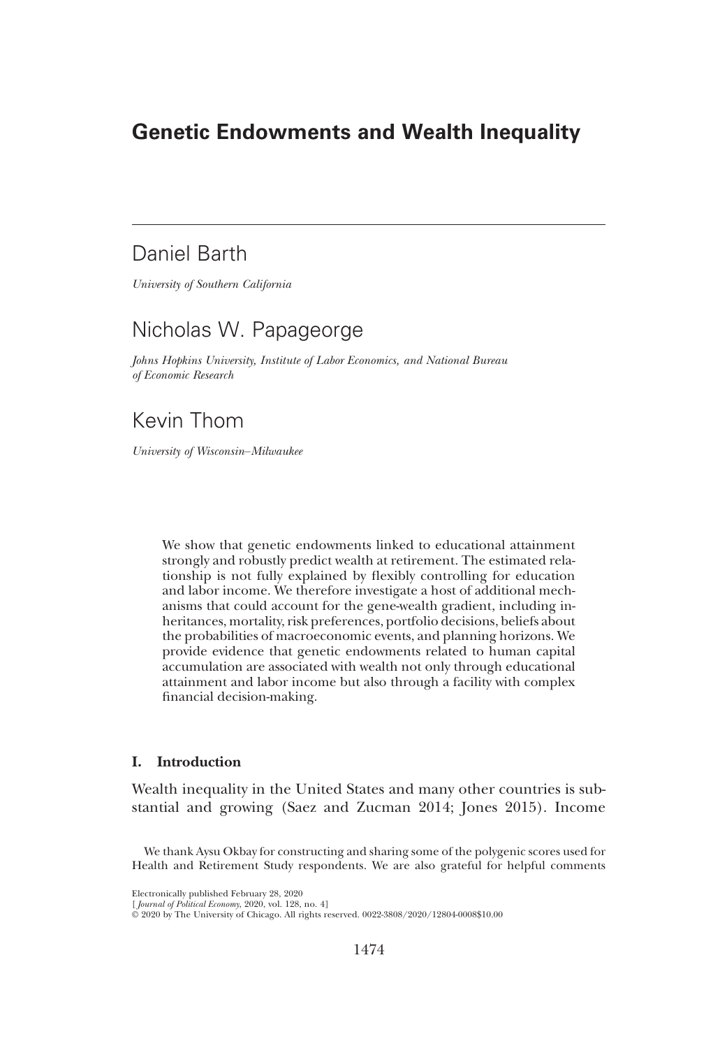# Genetic Endowments and Wealth Inequality

Daniel Barth

*University of Southern California*

Nicholas W. Papageorge

*Johns Hopkins University, Institute of Labor Economics, and National Bureau of Economic Research*

Kevin Thom

*University of Wisconsin–Milwaukee*

We show that genetic endowments linked to educational attainment strongly and robustly predict wealth at retirement. The estimated relationship is not fully explained by flexibly controlling for education and labor income. We therefore investigate a host of additional mechanisms that could account for the gene-wealth gradient, including inheritances, mortality, risk preferences, portfolio decisions, beliefs about the probabilities of macroeconomic events, and planning horizons. We provide evidence that genetic endowments related to human capital accumulation are associated with wealth not only through educational attainment and labor income but also through a facility with complex financial decision-making.

## I. Introduction

Wealth inequality in the United States and many other countries is substantial and growing (Saez and Zucman 2014; Jones 2015). Income

We thank Aysu Okbay for constructing and sharing some of the polygenic scores used for Health and Retirement Study respondents. We are also grateful for helpful comments

Electronically published February 28, 2020
[*Journal of Political Economy*, 2020, vol. 128, no. 4]
© 2020 by The University of Chicago. All rights reserved. 0022-3808/2020/12804-0008$10.00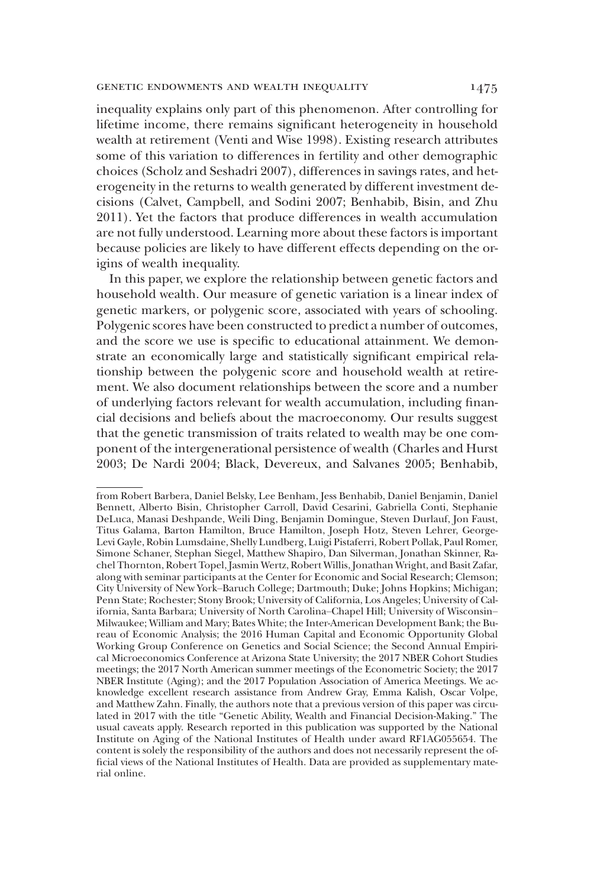inequality explains only part of this phenomenon. After controlling for lifetime income, there remains significant heterogeneity in household wealth at retirement (Venti and Wise 1998). Existing research attributes some of this variation to differences in fertility and other demographic choices (Scholz and Seshadri 2007), differences in savings rates, and heterogeneity in the returns to wealth generated by different investment decisions (Calvet, Campbell, and Sodini 2007; Benhabib, Bisin, and Zhu 2011). Yet the factors that produce differences in wealth accumulation are not fully understood. Learning more about these factors is important because policies are likely to have different effects depending on the origins of wealth inequality.

In this paper, we explore the relationship between genetic factors and household wealth. Our measure of genetic variation is a linear index of genetic markers, or polygenic score, associated with years of schooling. Polygenic scores have been constructed to predict a number of outcomes, and the score we use is specific to educational attainment. We demonstrate an economically large and statistically significant empirical relationship between the polygenic score and household wealth at retirement. We also document relationships between the score and a number of underlying factors relevant for wealth accumulation, including financial decisions and beliefs about the macroeconomy. Our results suggest that the genetic transmission of traits related to wealth may be one component of the intergenerational persistence of wealth (Charles and Hurst 2003; De Nardi 2004; Black, Devereux, and Salvanes 2005; Benhabib,

---

from Robert Barbera, Daniel Belsky, Lee Benham, Jess Benhabib, Daniel Benjamin, Daniel Bennett, Alberto Bisin, Christopher Carroll, David Cesarini, Gabriella Conti, Stephanie DeLuca, Manasi Deshpande, Weili Ding, Benjamin Domingue, Steven Durlauf, Jon Faust, Titus Galama, Barton Hamilton, Bruce Hamilton, Joseph Hotz, Steven Lehrer, George-Levi Gayle, Robin Lumsdaine, Shelly Lundberg, Luigi Pistaferri, Robert Pollak, Paul Romer, Simone Schaner, Stephan Siegel, Matthew Shapiro, Dan Silverman, Jonathan Skinner, Rachel Thornton, Robert Topel, Jasmin Wertz, Robert Willis, Jonathan Wright, and Basit Zafar, along with seminar participants at the Center for Economic and Social Research; Clemson; City University of New York–Baruch College; Dartmouth; Duke; Johns Hopkins; Michigan; Penn State; Rochester; Stony Brook; University of California, Los Angeles; University of California, Santa Barbara; University of North Carolina–Chapel Hill; University of Wisconsin–Milwaukee; William and Mary; Bates White; the Inter-American Development Bank; the Bureau of Economic Analysis; the 2016 Human Capital and Economic Opportunity Global Working Group Conference on Genetics and Social Science; the Second Annual Empirical Microeconomics Conference at Arizona State University; the 2017 NBER Cohort Studies meetings; the 2017 North American summer meetings of the Econometric Society; the 2017 NBER Institute (Aging); and the 2017 Population Association of America Meetings. We acknowledge excellent research assistance from Andrew Gray, Emma Kalish, Oscar Volpe, and Matthew Zahn. Finally, the authors note that a previous version of this paper was circulated in 2017 with the title "Genetic Ability, Wealth and Financial Decision-Making." The usual caveats apply. Research reported in this publication was supported by the National Institute on Aging of the National Institutes of Health under award RF1AG055654. The content is solely the responsibility of the authors and does not necessarily represent the official views of the National Institutes of Health. Data are provided as supplementary material online.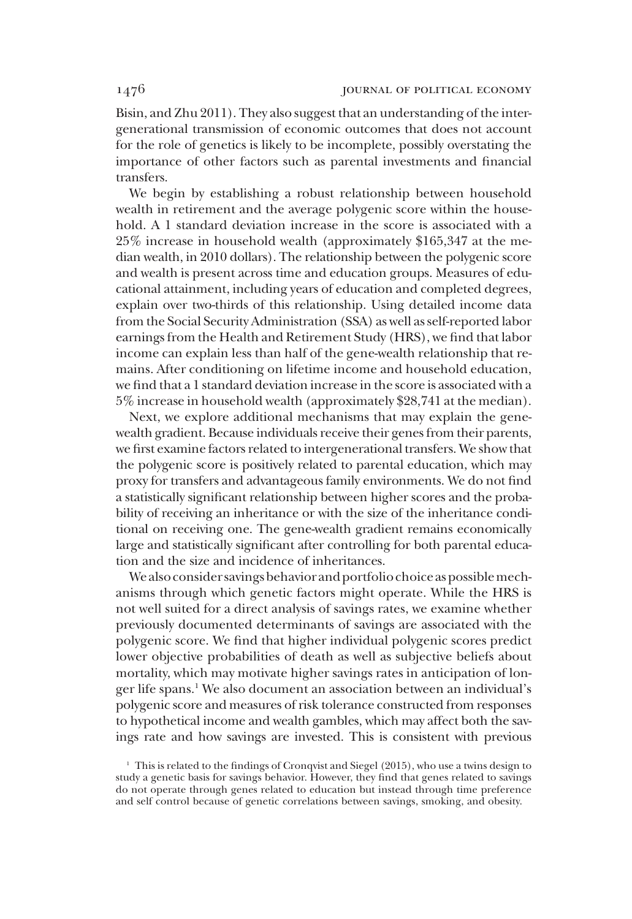Bisin, and Zhu 2011). They also suggest that an understanding of the intergenerational transmission of economic outcomes that does not account for the role of genetics is likely to be incomplete, possibly overstating the importance of other factors such as parental investments and financial transfers.

We begin by establishing a robust relationship between household wealth in retirement and the average polygenic score within the household. A 1 standard deviation increase in the score is associated with a 25% increase in household wealth (approximately $165,347 at the median wealth, in 2010 dollars). The relationship between the polygenic score and wealth is present across time and education groups. Measures of educational attainment, including years of education and completed degrees, explain over two-thirds of this relationship. Using detailed income data from the Social Security Administration (SSA) as well as self-reported labor earnings from the Health and Retirement Study (HRS), we find that labor income can explain less than half of the gene-wealth relationship that remains. After conditioning on lifetime income and household education, we find that a 1 standard deviation increase in the score is associated with a 5% increase in household wealth (approximately $28,741 at the median).

Next, we explore additional mechanisms that may explain the gene-wealth gradient. Because individuals receive their genes from their parents, we first examine factors related to intergenerational transfers. We show that the polygenic score is positively related to parental education, which may proxy for transfers and advantageous family environments. We do not find a statistically significant relationship between higher scores and the probability of receiving an inheritance or with the size of the inheritance conditional on receiving one. The gene-wealth gradient remains economically large and statistically significant after controlling for both parental education and the size and incidence of inheritances.

We also consider savings behavior and portfolio choice as possible mechanisms through which genetic factors might operate. While the HRS is not well suited for a direct analysis of savings rates, we examine whether previously documented determinants of savings are associated with the polygenic score. We find that higher individual polygenic scores predict lower objective probabilities of death as well as subjective beliefs about mortality, which may motivate higher savings rates in anticipation of longer life spans.[1] We also document an association between an individual's polygenic score and measures of risk tolerance constructed from responses to hypothetical income and wealth gambles, which may affect both the savings rate and how savings are invested. This is consistent with previous

[1] This is related to the findings of Cronqvist and Siegel (2015), who use a twins design to study a genetic basis for savings behavior. However, they find that genes related to savings do not operate through genes related to education but instead through time preference and self control because of genetic correlations between savings, smoking, and obesity.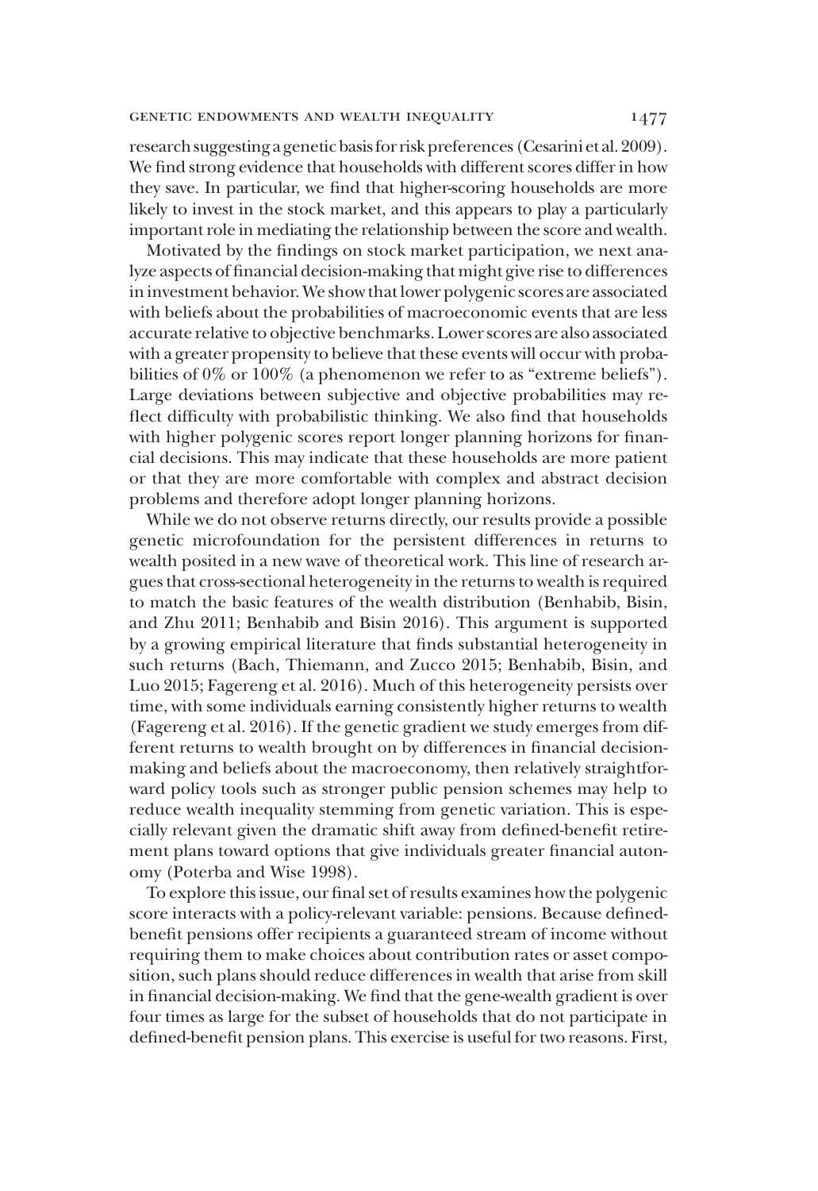research suggesting a genetic basis for risk preferences (Cesarini et al. 2009). We find strong evidence that households with different scores differ in how they save. In particular, we find that higher-scoring households are more likely to invest in the stock market, and this appears to play a particularly important role in mediating the relationship between the score and wealth.

Motivated by the findings on stock market participation, we next analyze aspects of financial decision-making that might give rise to differences in investment behavior. We show that lower polygenic scores are associated with beliefs about the probabilities of macroeconomic events that are less accurate relative to objective benchmarks. Lower scores are also associated with a greater propensity to believe that these events will occur with probabilities of 0% or 100% (a phenomenon we refer to as "extreme beliefs"). Large deviations between subjective and objective probabilities may reflect difficulty with probabilistic thinking. We also find that households with higher polygenic scores report longer planning horizons for financial decisions. This may indicate that these households are more patient or that they are more comfortable with complex and abstract decision problems and therefore adopt longer planning horizons.

While we do not observe returns directly, our results provide a possible genetic microfoundation for the persistent differences in returns to wealth posited in a new wave of theoretical work. This line of research argues that cross-sectional heterogeneity in the returns to wealth is required to match the basic features of the wealth distribution (Benhabib, Bisin, and Zhu 2011; Benhabib and Bisin 2016). This argument is supported by a growing empirical literature that finds substantial heterogeneity in such returns (Bach, Thiemann, and Zucco 2015; Benhabib, Bisin, and Luo 2015; Fagereng et al. 2016). Much of this heterogeneity persists over time, with some individuals earning consistently higher returns to wealth (Fagereng et al. 2016). If the genetic gradient we study emerges from different returns to wealth brought on by differences in financial decision-making and beliefs about the macroeconomy, then relatively straightforward policy tools such as stronger public pension schemes may help to reduce wealth inequality stemming from genetic variation. This is especially relevant given the dramatic shift away from defined-benefit retirement plans toward options that give individuals greater financial autonomy (Poterba and Wise 1998).

To explore this issue, our final set of results examines how the polygenic score interacts with a policy-relevant variable: pensions. Because defined-benefit pensions offer recipients a guaranteed stream of income without requiring them to make choices about contribution rates or asset composition, such plans should reduce differences in wealth that arise from skill in financial decision-making. We find that the gene-wealth gradient is over four times as large for the subset of households that do not participate in defined-benefit pension plans. This exercise is useful for two reasons. First,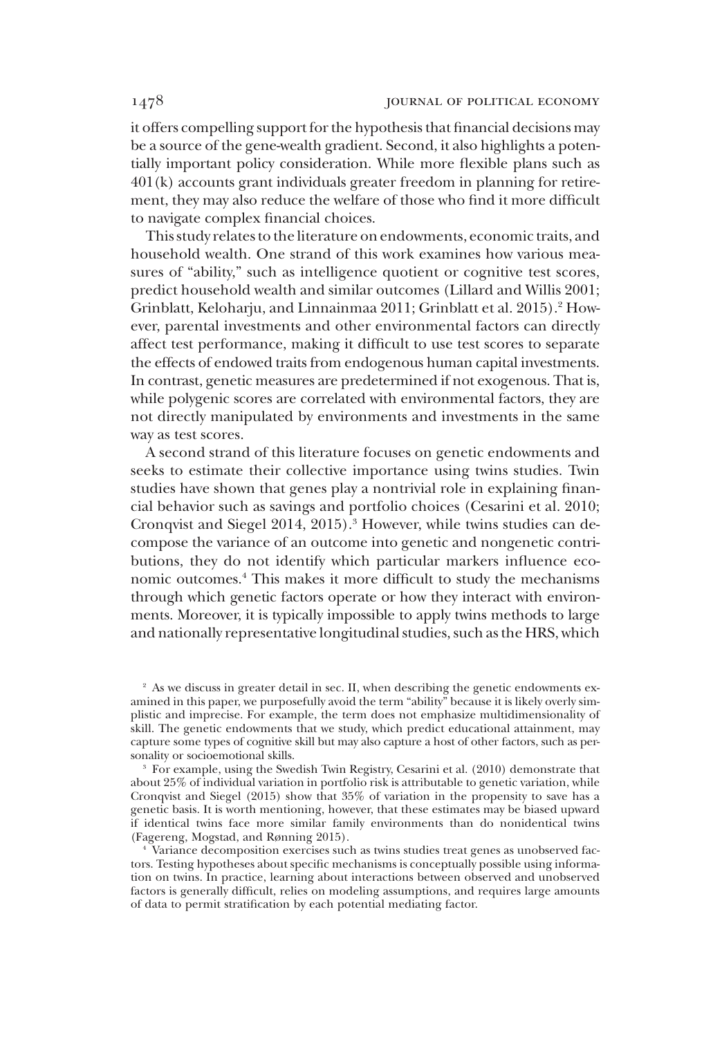it offers compelling support for the hypothesis that financial decisions may be a source of the gene-wealth gradient. Second, it also highlights a potentially important policy consideration. While more flexible plans such as 401(k) accounts grant individuals greater freedom in planning for retirement, they may also reduce the welfare of those who find it more difficult to navigate complex financial choices.

This study relates to the literature on endowments, economic traits, and household wealth. One strand of this work examines how various measures of "ability," such as intelligence quotient or cognitive test scores, predict household wealth and similar outcomes (Lillard and Willis 2001; Grinblatt, Keloharju, and Linnainmaa 2011; Grinblatt et al. 2015).[2] However, parental investments and other environmental factors can directly affect test performance, making it difficult to use test scores to separate the effects of endowed traits from endogenous human capital investments. In contrast, genetic measures are predetermined if not exogenous. That is, while polygenic scores are correlated with environmental factors, they are not directly manipulated by environments and investments in the same way as test scores.

A second strand of this literature focuses on genetic endowments and seeks to estimate their collective importance using twins studies. Twin studies have shown that genes play a nontrivial role in explaining financial behavior such as savings and portfolio choices (Cesarini et al. 2010; Cronqvist and Siegel 2014, 2015).[3] However, while twins studies can decompose the variance of an outcome into genetic and nongenetic contributions, they do not identify which particular markers influence economic outcomes.[4] This makes it more difficult to study the mechanisms through which genetic factors operate or how they interact with environments. Moreover, it is typically impossible to apply twins methods to large and nationally representative longitudinal studies, such as the HRS, which

[2] As we discuss in greater detail in sec. II, when describing the genetic endowments examined in this paper, we purposefully avoid the term "ability" because it is likely overly simplistic and imprecise. For example, the term does not emphasize multidimensionality of skill. The genetic endowments that we study, which predict educational attainment, may capture some types of cognitive skill but may also capture a host of other factors, such as personality or socioemotional skills.

[3] For example, using the Swedish Twin Registry, Cesarini et al. (2010) demonstrate that about 25% of individual variation in portfolio risk is attributable to genetic variation, while Cronqvist and Siegel (2015) show that 35% of variation in the propensity to save has a genetic basis. It is worth mentioning, however, that these estimates may be biased upward if identical twins face more similar family environments than do nonidentical twins (Fagereng, Mogstad, and Rønning 2015).

[4] Variance decomposition exercises such as twins studies treat genes as unobserved factors. Testing hypotheses about specific mechanisms is conceptually possible using information on twins. In practice, learning about interactions between observed and unobserved factors is generally difficult, relies on modeling assumptions, and requires large amounts of data to permit stratification by each potential mediating factor.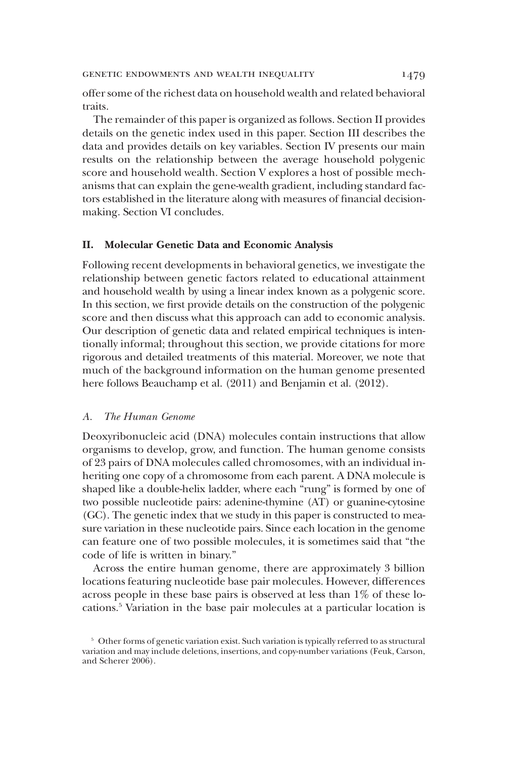offer some of the richest data on household wealth and related behavioral traits.

The remainder of this paper is organized as follows. Section II provides details on the genetic index used in this paper. Section III describes the data and provides details on key variables. Section IV presents our main results on the relationship between the average household polygenic score and household wealth. Section V explores a host of possible mechanisms that can explain the gene-wealth gradient, including standard factors established in the literature along with measures of financial decision-making. Section VI concludes.

## II. Molecular Genetic Data and Economic Analysis

Following recent developments in behavioral genetics, we investigate the relationship between genetic factors related to educational attainment and household wealth by using a linear index known as a polygenic score. In this section, we first provide details on the construction of the polygenic score and then discuss what this approach can add to economic analysis. Our description of genetic data and related empirical techniques is intentionally informal; throughout this section, we provide citations for more rigorous and detailed treatments of this material. Moreover, we note that much of the background information on the human genome presented here follows Beauchamp et al. (2011) and Benjamin et al. (2012).

### *A. The Human Genome*

Deoxyribonucleic acid (DNA) molecules contain instructions that allow organisms to develop, grow, and function. The human genome consists of 23 pairs of DNA molecules called chromosomes, with an individual inheriting one copy of a chromosome from each parent. A DNA molecule is shaped like a double-helix ladder, where each "rung" is formed by one of two possible nucleotide pairs: adenine-thymine (AT) or guanine-cytosine (GC). The genetic index that we study in this paper is constructed to measure variation in these nucleotide pairs. Since each location in the genome can feature one of two possible molecules, it is sometimes said that "the code of life is written in binary."

Across the entire human genome, there are approximately 3 billion locations featuring nucleotide base pair molecules. However, differences across people in these base pairs is observed at less than 1% of these locations.[5] Variation in the base pair molecules at a particular location is

[5] Other forms of genetic variation exist. Such variation is typically referred to as structural variation and may include deletions, insertions, and copy-number variations (Feuk, Carson, and Scherer 2006).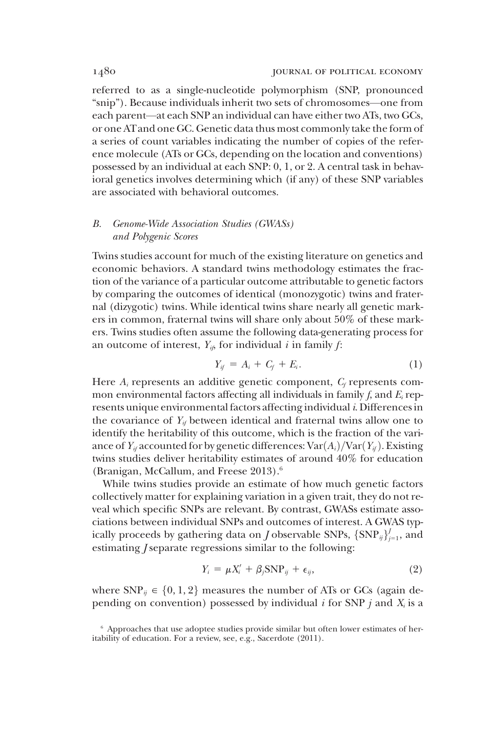referred to as a single-nucleotide polymorphism (SNP, pronounced "snip"). Because individuals inherit two sets of chromosomes—one from each parent—at each SNP an individual can have either two ATs, two GCs, or one AT and one GC. Genetic data thus most commonly take the form of a series of count variables indicating the number of copies of the reference molecule (ATs or GCs, depending on the location and conventions) possessed by an individual at each SNP: 0, 1, or 2. A central task in behavioral genetics involves determining which (if any) of these SNP variables are associated with behavioral outcomes.

### *B. Genome-Wide Association Studies (GWASs) and Polygenic Scores*

Twins studies account for much of the existing literature on genetics and economic behaviors. A standard twins methodology estimates the fraction of the variance of a particular outcome attributable to genetic factors by comparing the outcomes of identical (monozygotic) twins and fraternal (dizygotic) twins. While identical twins share nearly all genetic markers in common, fraternal twins will share only about 50% of these markers. Twins studies often assume the following data-generating process for an outcome of interest, $Y_{if}$, for individual $i$ in family $f$:

$$Y_{if} = A_i + C_f + E_i. \tag{1}$$

Here $A_i$ represents an additive genetic component, $C_f$ represents common environmental factors affecting all individuals in family $f$, and $E_i$ represents unique environmental factors affecting individual $i$. Differences in the covariance of $Y_{if}$ between identical and fraternal twins allow one to identify the heritability of this outcome, which is the fraction of the variance of $Y_{if}$ accounted for by genetic differences: $\mathrm{Var}(A_i)/\mathrm{Var}(Y_{if})$. Existing twins studies deliver heritability estimates of around 40% for education (Branigan, McCallum, and Freese 2013).[6]

While twins studies provide an estimate of how much genetic factors collectively matter for explaining variation in a given trait, they do not reveal which specific SNPs are relevant. By contrast, GWASs estimate associations between individual SNPs and outcomes of interest. A GWAS typically proceeds by gathering data on $J$ observable SNPs, $\{\mathrm{SNP}_{ij}\}_{j=1}^{J}$, and estimating $J$ separate regressions similar to the following:

$$Y_i = \mu X_i' + \beta_j \mathrm{SNP}_{ij} + \epsilon_{ij}, \tag{2}$$

where $\mathrm{SNP}_{ij} \in \{0, 1, 2\}$ measures the number of ATs or GCs (again depending on convention) possessed by individual $i$ for SNP $j$ and $X_i$ is a

[6] Approaches that use adoptee studies provide similar but often lower estimates of heritability of education. For a review, see, e.g., Sacerdote (2011).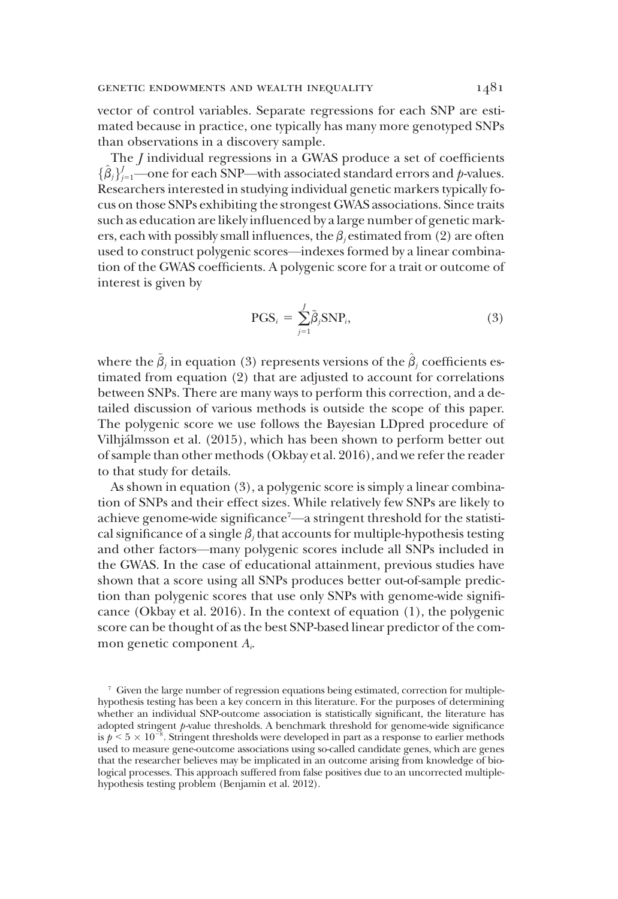vector of control variables. Separate regressions for each SNP are estimated because in practice, one typically has many more genotyped SNPs than observations in a discovery sample.

The $J$ individual regressions in a GWAS produce a set of coefficients $\{\hat{\beta}_j\}_{j=1}^{J}$—one for each SNP—with associated standard errors and $p$-values. Researchers interested in studying individual genetic markers typically focus on those SNPs exhibiting the strongest GWAS associations. Since traits such as education are likely influenced by a large number of genetic markers, each with possibly small influences, the $\beta_j$ estimated from (2) are often used to construct polygenic scores—indexes formed by a linear combination of the GWAS coefficients. A polygenic score for a trait or outcome of interest is given by

$$\text{PGS}_i = \sum_{j=1}^{J} \tilde{\beta}_j \text{SNP}_i, \tag{3}$$

where the $\tilde{\beta}_j$ in equation (3) represents versions of the $\hat{\beta}_j$ coefficients estimated from equation (2) that are adjusted to account for correlations between SNPs. There are many ways to perform this correction, and a detailed discussion of various methods is outside the scope of this paper. The polygenic score we use follows the Bayesian LDpred procedure of Vilhjálmsson et al. (2015), which has been shown to perform better out of sample than other methods (Okbay et al. 2016), and we refer the reader to that study for details.

As shown in equation (3), a polygenic score is simply a linear combination of SNPs and their effect sizes. While relatively few SNPs are likely to achieve genome-wide significance[7]—a stringent threshold for the statistical significance of a single $\beta_j$ that accounts for multiple-hypothesis testing and other factors—many polygenic scores include all SNPs included in the GWAS. In the case of educational attainment, previous studies have shown that a score using all SNPs produces better out-of-sample prediction than polygenic scores that use only SNPs with genome-wide significance (Okbay et al. 2016). In the context of equation (1), the polygenic score can be thought of as the best SNP-based linear predictor of the common genetic component $A_i$.

[7] Given the large number of regression equations being estimated, correction for multiple-hypothesis testing has been a key concern in this literature. For the purposes of determining whether an individual SNP-outcome association is statistically significant, the literature has adopted stringent $p$-value thresholds. A benchmark threshold for genome-wide significance is $p < 5 \times 10^{-8}$. Stringent thresholds were developed in part as a response to earlier methods used to measure gene-outcome associations using so-called candidate genes, which are genes that the researcher believes may be implicated in an outcome arising from knowledge of biological processes. This approach suffered from false positives due to an uncorrected multiple-hypothesis testing problem (Benjamin et al. 2012).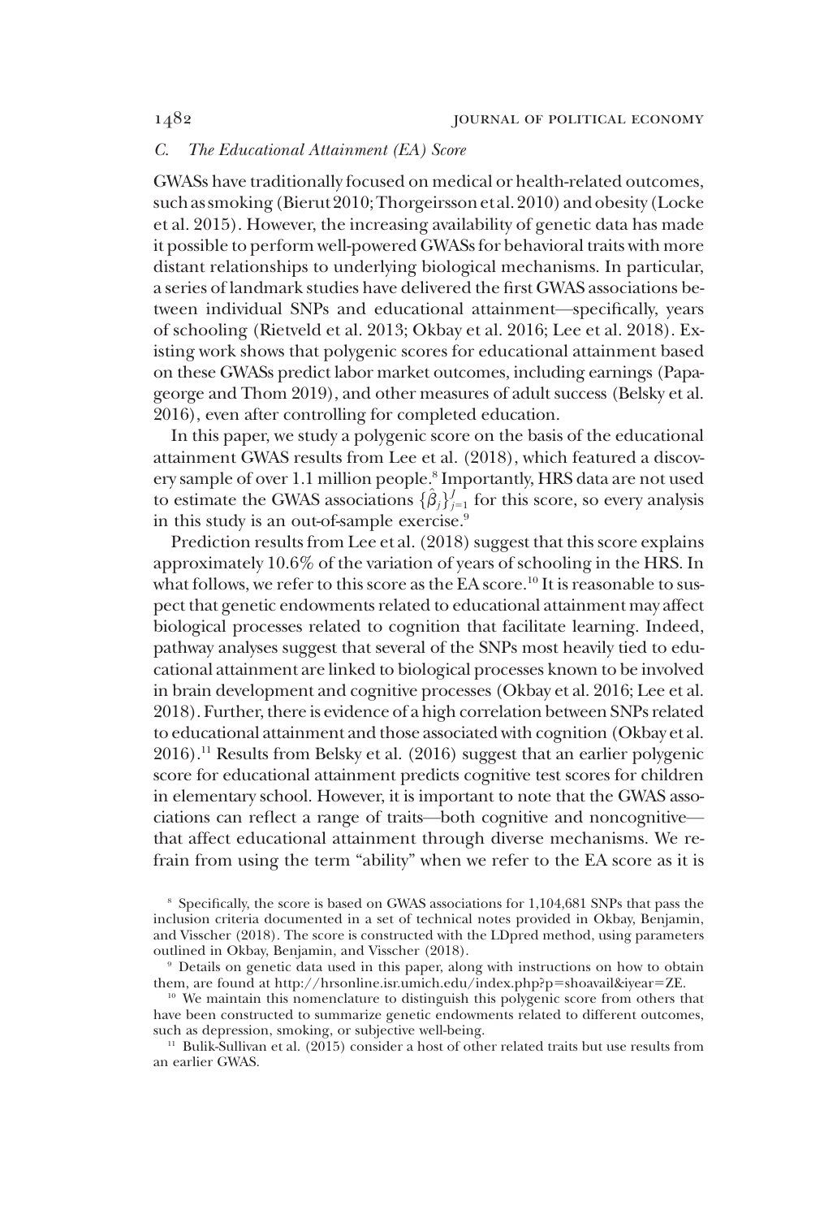### C. The Educational Attainment (EA) Score

GWASs have traditionally focused on medical or health-related outcomes, such as smoking (Bierut 2010; Thorgeirsson et al. 2010) and obesity (Locke et al. 2015). However, the increasing availability of genetic data has made it possible to perform well-powered GWASs for behavioral traits with more distant relationships to underlying biological mechanisms. In particular, a series of landmark studies have delivered the first GWAS associations between individual SNPs and educational attainment—specifically, years of schooling (Rietveld et al. 2013; Okbay et al. 2016; Lee et al. 2018). Existing work shows that polygenic scores for educational attainment based on these GWASs predict labor market outcomes, including earnings (Papageorge and Thom 2019), and other measures of adult success (Belsky et al. 2016), even after controlling for completed education.

In this paper, we study a polygenic score on the basis of the educational attainment GWAS results from Lee et al. (2018), which featured a discovery sample of over 1.1 million people.[8] Importantly, HRS data are not used to estimate the GWAS associations $\{\hat{\beta}_j\}_{j=1}^{J}$ for this score, so every analysis in this study is an out-of-sample exercise.[9]

Prediction results from Lee et al. (2018) suggest that this score explains approximately 10.6% of the variation of years of schooling in the HRS. In what follows, we refer to this score as the EA score.[10] It is reasonable to suspect that genetic endowments related to educational attainment may affect biological processes related to cognition that facilitate learning. Indeed, pathway analyses suggest that several of the SNPs most heavily tied to educational attainment are linked to biological processes known to be involved in brain development and cognitive processes (Okbay et al. 2016; Lee et al. 2018). Further, there is evidence of a high correlation between SNPs related to educational attainment and those associated with cognition (Okbay et al. 2016).[11] Results from Belsky et al. (2016) suggest that an earlier polygenic score for educational attainment predicts cognitive test scores for children in elementary school. However, it is important to note that the GWAS associations can reflect a range of traits—both cognitive and noncognitive—that affect educational attainment through diverse mechanisms. We refrain from using the term "ability" when we refer to the EA score as it is

[8] Specifically, the score is based on GWAS associations for 1,104,681 SNPs that pass the inclusion criteria documented in a set of technical notes provided in Okbay, Benjamin, and Visscher (2018). The score is constructed with the LDpred method, using parameters outlined in Okbay, Benjamin, and Visscher (2018).

[9] Details on genetic data used in this paper, along with instructions on how to obtain them, are found at http://hrsonline.isr.umich.edu/index.php?p=shoavail&iyear=ZE.

[10] We maintain this nomenclature to distinguish this polygenic score from others that have been constructed to summarize genetic endowments related to different outcomes, such as depression, smoking, or subjective well-being.

[11] Bulik-Sullivan et al. (2015) consider a host of other related traits but use results from an earlier GWAS.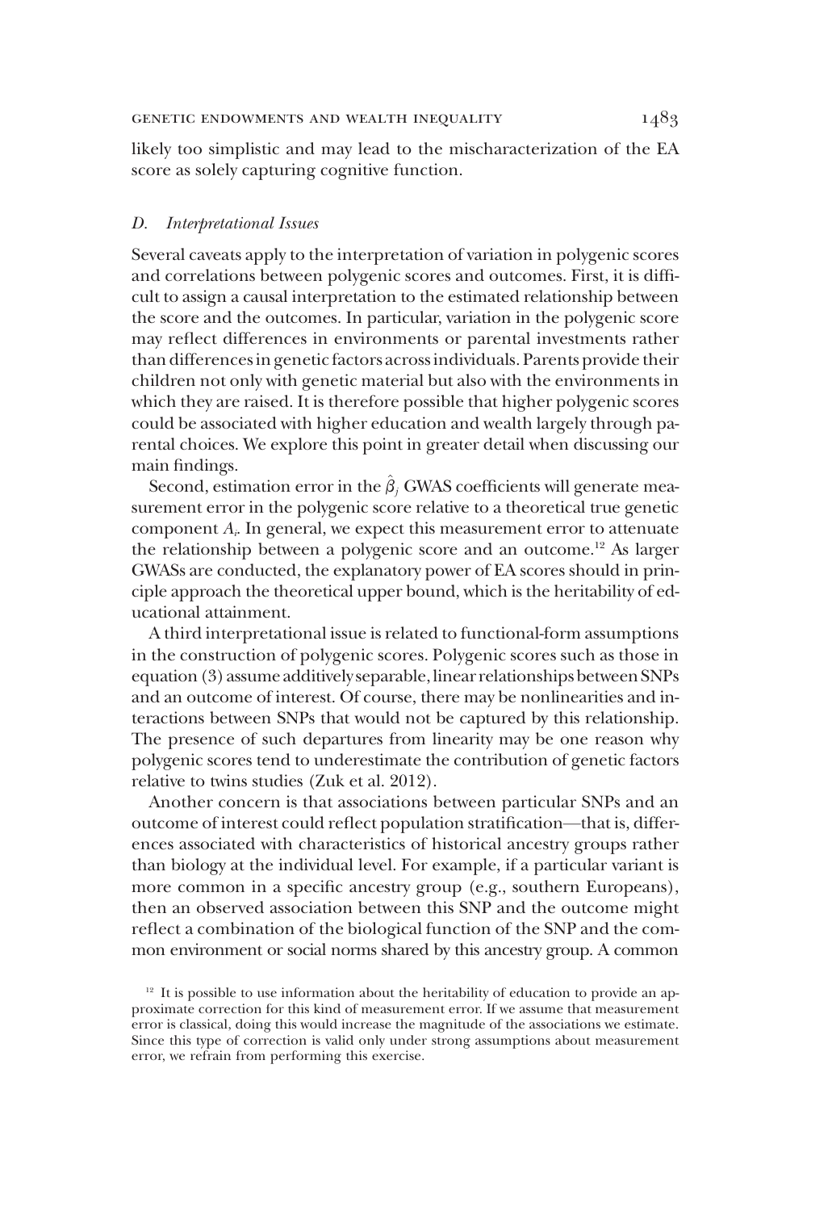likely too simplistic and may lead to the mischaracterization of the EA score as solely capturing cognitive function.

### *D. Interpretational Issues*

Several caveats apply to the interpretation of variation in polygenic scores and correlations between polygenic scores and outcomes. First, it is difficult to assign a causal interpretation to the estimated relationship between the score and the outcomes. In particular, variation in the polygenic score may reflect differences in environments or parental investments rather than differences in genetic factors across individuals. Parents provide their children not only with genetic material but also with the environments in which they are raised. It is therefore possible that higher polygenic scores could be associated with higher education and wealth largely through parental choices. We explore this point in greater detail when discussing our main findings.

Second, estimation error in the $\hat{\beta}_j$ GWAS coefficients will generate measurement error in the polygenic score relative to a theoretical true genetic component $A_i$. In general, we expect this measurement error to attenuate the relationship between a polygenic score and an outcome.[12] As larger GWASs are conducted, the explanatory power of EA scores should in principle approach the theoretical upper bound, which is the heritability of educational attainment.

A third interpretational issue is related to functional-form assumptions in the construction of polygenic scores. Polygenic scores such as those in equation (3) assume additively separable, linear relationships between SNPs and an outcome of interest. Of course, there may be nonlinearities and interactions between SNPs that would not be captured by this relationship. The presence of such departures from linearity may be one reason why polygenic scores tend to underestimate the contribution of genetic factors relative to twins studies (Zuk et al. 2012).

Another concern is that associations between particular SNPs and an outcome of interest could reflect population stratification—that is, differences associated with characteristics of historical ancestry groups rather than biology at the individual level. For example, if a particular variant is more common in a specific ancestry group (e.g., southern Europeans), then an observed association between this SNP and the outcome might reflect a combination of the biological function of the SNP and the common environment or social norms shared by this ancestry group. A common

[12] It is possible to use information about the heritability of education to provide an approximate correction for this kind of measurement error. If we assume that measurement error is classical, doing this would increase the magnitude of the associations we estimate. Since this type of correction is valid only under strong assumptions about measurement error, we refrain from performing this exercise.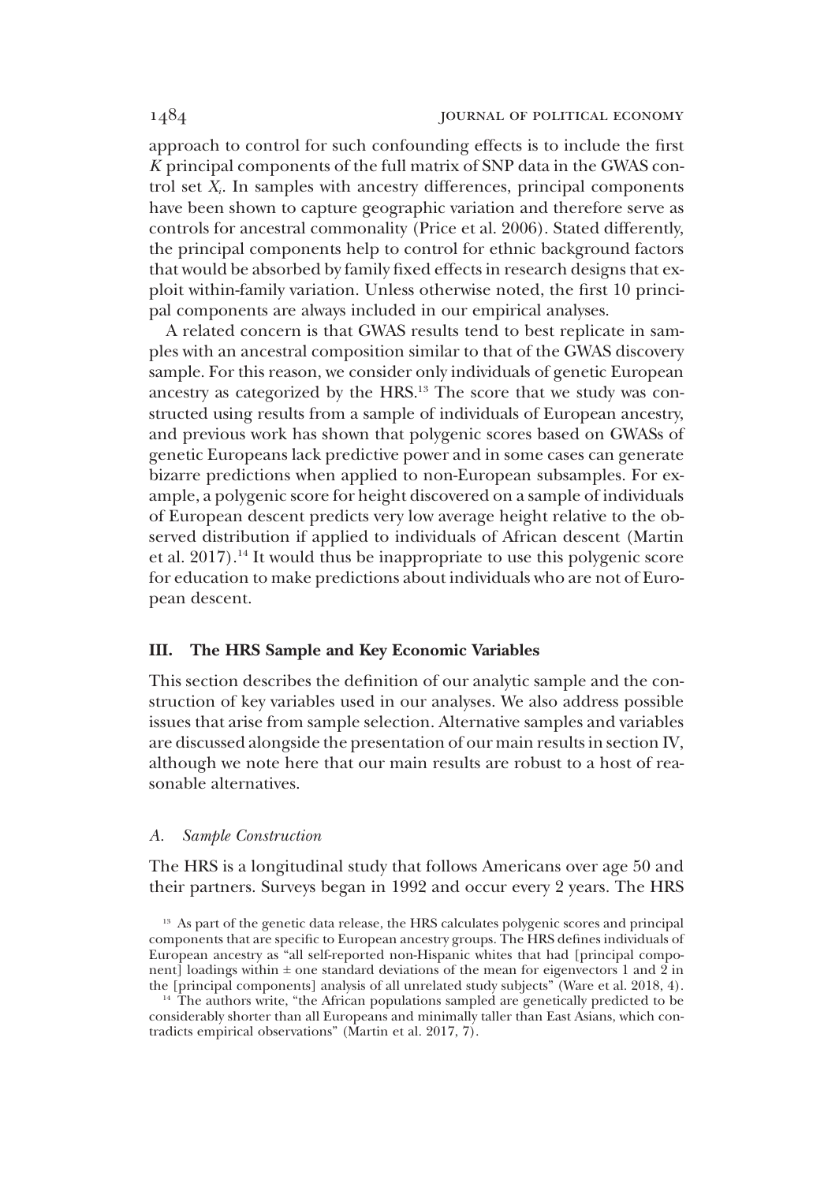approach to control for such confounding effects is to include the first $K$ principal components of the full matrix of SNP data in the GWAS control set $X_i$. In samples with ancestry differences, principal components have been shown to capture geographic variation and therefore serve as controls for ancestral commonality (Price et al. 2006). Stated differently, the principal components help to control for ethnic background factors that would be absorbed by family fixed effects in research designs that exploit within-family variation. Unless otherwise noted, the first 10 principal components are always included in our empirical analyses.

A related concern is that GWAS results tend to best replicate in samples with an ancestral composition similar to that of the GWAS discovery sample. For this reason, we consider only individuals of genetic European ancestry as categorized by the HRS.[13] The score that we study was constructed using results from a sample of individuals of European ancestry, and previous work has shown that polygenic scores based on GWASs of genetic Europeans lack predictive power and in some cases can generate bizarre predictions when applied to non-European subsamples. For example, a polygenic score for height discovered on a sample of individuals of European descent predicts very low average height relative to the observed distribution if applied to individuals of African descent (Martin et al. 2017).[14] It would thus be inappropriate to use this polygenic score for education to make predictions about individuals who are not of European descent.

## III. The HRS Sample and Key Economic Variables

This section describes the definition of our analytic sample and the construction of key variables used in our analyses. We also address possible issues that arise from sample selection. Alternative samples and variables are discussed alongside the presentation of our main results in section IV, although we note here that our main results are robust to a host of reasonable alternatives.

### *A. Sample Construction*

The HRS is a longitudinal study that follows Americans over age 50 and their partners. Surveys began in 1992 and occur every 2 years. The HRS

[13] As part of the genetic data release, the HRS calculates polygenic scores and principal components that are specific to European ancestry groups. The HRS defines individuals of European ancestry as "all self-reported non-Hispanic whites that had [principal component] loadings within ± one standard deviations of the mean for eigenvectors 1 and 2 in the [principal components] analysis of all unrelated study subjects" (Ware et al. 2018, 4).

[14] The authors write, "the African populations sampled are genetically predicted to be considerably shorter than all Europeans and minimally taller than East Asians, which contradicts empirical observations" (Martin et al. 2017, 7).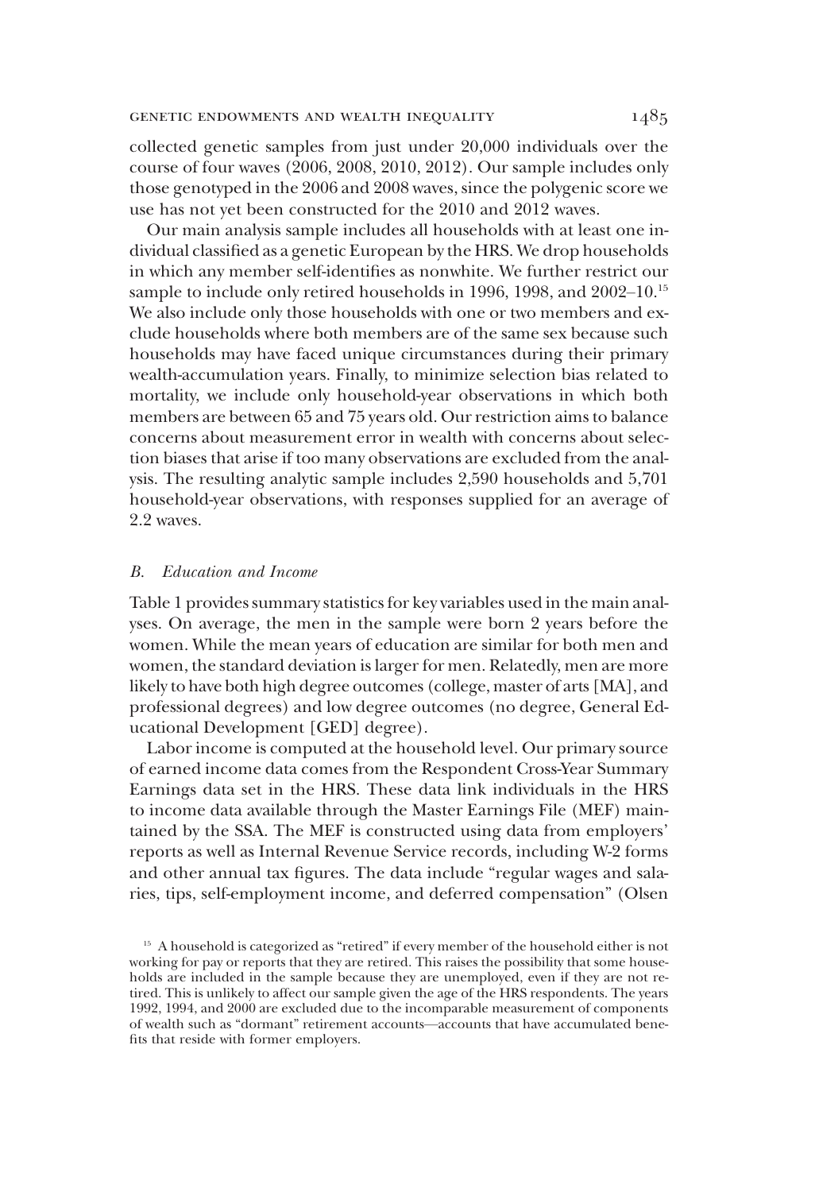collected genetic samples from just under 20,000 individuals over the course of four waves (2006, 2008, 2010, 2012). Our sample includes only those genotyped in the 2006 and 2008 waves, since the polygenic score we use has not yet been constructed for the 2010 and 2012 waves.

Our main analysis sample includes all households with at least one individual classified as a genetic European by the HRS. We drop households in which any member self-identifies as nonwhite. We further restrict our sample to include only retired households in 1996, 1998, and 2002–10.[15] We also include only those households with one or two members and exclude households where both members are of the same sex because such households may have faced unique circumstances during their primary wealth-accumulation years. Finally, to minimize selection bias related to mortality, we include only household-year observations in which both members are between 65 and 75 years old. Our restriction aims to balance concerns about measurement error in wealth with concerns about selection biases that arise if too many observations are excluded from the analysis. The resulting analytic sample includes 2,590 households and 5,701 household-year observations, with responses supplied for an average of 2.2 waves.

### B. *Education and Income*

Table 1 provides summary statistics for key variables used in the main analyses. On average, the men in the sample were born 2 years before the women. While the mean years of education are similar for both men and women, the standard deviation is larger for men. Relatedly, men are more likely to have both high degree outcomes (college, master of arts [MA], and professional degrees) and low degree outcomes (no degree, General Educational Development [GED] degree).

Labor income is computed at the household level. Our primary source of earned income data comes from the Respondent Cross-Year Summary Earnings data set in the HRS. These data link individuals in the HRS to income data available through the Master Earnings File (MEF) maintained by the SSA. The MEF is constructed using data from employers' reports as well as Internal Revenue Service records, including W-2 forms and other annual tax figures. The data include "regular wages and salaries, tips, self-employment income, and deferred compensation" (Olsen

[15] A household is categorized as "retired" if every member of the household either is not working for pay or reports that they are retired. This raises the possibility that some households are included in the sample because they are unemployed, even if they are not retired. This is unlikely to affect our sample given the age of the HRS respondents. The years 1992, 1994, and 2000 are excluded due to the incomparable measurement of components of wealth such as "dormant" retirement accounts—accounts that have accumulated benefits that reside with former employers.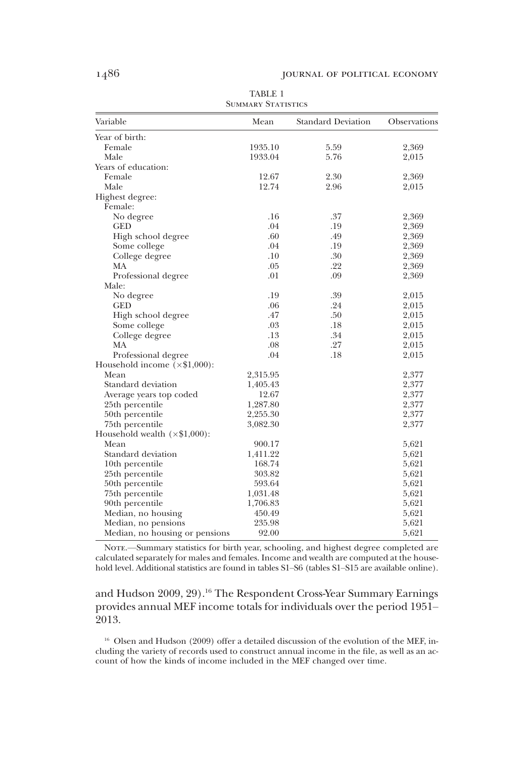TABLE 1
Summary Statistics

| Variable | Mean | Standard Deviation | Observations |
|---|---|---|---|
| Year of birth: | | | |
| Female | 1935.10 | 5.59 | 2,369 |
| Male | 1933.04 | 5.76 | 2,015 |
| Years of education: | | | |
| Female | 12.67 | 2.30 | 2,369 |
| Male | 12.74 | 2.96 | 2,015 |
| Highest degree: | | | |
| Female: | | | |
| No degree | .16 | .37 | 2,369 |
| GED | .04 | .19 | 2,369 |
| High school degree | .60 | .49 | 2,369 |
| Some college | .04 | .19 | 2,369 |
| College degree | .10 | .30 | 2,369 |
| MA | .05 | .22 | 2,369 |
| Professional degree | .01 | .09 | 2,369 |
| Male: | | | |
| No degree | .19 | .39 | 2,015 |
| GED | .06 | .24 | 2,015 |
| High school degree | .47 | .50 | 2,015 |
| Some college | .03 | .18 | 2,015 |
| College degree | .13 | .34 | 2,015 |
| MA | .08 | .27 | 2,015 |
| Professional degree | .04 | .18 | 2,015 |
| Household income (×$1,000): | | | |
| Mean | 2,315.95 | | 2,377 |
| Standard deviation | 1,405.43 | | 2,377 |
| Average years top coded | 12.67 | | 2,377 |
| 25th percentile | 1,287.80 | | 2,377 |
| 50th percentile | 2,255.30 | | 2,377 |
| 75th percentile | 3,082.30 | | 2,377 |
| Household wealth (×$1,000): | | | |
| Mean | 900.17 | | 5,621 |
| Standard deviation | 1,411.22 | | 5,621 |
| 10th percentile | 168.74 | | 5,621 |
| 25th percentile | 303.82 | | 5,621 |
| 50th percentile | 593.64 | | 5,621 |
| 75th percentile | 1,031.48 | | 5,621 |
| 90th percentile | 1,706.83 | | 5,621 |
| Median, no housing | 450.49 | | 5,621 |
| Median, no pensions | 235.98 | | 5,621 |
| Median, no housing or pensions | 92.00 | | 5,621 |

Note.—Summary statistics for birth year, schooling, and highest degree completed are calculated separately for males and females. Income and wealth are computed at the household level. Additional statistics are found in tables S1–S6 (tables S1–S15 are available online).

and Hudson 2009, 29).[16] The Respondent Cross-Year Summary Earnings provides annual MEF income totals for individuals over the period 1951–2013.

[16] Olsen and Hudson (2009) offer a detailed discussion of the evolution of the MEF, including the variety of records used to construct annual income in the file, as well as an account of how the kinds of income included in the MEF changed over time.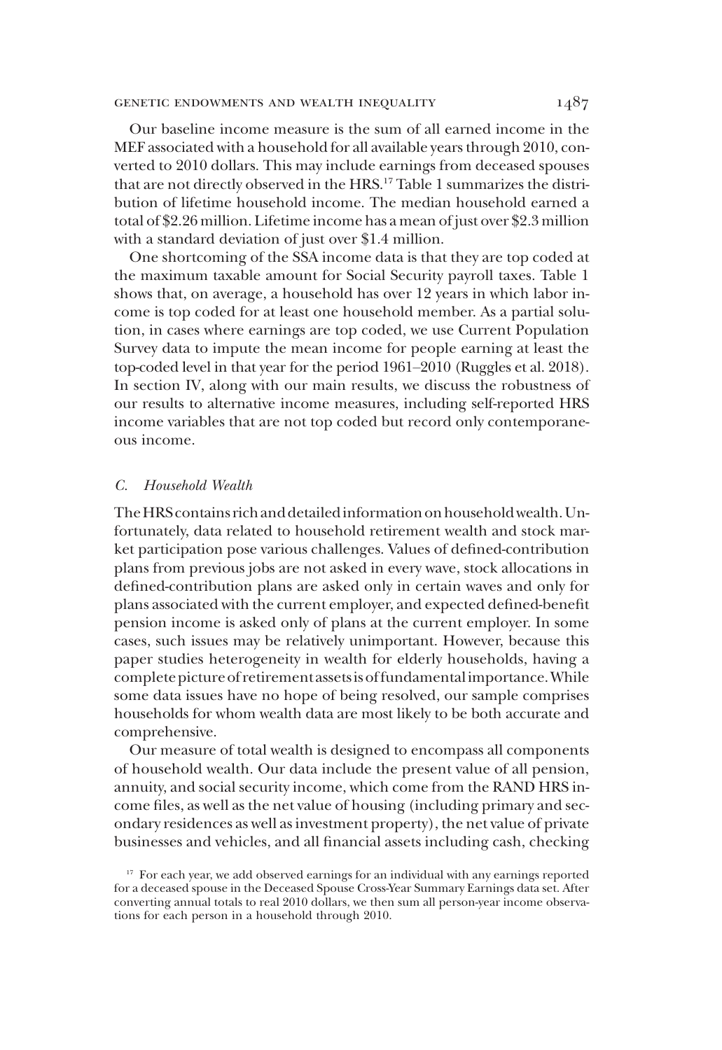Our baseline income measure is the sum of all earned income in the MEF associated with a household for all available years through 2010, converted to 2010 dollars. This may include earnings from deceased spouses that are not directly observed in the HRS.[17] Table 1 summarizes the distribution of lifetime household income. The median household earned a total of \$2.26 million. Lifetime income has a mean of just over \$2.3 million with a standard deviation of just over \$1.4 million.

One shortcoming of the SSA income data is that they are top coded at the maximum taxable amount for Social Security payroll taxes. Table 1 shows that, on average, a household has over 12 years in which labor income is top coded for at least one household member. As a partial solution, in cases where earnings are top coded, we use Current Population Survey data to impute the mean income for people earning at least the top-coded level in that year for the period 1961–2010 (Ruggles et al. 2018). In section IV, along with our main results, we discuss the robustness of our results to alternative income measures, including self-reported HRS income variables that are not top coded but record only contemporaneous income.

### *C. Household Wealth*

The HRS contains rich and detailed information on household wealth. Unfortunately, data related to household retirement wealth and stock market participation pose various challenges. Values of defined-contribution plans from previous jobs are not asked in every wave, stock allocations in defined-contribution plans are asked only in certain waves and only for plans associated with the current employer, and expected defined-benefit pension income is asked only of plans at the current employer. In some cases, such issues may be relatively unimportant. However, because this paper studies heterogeneity in wealth for elderly households, having a complete picture of retirement assets is of fundamental importance. While some data issues have no hope of being resolved, our sample comprises households for whom wealth data are most likely to be both accurate and comprehensive.

Our measure of total wealth is designed to encompass all components of household wealth. Our data include the present value of all pension, annuity, and social security income, which come from the RAND HRS income files, as well as the net value of housing (including primary and secondary residences as well as investment property), the net value of private businesses and vehicles, and all financial assets including cash, checking

[17] For each year, we add observed earnings for an individual with any earnings reported for a deceased spouse in the Deceased Spouse Cross-Year Summary Earnings data set. After converting annual totals to real 2010 dollars, we then sum all person-year income observations for each person in a household through 2010.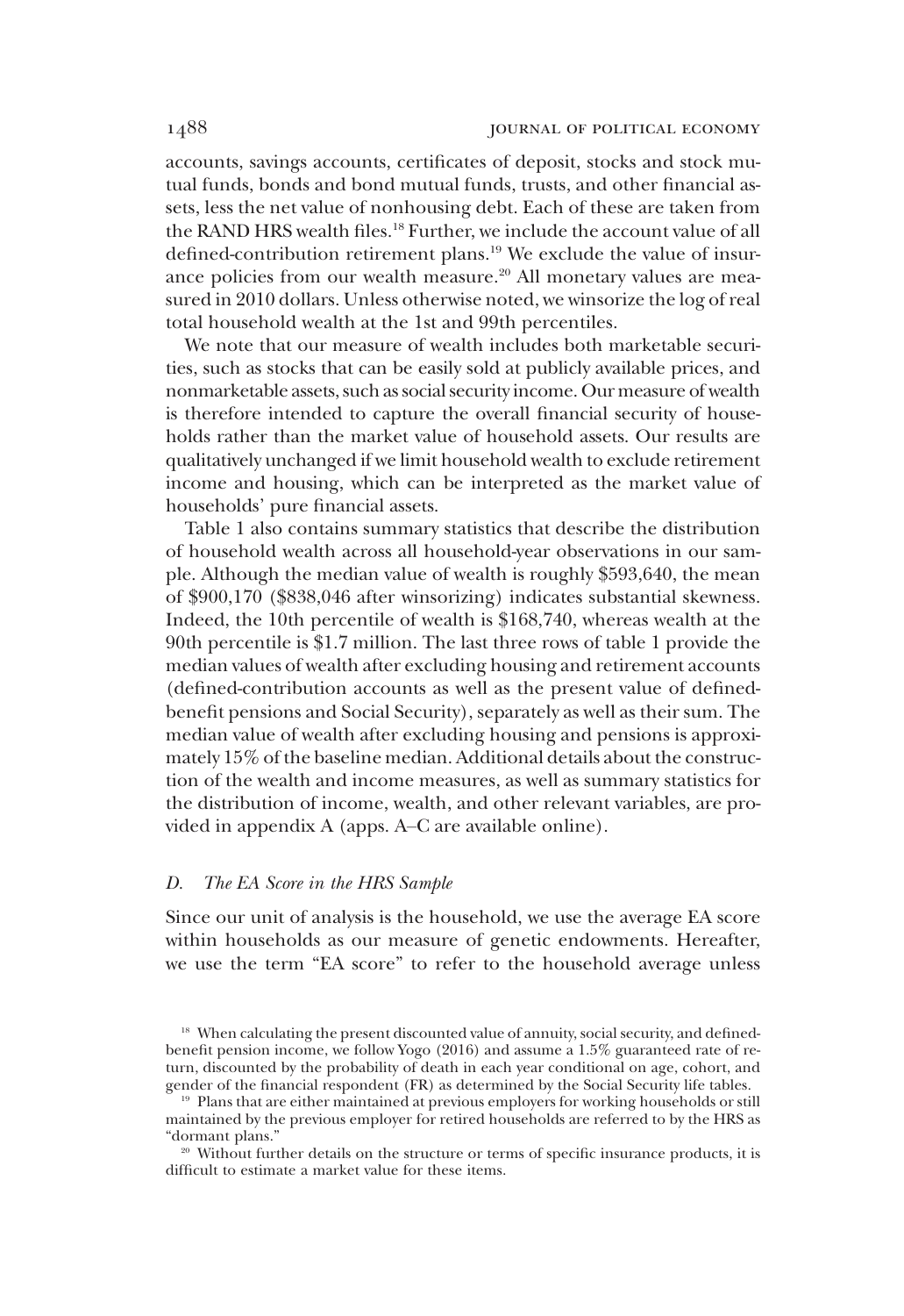accounts, savings accounts, certificates of deposit, stocks and stock mutual funds, bonds and bond mutual funds, trusts, and other financial assets, less the net value of nonhousing debt. Each of these are taken from the RAND HRS wealth files.[18] Further, we include the account value of all defined-contribution retirement plans.[19] We exclude the value of insurance policies from our wealth measure.[20] All monetary values are measured in 2010 dollars. Unless otherwise noted, we winsorize the log of real total household wealth at the 1st and 99th percentiles.

We note that our measure of wealth includes both marketable securities, such as stocks that can be easily sold at publicly available prices, and nonmarketable assets, such as social security income. Our measure of wealth is therefore intended to capture the overall financial security of households rather than the market value of household assets. Our results are qualitatively unchanged if we limit household wealth to exclude retirement income and housing, which can be interpreted as the market value of households' pure financial assets.

Table 1 also contains summary statistics that describe the distribution of household wealth across all household-year observations in our sample. Although the median value of wealth is roughly \$593,640, the mean of \$900,170 (\$838,046 after winsorizing) indicates substantial skewness. Indeed, the 10th percentile of wealth is \$168,740, whereas wealth at the 90th percentile is \$1.7 million. The last three rows of table 1 provide the median values of wealth after excluding housing and retirement accounts (defined-contribution accounts as well as the present value of defined-benefit pensions and Social Security), separately as well as their sum. The median value of wealth after excluding housing and pensions is approximately 15% of the baseline median. Additional details about the construction of the wealth and income measures, as well as summary statistics for the distribution of income, wealth, and other relevant variables, are provided in appendix A (apps. A–C are available online).

### D. *The EA Score in the HRS Sample*

Since our unit of analysis is the household, we use the average EA score within households as our measure of genetic endowments. Hereafter, we use the term "EA score" to refer to the household average unless

---

[18] When calculating the present discounted value of annuity, social security, and defined-benefit pension income, we follow Yogo (2016) and assume a 1.5% guaranteed rate of return, discounted by the probability of death in each year conditional on age, cohort, and gender of the financial respondent (FR) as determined by the Social Security life tables.

[19] Plans that are either maintained at previous employers for working households or still maintained by the previous employer for retired households are referred to by the HRS as "dormant plans."

[20] Without further details on the structure or terms of specific insurance products, it is difficult to estimate a market value for these items.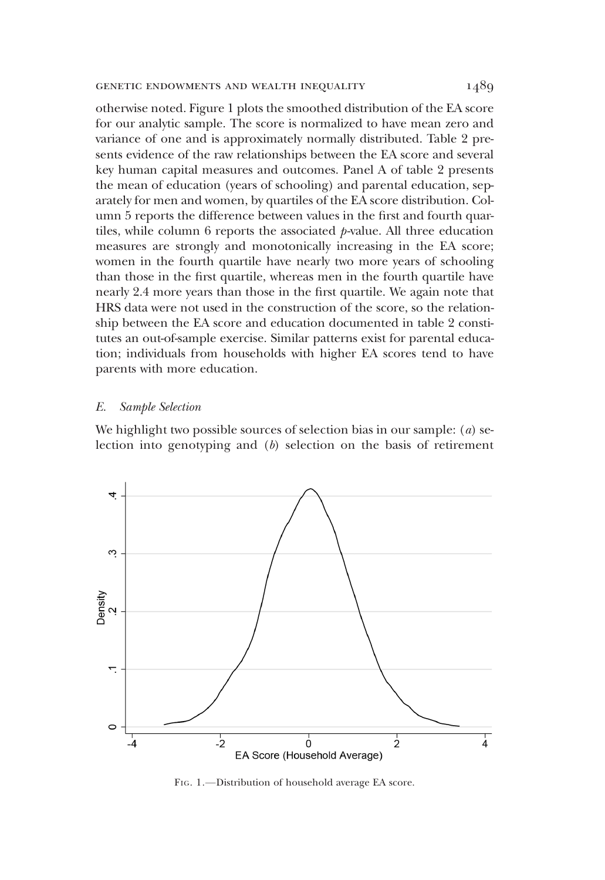otherwise noted. Figure 1 plots the smoothed distribution of the EA score for our analytic sample. The score is normalized to have mean zero and variance of one and is approximately normally distributed. Table 2 presents evidence of the raw relationships between the EA score and several key human capital measures and outcomes. Panel A of table 2 presents the mean of education (years of schooling) and parental education, separately for men and women, by quartiles of the EA score distribution. Column 5 reports the difference between values in the first and fourth quartiles, while column 6 reports the associated $p$-value. All three education measures are strongly and monotonically increasing in the EA score; women in the fourth quartile have nearly two more years of schooling than those in the first quartile, whereas men in the fourth quartile have nearly 2.4 more years than those in the first quartile. We again note that HRS data were not used in the construction of the score, so the relationship between the EA score and education documented in table 2 constitutes an out-of-sample exercise. Similar patterns exist for parental education; individuals from households with higher EA scores tend to have parents with more education.

### *E. Sample Selection*

We highlight two possible sources of selection bias in our sample: (*a*) selection into genotyping and (*b*) selection on the basis of retirement

Fig. 1.—Distribution of household average EA score.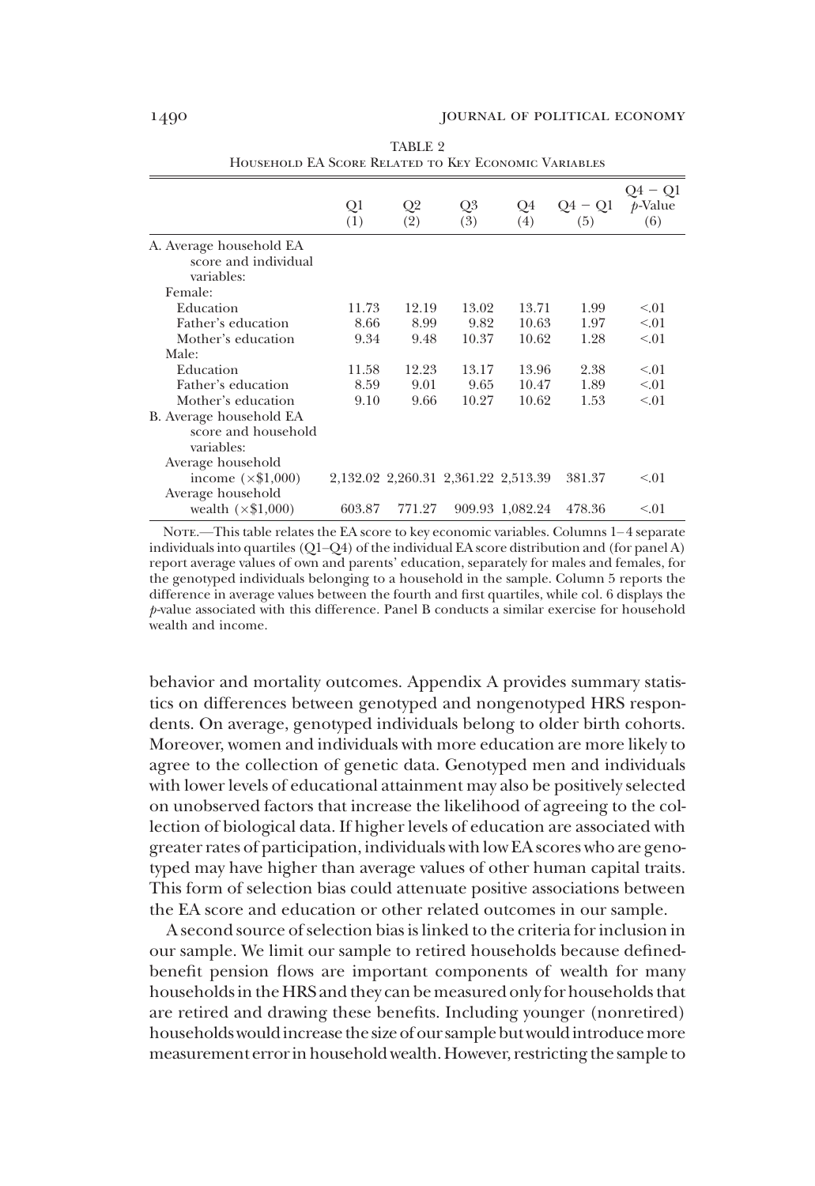TABLE 2

Household EA Score Related to Key Economic Variables

| | Q1 (1) | Q2 (2) | Q3 (3) | Q4 (4) | Q4 − Q1 (5) | Q4 − Q1 *p*-Value (6) |
|---|---|---|---|---|---|---|
| A. Average household EA score and individual variables: | | | | | | |
| Female: | | | | | | |
| Education | 11.73 | 12.19 | 13.02 | 13.71 | 1.99 | <.01 |
| Father's education | 8.66 | 8.99 | 9.82 | 10.63 | 1.97 | <.01 |
| Mother's education | 9.34 | 9.48 | 10.37 | 10.62 | 1.28 | <.01 |
| Male: | | | | | | |
| Education | 11.58 | 12.23 | 13.17 | 13.96 | 2.38 | <.01 |
| Father's education | 8.59 | 9.01 | 9.65 | 10.47 | 1.89 | <.01 |
| Mother's education | 9.10 | 9.66 | 10.27 | 10.62 | 1.53 | <.01 |
| B. Average household EA score and household variables: | | | | | | |
| Average household income (×$1,000) | 2,132.02 | 2,260.31 | 2,361.22 | 2,513.39 | 381.37 | <.01 |
| Average household wealth (×$1,000) | 603.87 | 771.27 | 909.93 | 1,082.24 | 478.36 | <.01 |

Note.—This table relates the EA score to key economic variables. Columns 1–4 separate individuals into quartiles (Q1–Q4) of the individual EA score distribution and (for panel A) report average values of own and parents' education, separately for males and females, for the genotyped individuals belonging to a household in the sample. Column 5 reports the difference in average values between the fourth and first quartiles, while col. 6 displays the *p*-value associated with this difference. Panel B conducts a similar exercise for household wealth and income.

behavior and mortality outcomes. Appendix A provides summary statistics on differences between genotyped and nongenotyped HRS respondents. On average, genotyped individuals belong to older birth cohorts. Moreover, women and individuals with more education are more likely to agree to the collection of genetic data. Genotyped men and individuals with lower levels of educational attainment may also be positively selected on unobserved factors that increase the likelihood of agreeing to the collection of biological data. If higher levels of education are associated with greater rates of participation, individuals with low EA scores who are genotyped may have higher than average values of other human capital traits. This form of selection bias could attenuate positive associations between the EA score and education or other related outcomes in our sample.

A second source of selection bias is linked to the criteria for inclusion in our sample. We limit our sample to retired households because defined-benefit pension flows are important components of wealth for many households in the HRS and they can be measured only for households that are retired and drawing these benefits. Including younger (nonretired) households would increase the size of our sample but would introduce more measurement error in household wealth. However, restricting the sample to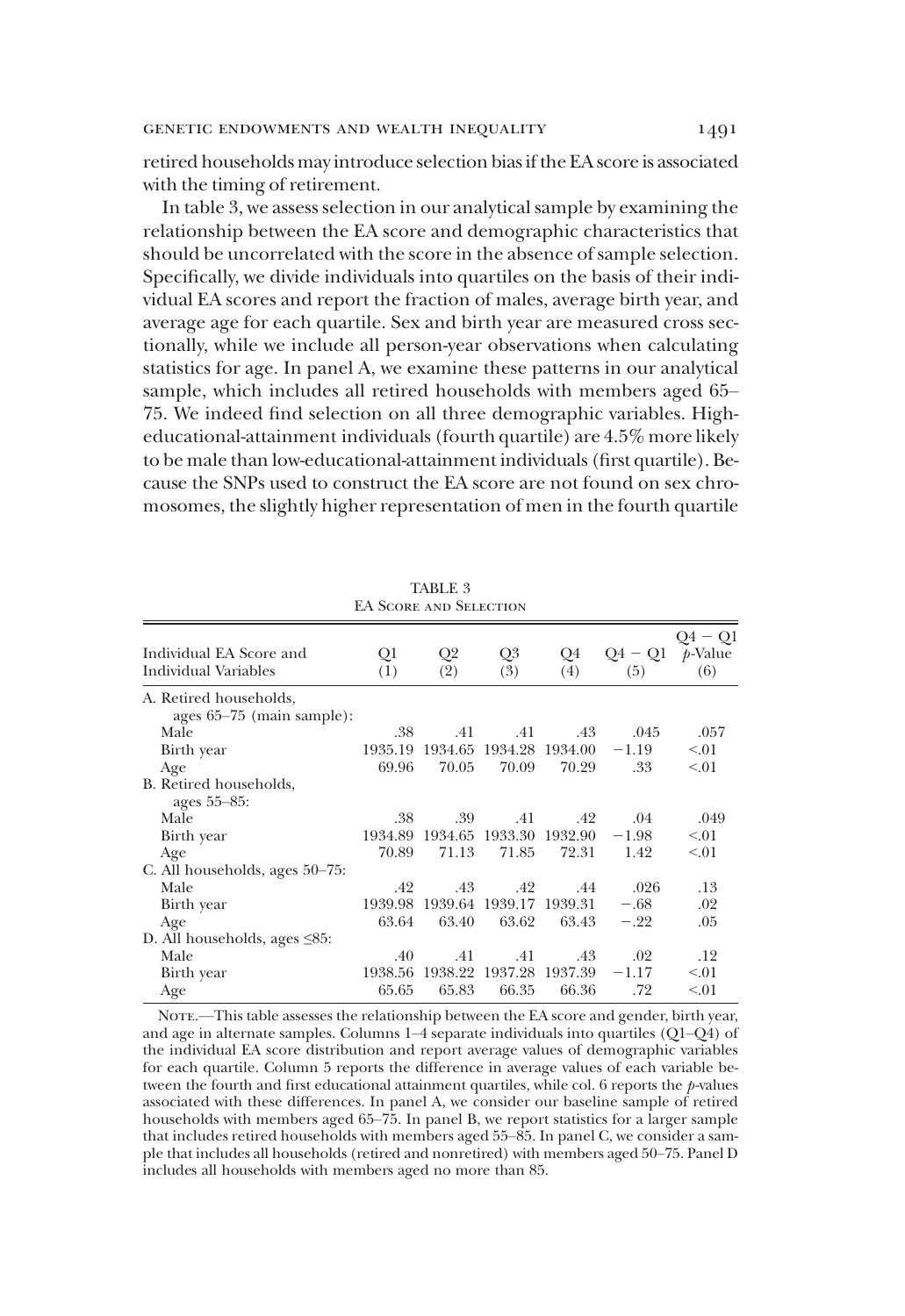retired households may introduce selection bias if the EA score is associated with the timing of retirement.

In table 3, we assess selection in our analytical sample by examining the relationship between the EA score and demographic characteristics that should be uncorrelated with the score in the absence of sample selection. Specifically, we divide individuals into quartiles on the basis of their individual EA scores and report the fraction of males, average birth year, and average age for each quartile. Sex and birth year are measured cross sectionally, while we include all person-year observations when calculating statistics for age. In panel A, we examine these patterns in our analytical sample, which includes all retired households with members aged 65–75. We indeed find selection on all three demographic variables. High-educational-attainment individuals (fourth quartile) are 4.5% more likely to be male than low-educational-attainment individuals (first quartile). Because the SNPs used to construct the EA score are not found on sex chromosomes, the slightly higher representation of men in the fourth quartile

TABLE 3
EA Score and Selection

| Individual EA Score and Individual Variables | Q1 (1) | Q2 (2) | Q3 (3) | Q4 (4) | Q4 − Q1 (5) | Q4 − Q1 *p*-Value (6) |
|---|---|---|---|---|---|---|
| A. Retired households, ages 65–75 (main sample): | | | | | | |
| Male | .38 | .41 | .41 | .43 | .045 | .057 |
| Birth year | 1935.19 | 1934.65 | 1934.28 | 1934.00 | −1.19 | <.01 |
| Age | 69.96 | 70.05 | 70.09 | 70.29 | .33 | <.01 |
| B. Retired households, ages 55–85: | | | | | | |
| Male | .38 | .39 | .41 | .42 | .04 | .049 |
| Birth year | 1934.89 | 1934.65 | 1933.30 | 1932.90 | −1.98 | <.01 |
| Age | 70.89 | 71.13 | 71.85 | 72.31 | 1.42 | <.01 |
| C. All households, ages 50–75: | | | | | | |
| Male | .42 | .43 | .42 | .44 | .026 | .13 |
| Birth year | 1939.98 | 1939.64 | 1939.17 | 1939.31 | −.68 | .02 |
| Age | 63.64 | 63.40 | 63.62 | 63.43 | −.22 | .05 |
| D. All households, ages ≤85: | | | | | | |
| Male | .40 | .41 | .41 | .43 | .02 | .12 |
| Birth year | 1938.56 | 1938.22 | 1937.28 | 1937.39 | −1.17 | <.01 |
| Age | 65.65 | 65.83 | 66.35 | 66.36 | .72 | <.01 |

Note.—This table assesses the relationship between the EA score and gender, birth year, and age in alternate samples. Columns 1–4 separate individuals into quartiles (Q1–Q4) of the individual EA score distribution and report average values of demographic variables for each quartile. Column 5 reports the difference in average values of each variable between the fourth and first educational attainment quartiles, while col. 6 reports the *p*-values associated with these differences. In panel A, we consider our baseline sample of retired households with members aged 65–75. In panel B, we report statistics for a larger sample that includes retired households with members aged 55–85. In panel C, we consider a sample that includes all households (retired and nonretired) with members aged 50–75. Panel D includes all households with members aged no more than 85.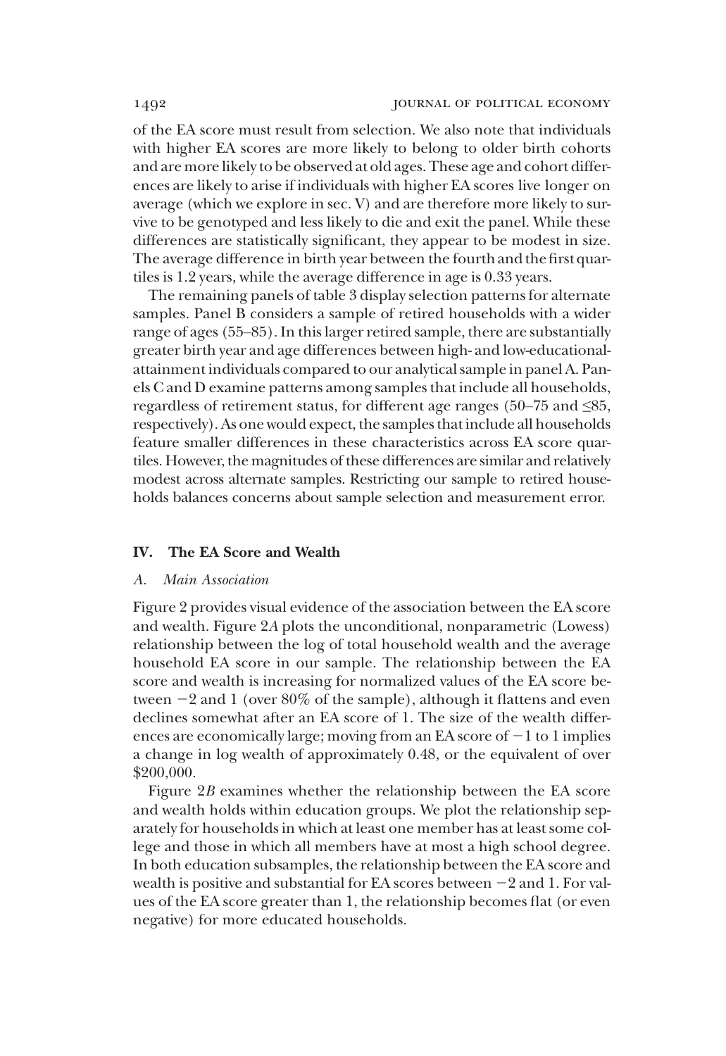of the EA score must result from selection. We also note that individuals with higher EA scores are more likely to belong to older birth cohorts and are more likely to be observed at old ages. These age and cohort differences are likely to arise if individuals with higher EA scores live longer on average (which we explore in sec. V) and are therefore more likely to survive to be genotyped and less likely to die and exit the panel. While these differences are statistically significant, they appear to be modest in size. The average difference in birth year between the fourth and the first quartiles is 1.2 years, while the average difference in age is 0.33 years.

The remaining panels of table 3 display selection patterns for alternate samples. Panel B considers a sample of retired households with a wider range of ages (55–85). In this larger retired sample, there are substantially greater birth year and age differences between high- and low-educational-attainment individuals compared to our analytical sample in panel A. Panels C and D examine patterns among samples that include all households, regardless of retirement status, for different age ranges (50–75 and ≤85, respectively). As one would expect, the samples that include all households feature smaller differences in these characteristics across EA score quartiles. However, the magnitudes of these differences are similar and relatively modest across alternate samples. Restricting our sample to retired households balances concerns about sample selection and measurement error.

## IV. The EA Score and Wealth

### *A. Main Association*

Figure 2 provides visual evidence of the association between the EA score and wealth. Figure 2*A* plots the unconditional, nonparametric (Lowess) relationship between the log of total household wealth and the average household EA score in our sample. The relationship between the EA score and wealth is increasing for normalized values of the EA score between −2 and 1 (over 80% of the sample), although it flattens and even declines somewhat after an EA score of 1. The size of the wealth differences are economically large; moving from an EA score of −1 to 1 implies a change in log wealth of approximately 0.48, or the equivalent of over $200,000.

Figure 2*B* examines whether the relationship between the EA score and wealth holds within education groups. We plot the relationship separately for households in which at least one member has at least some college and those in which all members have at most a high school degree. In both education subsamples, the relationship between the EA score and wealth is positive and substantial for EA scores between −2 and 1. For values of the EA score greater than 1, the relationship becomes flat (or even negative) for more educated households.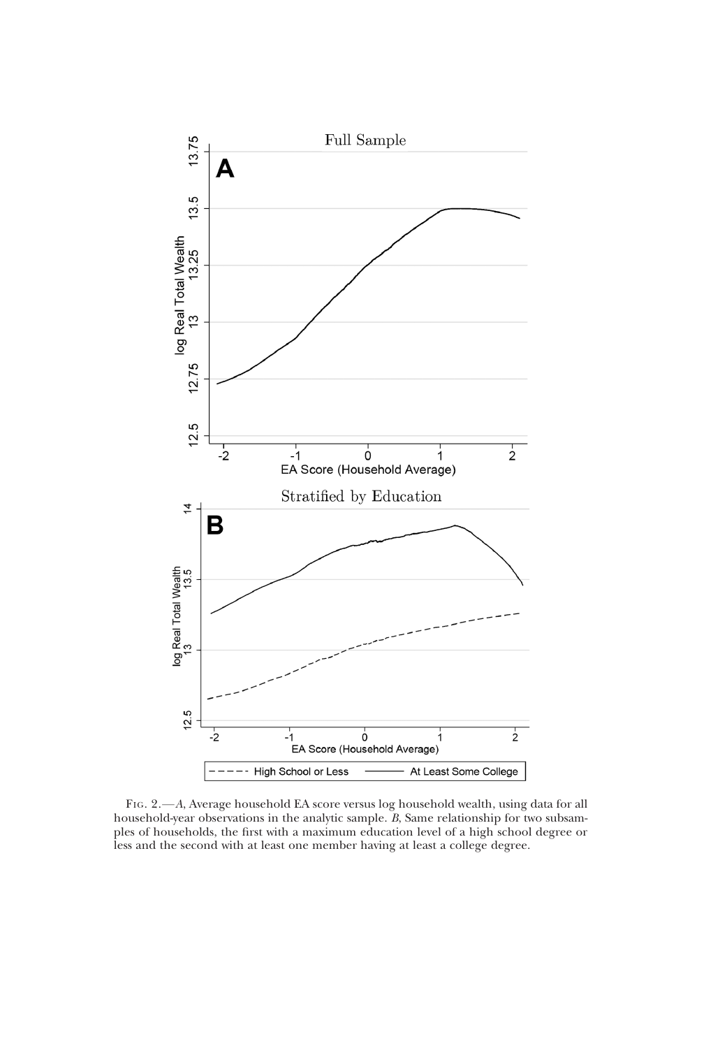Fig. 2.—*A*, Average household EA score versus log household wealth, using data for all household-year observations in the analytic sample. *B*, Same relationship for two subsamples of households, the first with a maximum education level of a high school degree or less and the second with at least one member having at least a college degree.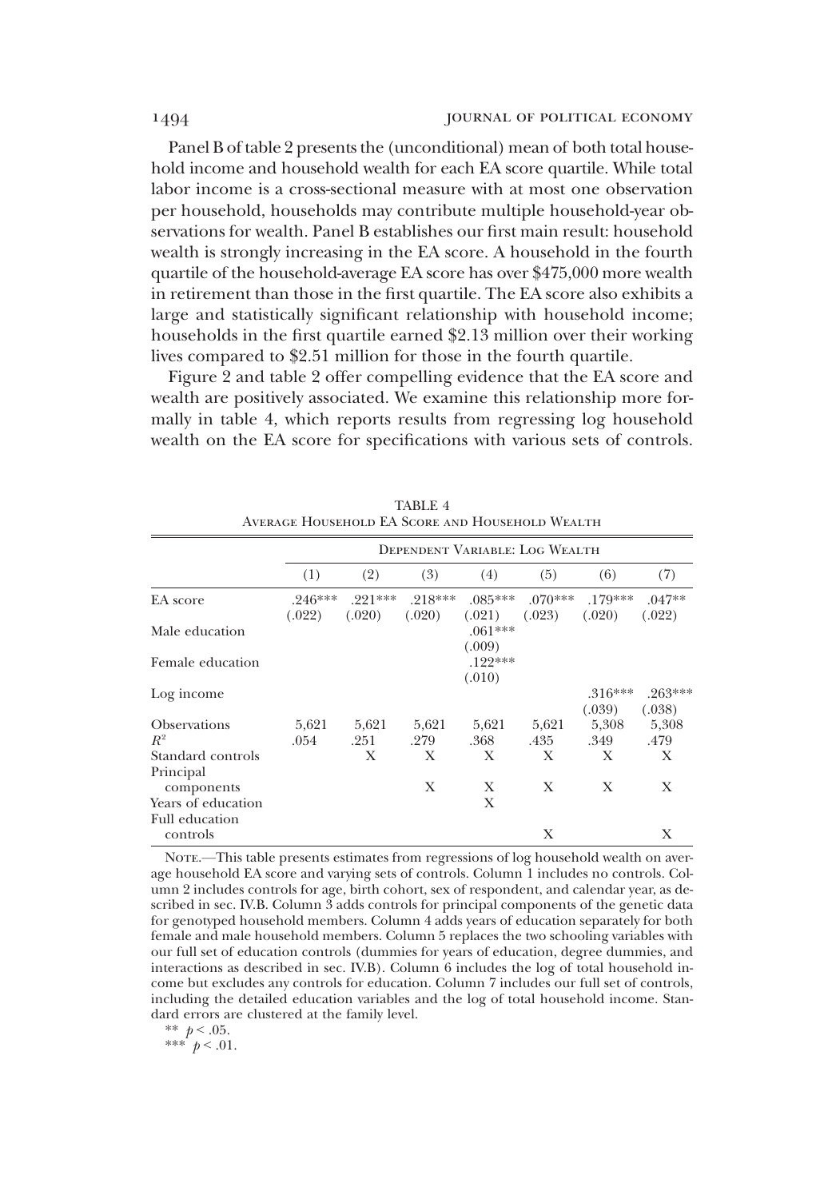Panel B of table 2 presents the (unconditional) mean of both total household income and household wealth for each EA score quartile. While total labor income is a cross-sectional measure with at most one observation per household, households may contribute multiple household-year observations for wealth. Panel B establishes our first main result: household wealth is strongly increasing in the EA score. A household in the fourth quartile of the household-average EA score has over \$475,000 more wealth in retirement than those in the first quartile. The EA score also exhibits a large and statistically significant relationship with household income; households in the first quartile earned \$2.13 million over their working lives compared to \$2.51 million for those in the fourth quartile.

Figure 2 and table 2 offer compelling evidence that the EA score and wealth are positively associated. We examine this relationship more formally in table 4, which reports results from regressing log household wealth on the EA score for specifications with various sets of controls.

TABLE 4
Average Household EA Score and Household Wealth

| | Dependent Variable: Log Wealth | | | | | | |
|---|---|---|---|---|---|---|---|
| | (1) | (2) | (3) | (4) | (5) | (6) | (7) |
| EA score | .246*** | .221*** | .218*** | .085*** | .070*** | .179*** | .047** |
| | (.022) | (.020) | (.020) | (.021) | (.023) | (.020) | (.022) |
| Male education | | | | .061*** | | | |
| | | | | (.009) | | | |
| Female education | | | | .122*** | | | |
| | | | | (.010) | | | |
| Log income | | | | | | .316*** | .263*** |
| | | | | | | (.039) | (.038) |
| Observations | 5,621 | 5,621 | 5,621 | 5,621 | 5,621 | 5,308 | 5,308 |
| $R^2$ | .054 | .251 | .279 | .368 | .435 | .349 | .479 |
| Standard controls | | X | X | X | X | X | X |
| Principal components | | | X | X | X | X | X |
| Years of education | | | | X | | | |
| Full education controls | | | | | X | | X |

Note.—This table presents estimates from regressions of log household wealth on average household EA score and varying sets of controls. Column 1 includes no controls. Column 2 includes controls for age, birth cohort, sex of respondent, and calendar year, as described in sec. IV.B. Column 3 adds controls for principal components of the genetic data for genotyped household members. Column 4 adds years of education separately for both female and male household members. Column 5 replaces the two schooling variables with our full set of education controls (dummies for years of education, degree dummies, and interactions as described in sec. IV.B). Column 6 includes the log of total household income but excludes any controls for education. Column 7 includes our full set of controls, including the detailed education variables and the log of total household income. Standard errors are clustered at the family level.

** $p < .05$.

*** $p < .01$.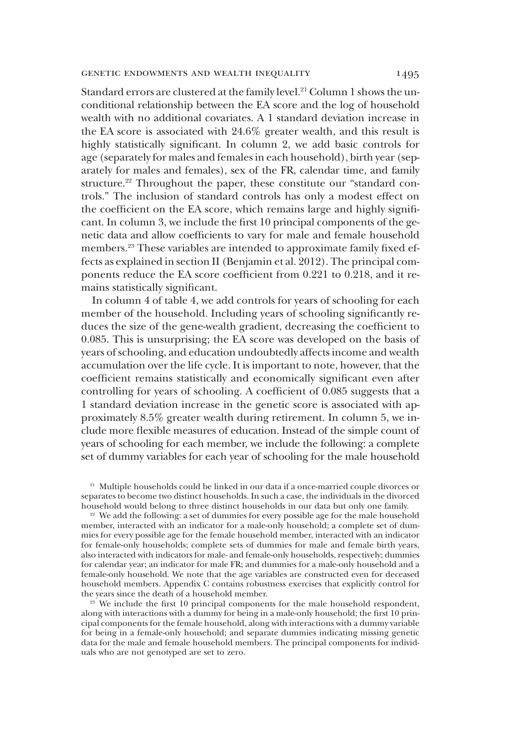Standard errors are clustered at the family level.[21] Column 1 shows the unconditional relationship between the EA score and the log of household wealth with no additional covariates. A 1 standard deviation increase in the EA score is associated with 24.6% greater wealth, and this result is highly statistically significant. In column 2, we add basic controls for age (separately for males and females in each household), birth year (separately for males and females), sex of the FR, calendar time, and family structure.[22] Throughout the paper, these constitute our "standard controls." The inclusion of standard controls has only a modest effect on the coefficient on the EA score, which remains large and highly significant. In column 3, we include the first 10 principal components of the genetic data and allow coefficients to vary for male and female household members.[23] These variables are intended to approximate family fixed effects as explained in section II (Benjamin et al. 2012). The principal components reduce the EA score coefficient from 0.221 to 0.218, and it remains statistically significant.

In column 4 of table 4, we add controls for years of schooling for each member of the household. Including years of schooling significantly reduces the size of the gene-wealth gradient, decreasing the coefficient to 0.085. This is unsurprising; the EA score was developed on the basis of years of schooling, and education undoubtedly affects income and wealth accumulation over the life cycle. It is important to note, however, that the coefficient remains statistically and economically significant even after controlling for years of schooling. A coefficient of 0.085 suggests that a 1 standard deviation increase in the genetic score is associated with approximately 8.5% greater wealth during retirement. In column 5, we include more flexible measures of education. Instead of the simple count of years of schooling for each member, we include the following: a complete set of dummy variables for each year of schooling for the male household

[21] Multiple households could be linked in our data if a once-married couple divorces or separates to become two distinct households. In such a case, the individuals in the divorced household would belong to three distinct households in our data but only one family.

[22] We add the following: a set of dummies for every possible age for the male household member, interacted with an indicator for a male-only household; a complete set of dummies for every possible age for the female household member, interacted with an indicator for female-only households; complete sets of dummies for male and female birth years, also interacted with indicators for male- and female-only households, respectively; dummies for calendar year; an indicator for male FR; and dummies for a male-only household and a female-only household. We note that the age variables are constructed even for deceased household members. Appendix C contains robustness exercises that explicitly control for the years since the death of a household member.

[23] We include the first 10 principal components for the male household respondent, along with interactions with a dummy for being in a male-only household; the first 10 principal components for the female household, along with interactions with a dummy variable for being in a female-only household; and separate dummies indicating missing genetic data for the male and female household members. The principal components for individuals who are not genotyped are set to zero.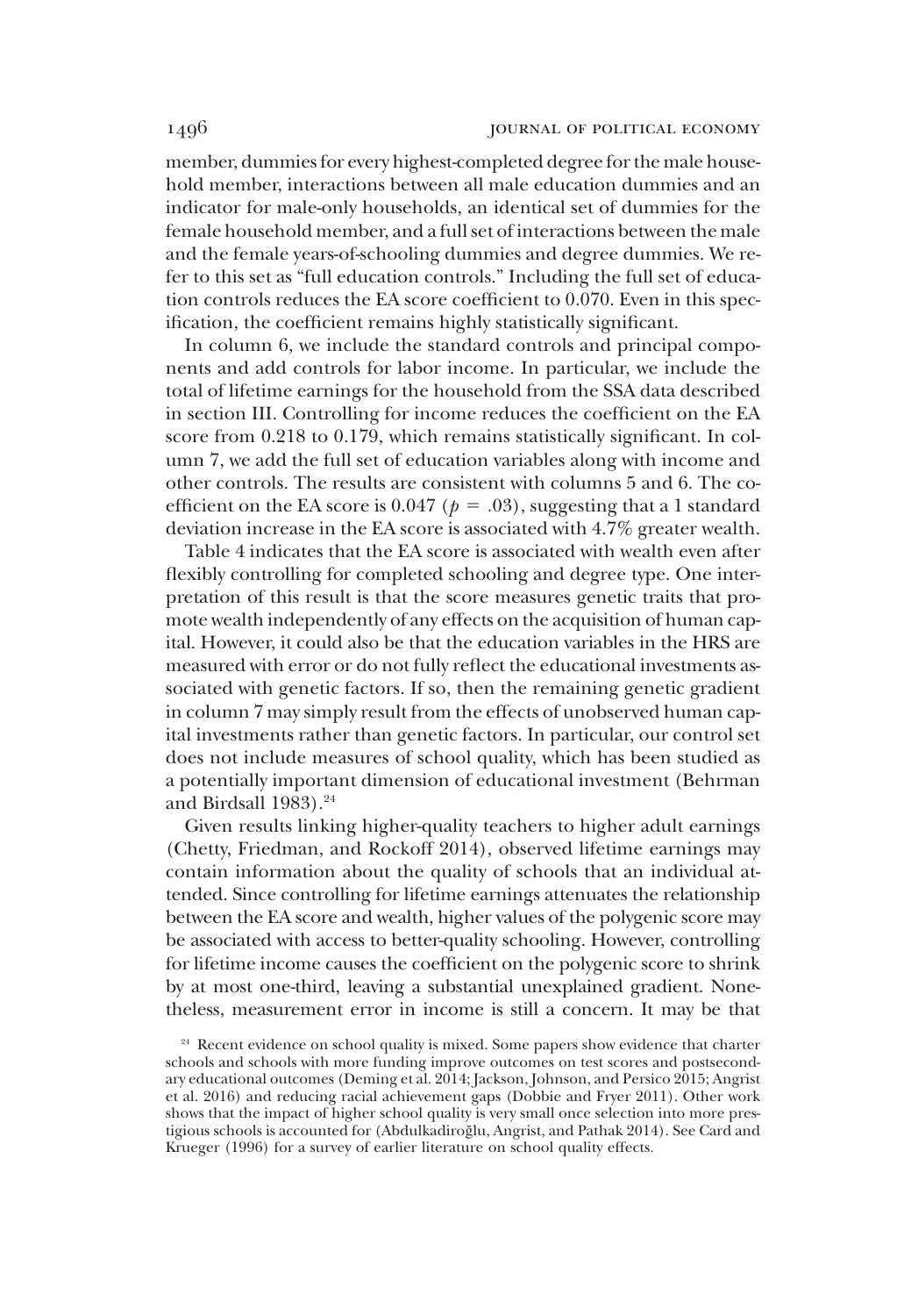member, dummies for every highest-completed degree for the male household member, interactions between all male education dummies and an indicator for male-only households, an identical set of dummies for the female household member, and a full set of interactions between the male and the female years-of-schooling dummies and degree dummies. We refer to this set as "full education controls." Including the full set of education controls reduces the EA score coefficient to 0.070. Even in this specification, the coefficient remains highly statistically significant.

In column 6, we include the standard controls and principal components and add controls for labor income. In particular, we include the total of lifetime earnings for the household from the SSA data described in section III. Controlling for income reduces the coefficient on the EA score from 0.218 to 0.179, which remains statistically significant. In column 7, we add the full set of education variables along with income and other controls. The results are consistent with columns 5 and 6. The coefficient on the EA score is 0.047 ($p = .03$), suggesting that a 1 standard deviation increase in the EA score is associated with 4.7% greater wealth.

Table 4 indicates that the EA score is associated with wealth even after flexibly controlling for completed schooling and degree type. One interpretation of this result is that the score measures genetic traits that promote wealth independently of any effects on the acquisition of human capital. However, it could also be that the education variables in the HRS are measured with error or do not fully reflect the educational investments associated with genetic factors. If so, then the remaining genetic gradient in column 7 may simply result from the effects of unobserved human capital investments rather than genetic factors. In particular, our control set does not include measures of school quality, which has been studied as a potentially important dimension of educational investment (Behrman and Birdsall 1983).[24]

Given results linking higher-quality teachers to higher adult earnings (Chetty, Friedman, and Rockoff 2014), observed lifetime earnings may contain information about the quality of schools that an individual attended. Since controlling for lifetime earnings attenuates the relationship between the EA score and wealth, higher values of the polygenic score may be associated with access to better-quality schooling. However, controlling for lifetime income causes the coefficient on the polygenic score to shrink by at most one-third, leaving a substantial unexplained gradient. Nonetheless, measurement error in income is still a concern. It may be that

[24] Recent evidence on school quality is mixed. Some papers show evidence that charter schools and schools with more funding improve outcomes on test scores and postsecondary educational outcomes (Deming et al. 2014; Jackson, Johnson, and Persico 2015; Angrist et al. 2016) and reducing racial achievement gaps (Dobbie and Fryer 2011). Other work shows that the impact of higher school quality is very small once selection into more prestigious schools is accounted for (Abdulkadiroğlu, Angrist, and Pathak 2014). See Card and Krueger (1996) for a survey of earlier literature on school quality effects.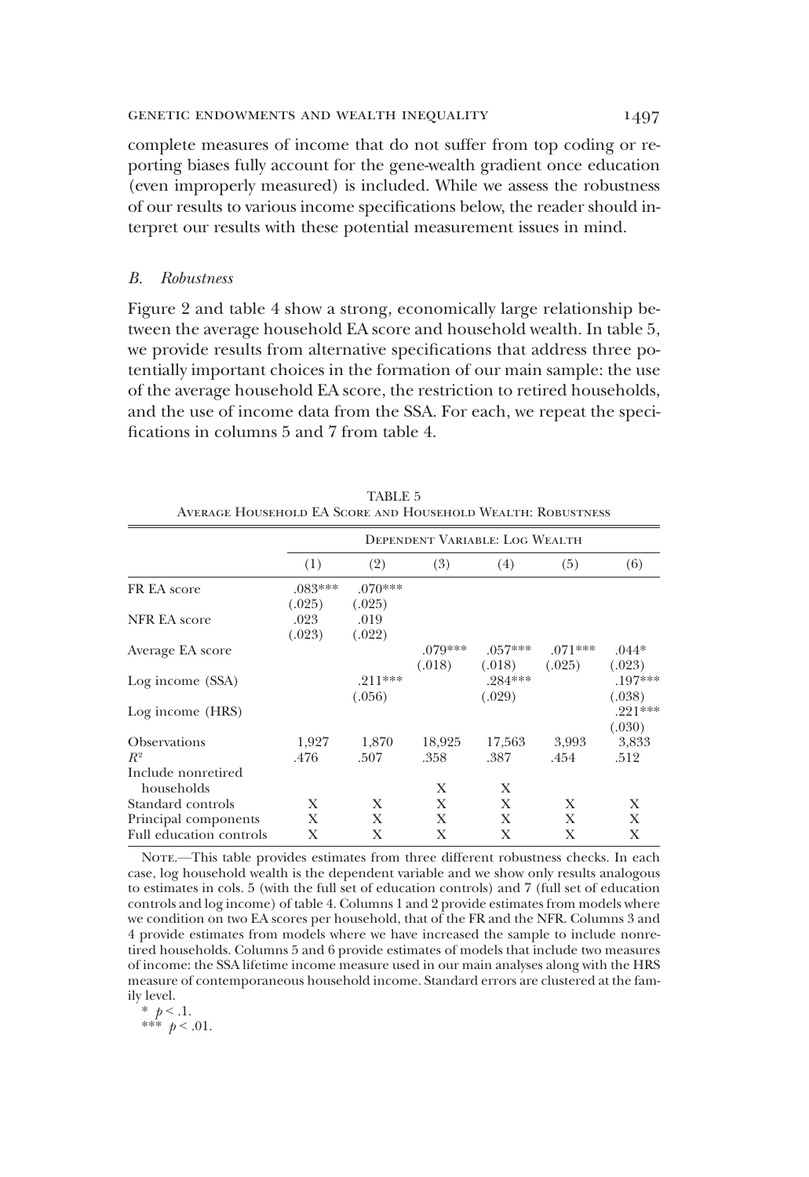complete measures of income that do not suffer from top coding or reporting biases fully account for the gene-wealth gradient once education (even improperly measured) is included. While we assess the robustness of our results to various income specifications below, the reader should interpret our results with these potential measurement issues in mind.

### *B. Robustness*

Figure 2 and table 4 show a strong, economically large relationship between the average household EA score and household wealth. In table 5, we provide results from alternative specifications that address three potentially important choices in the formation of our main sample: the use of the average household EA score, the restriction to retired households, and the use of income data from the SSA. For each, we repeat the specifications in columns 5 and 7 from table 4.

TABLE 5
Average Household EA Score and Household Wealth: Robustness

| | Dependent Variable: Log Wealth | | | | | |
|---|---|---|---|---|---|---|
| | (1) | (2) | (3) | (4) | (5) | (6) |
| FR EA score | .083*** | .070*** | | | | |
| | (.025) | (.025) | | | | |
| NFR EA score | .023 | .019 | | | | |
| | (.023) | (.022) | | | | |
| Average EA score | | | .079*** | .057*** | .071*** | .044* |
| | | | (.018) | (.018) | (.025) | (.023) |
| Log income (SSA) | | .211*** | | .284*** | | .197*** |
| | | (.056) | | (.029) | | (.038) |
| Log income (HRS) | | | | | | .221*** |
| | | | | | | (.030) |
| Observations | 1,927 | 1,870 | 18,925 | 17,563 | 3,993 | 3,833 |
| $R^2$ | .476 | .507 | .358 | .387 | .454 | .512 |
| Include nonretired households | | | X | X | | |
| Standard controls | X | X | X | X | X | X |
| Principal components | X | X | X | X | X | X |
| Full education controls | X | X | X | X | X | X |

Note.—This table provides estimates from three different robustness checks. In each case, log household wealth is the dependent variable and we show only results analogous to estimates in cols. 5 (with the full set of education controls) and 7 (full set of education controls and log income) of table 4. Columns 1 and 2 provide estimates from models where we condition on two EA scores per household, that of the FR and the NFR. Columns 3 and 4 provide estimates from models where we have increased the sample to include nonretired households. Columns 5 and 6 provide estimates of models that include two measures of income: the SSA lifetime income measure used in our main analyses along with the HRS measure of contemporaneous household income. Standard errors are clustered at the family level.

\* $p < .1$.

\*\*\* $p < .01$.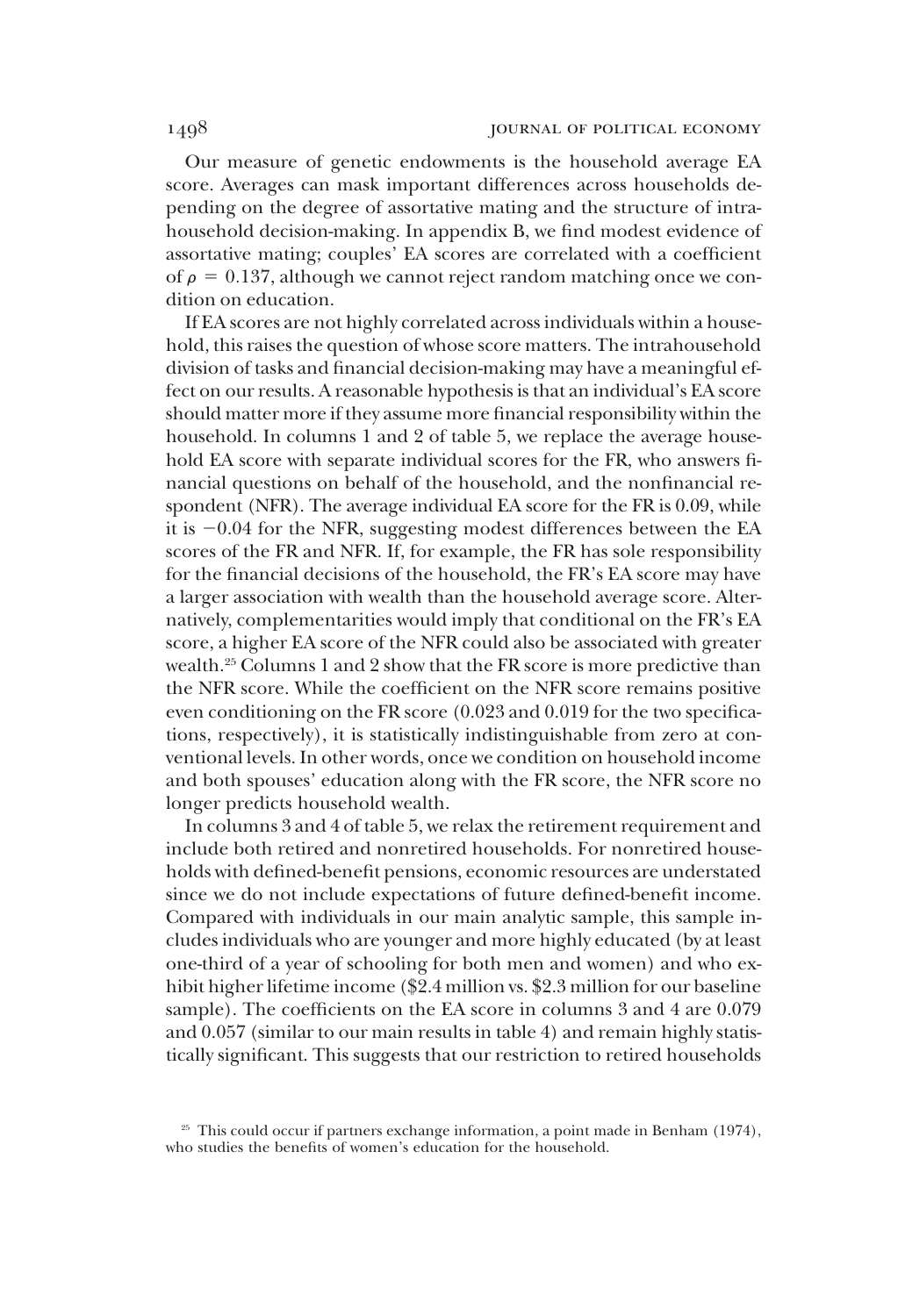Our measure of genetic endowments is the household average EA score. Averages can mask important differences across households depending on the degree of assortative mating and the structure of intrahousehold decision-making. In appendix B, we find modest evidence of assortative mating; couples' EA scores are correlated with a coefficient of $\rho = 0.137$, although we cannot reject random matching once we condition on education.

If EA scores are not highly correlated across individuals within a household, this raises the question of whose score matters. The intrahousehold division of tasks and financial decision-making may have a meaningful effect on our results. A reasonable hypothesis is that an individual's EA score should matter more if they assume more financial responsibility within the household. In columns 1 and 2 of table 5, we replace the average household EA score with separate individual scores for the FR, who answers financial questions on behalf of the household, and the nonfinancial respondent (NFR). The average individual EA score for the FR is 0.09, while it is −0.04 for the NFR, suggesting modest differences between the EA scores of the FR and NFR. If, for example, the FR has sole responsibility for the financial decisions of the household, the FR's EA score may have a larger association with wealth than the household average score. Alternatively, complementarities would imply that conditional on the FR's EA score, a higher EA score of the NFR could also be associated with greater wealth.[25] Columns 1 and 2 show that the FR score is more predictive than the NFR score. While the coefficient on the NFR score remains positive even conditioning on the FR score (0.023 and 0.019 for the two specifications, respectively), it is statistically indistinguishable from zero at conventional levels. In other words, once we condition on household income and both spouses' education along with the FR score, the NFR score no longer predicts household wealth.

In columns 3 and 4 of table 5, we relax the retirement requirement and include both retired and nonretired households. For nonretired households with defined-benefit pensions, economic resources are understated since we do not include expectations of future defined-benefit income. Compared with individuals in our main analytic sample, this sample includes individuals who are younger and more highly educated (by at least one-third of a year of schooling for both men and women) and who exhibit higher lifetime income (\$2.4 million vs. \$2.3 million for our baseline sample). The coefficients on the EA score in columns 3 and 4 are 0.079 and 0.057 (similar to our main results in table 4) and remain highly statistically significant. This suggests that our restriction to retired households

[25] This could occur if partners exchange information, a point made in Benham (1974), who studies the benefits of women's education for the household.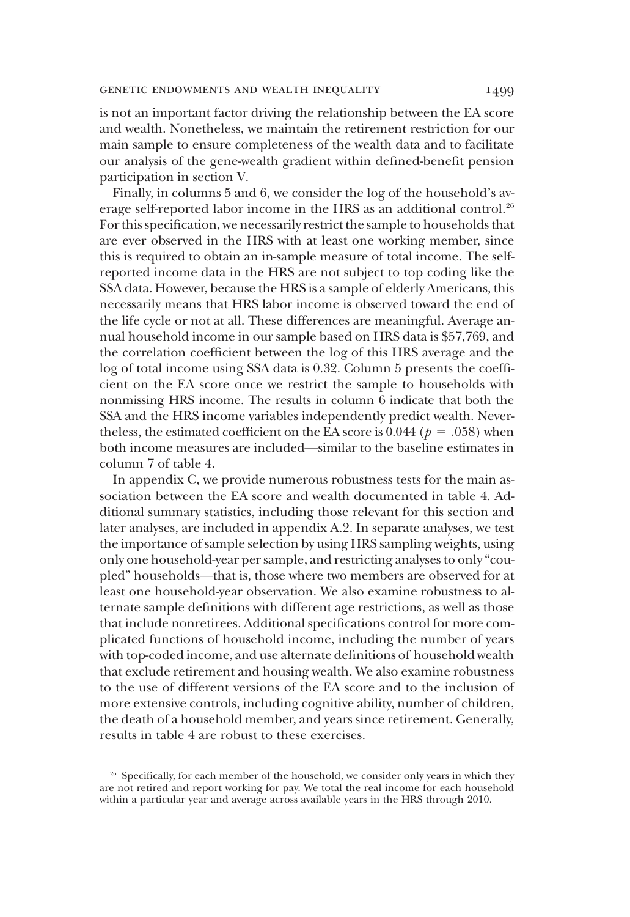is not an important factor driving the relationship between the EA score and wealth. Nonetheless, we maintain the retirement restriction for our main sample to ensure completeness of the wealth data and to facilitate our analysis of the gene-wealth gradient within defined-benefit pension participation in section V.

Finally, in columns 5 and 6, we consider the log of the household's average self-reported labor income in the HRS as an additional control.[26] For this specification, we necessarily restrict the sample to households that are ever observed in the HRS with at least one working member, since this is required to obtain an in-sample measure of total income. The self-reported income data in the HRS are not subject to top coding like the SSA data. However, because the HRS is a sample of elderly Americans, this necessarily means that HRS labor income is observed toward the end of the life cycle or not at all. These differences are meaningful. Average annual household income in our sample based on HRS data is \$57,769, and the correlation coefficient between the log of this HRS average and the log of total income using SSA data is 0.32. Column 5 presents the coefficient on the EA score once we restrict the sample to households with nonmissing HRS income. The results in column 6 indicate that both the SSA and the HRS income variables independently predict wealth. Nevertheless, the estimated coefficient on the EA score is 0.044 ($p = .058$) when both income measures are included—similar to the baseline estimates in column 7 of table 4.

In appendix C, we provide numerous robustness tests for the main association between the EA score and wealth documented in table 4. Additional summary statistics, including those relevant for this section and later analyses, are included in appendix A.2. In separate analyses, we test the importance of sample selection by using HRS sampling weights, using only one household-year per sample, and restricting analyses to only "coupled" households—that is, those where two members are observed for at least one household-year observation. We also examine robustness to alternate sample definitions with different age restrictions, as well as those that include nonretirees. Additional specifications control for more complicated functions of household income, including the number of years with top-coded income, and use alternate definitions of household wealth that exclude retirement and housing wealth. We also examine robustness to the use of different versions of the EA score and to the inclusion of more extensive controls, including cognitive ability, number of children, the death of a household member, and years since retirement. Generally, results in table 4 are robust to these exercises.

[26] Specifically, for each member of the household, we consider only years in which they are not retired and report working for pay. We total the real income for each household within a particular year and average across available years in the HRS through 2010.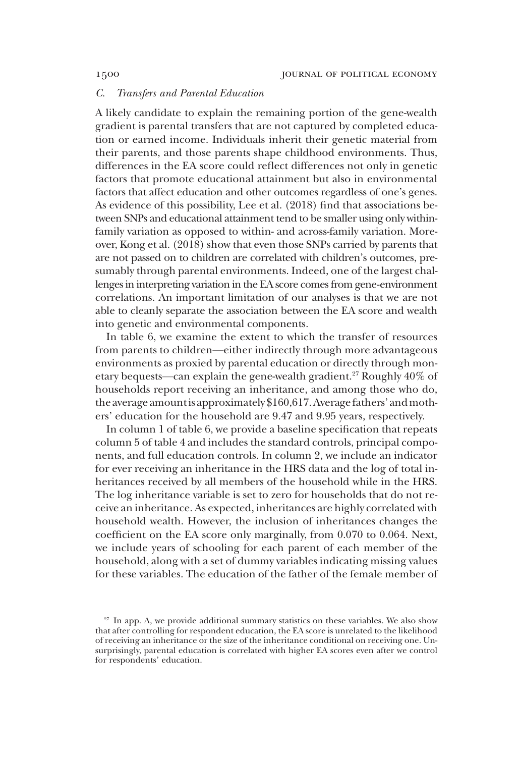### C. *Transfers and Parental Education*

A likely candidate to explain the remaining portion of the gene-wealth gradient is parental transfers that are not captured by completed education or earned income. Individuals inherit their genetic material from their parents, and those parents shape childhood environments. Thus, differences in the EA score could reflect differences not only in genetic factors that promote educational attainment but also in environmental factors that affect education and other outcomes regardless of one's genes. As evidence of this possibility, Lee et al. (2018) find that associations between SNPs and educational attainment tend to be smaller using only within-family variation as opposed to within- and across-family variation. Moreover, Kong et al. (2018) show that even those SNPs carried by parents that are not passed on to children are correlated with children's outcomes, presumably through parental environments. Indeed, one of the largest challenges in interpreting variation in the EA score comes from gene-environment correlations. An important limitation of our analyses is that we are not able to cleanly separate the association between the EA score and wealth into genetic and environmental components.

In table 6, we examine the extent to which the transfer of resources from parents to children—either indirectly through more advantageous environments as proxied by parental education or directly through monetary bequests—can explain the gene-wealth gradient.[27] Roughly 40% of households report receiving an inheritance, and among those who do, the average amount is approximately $160,617. Average fathers' and mothers' education for the household are 9.47 and 9.95 years, respectively.

In column 1 of table 6, we provide a baseline specification that repeats column 5 of table 4 and includes the standard controls, principal components, and full education controls. In column 2, we include an indicator for ever receiving an inheritance in the HRS data and the log of total inheritances received by all members of the household while in the HRS. The log inheritance variable is set to zero for households that do not receive an inheritance. As expected, inheritances are highly correlated with household wealth. However, the inclusion of inheritances changes the coefficient on the EA score only marginally, from 0.070 to 0.064. Next, we include years of schooling for each parent of each member of the household, along with a set of dummy variables indicating missing values for these variables. The education of the father of the female member of

[27] In app. A, we provide additional summary statistics on these variables. We also show that after controlling for respondent education, the EA score is unrelated to the likelihood of receiving an inheritance or the size of the inheritance conditional on receiving one. Unsurprisingly, parental education is correlated with higher EA scores even after we control for respondents' education.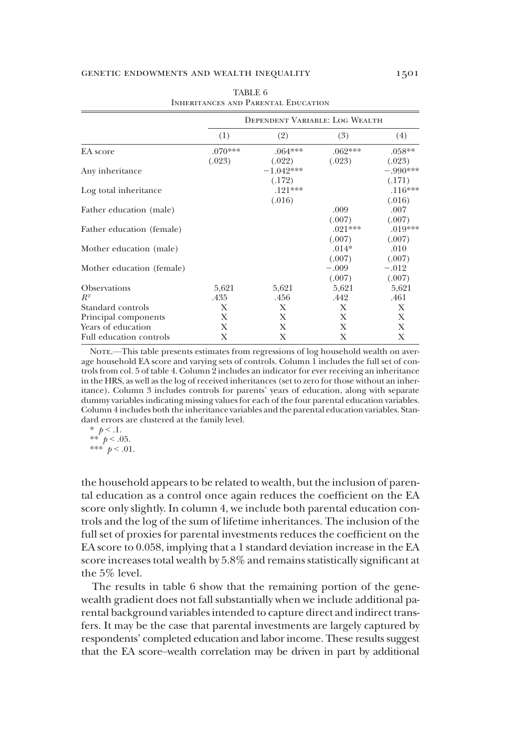TABLE 6

Inheritances and Parental Education

| | Dependent Variable: Log Wealth | | | |
|---|---|---|---|---|
| | (1) | (2) | (3) | (4) |
| EA score | .070*** | .064*** | .062*** | .058** |
| | (.023) | (.022) | (.023) | (.023) |
| Any inheritance | | −1.042*** | | −.990*** |
| | | (.172) | | (.171) |
| Log total inheritance | | .121*** | | .116*** |
| | | (.016) | | (.016) |
| Father education (male) | | | .009 | .007 |
| | | | (.007) | (.007) |
| Father education (female) | | | .021*** | .019*** |
| | | | (.007) | (.007) |
| Mother education (male) | | | .014* | .010 |
| | | | (.007) | (.007) |
| Mother education (female) | | | −.009 | −.012 |
| | | | (.007) | (.007) |
| Observations | 5,621 | 5,621 | 5,621 | 5,621 |
| $R^2$ | .435 | .456 | .442 | .461 |
| Standard controls | X | X | X | X |
| Principal components | X | X | X | X |
| Years of education | X | X | X | X |
| Full education controls | X | X | X | X |

Note.—This table presents estimates from regressions of log household wealth on average household EA score and varying sets of controls. Column 1 includes the full set of controls from col. 5 of table 4. Column 2 includes an indicator for ever receiving an inheritance in the HRS, as well as the log of received inheritances (set to zero for those without an inheritance). Column 3 includes controls for parents' years of education, along with separate dummy variables indicating missing values for each of the four parental education variables. Column 4 includes both the inheritance variables and the parental education variables. Standard errors are clustered at the family level.

\* $p < .1$.
\*\* $p < .05$.
\*\*\* $p < .01$.

the household appears to be related to wealth, but the inclusion of parental education as a control once again reduces the coefficient on the EA score only slightly. In column 4, we include both parental education controls and the log of the sum of lifetime inheritances. The inclusion of the full set of proxies for parental investments reduces the coefficient on the EA score to 0.058, implying that a 1 standard deviation increase in the EA score increases total wealth by 5.8% and remains statistically significant at the 5% level.

The results in table 6 show that the remaining portion of the gene-wealth gradient does not fall substantially when we include additional parental background variables intended to capture direct and indirect transfers. It may be the case that parental investments are largely captured by respondents' completed education and labor income. These results suggest that the EA score–wealth correlation may be driven in part by additional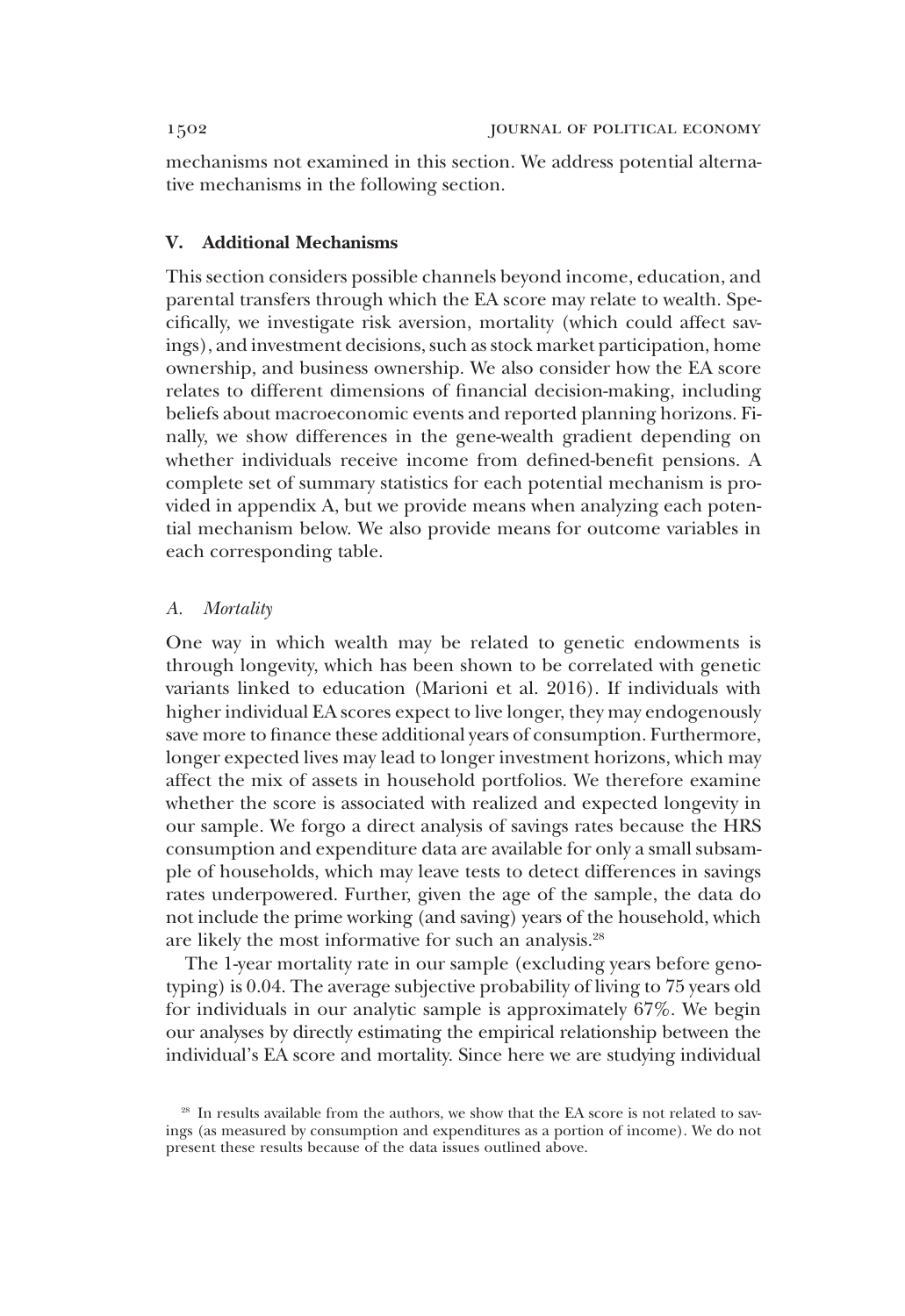mechanisms not examined in this section. We address potential alternative mechanisms in the following section.

## V. Additional Mechanisms

This section considers possible channels beyond income, education, and parental transfers through which the EA score may relate to wealth. Specifically, we investigate risk aversion, mortality (which could affect savings), and investment decisions, such as stock market participation, home ownership, and business ownership. We also consider how the EA score relates to different dimensions of financial decision-making, including beliefs about macroeconomic events and reported planning horizons. Finally, we show differences in the gene-wealth gradient depending on whether individuals receive income from defined-benefit pensions. A complete set of summary statistics for each potential mechanism is provided in appendix A, but we provide means when analyzing each potential mechanism below. We also provide means for outcome variables in each corresponding table.

### *A. Mortality*

One way in which wealth may be related to genetic endowments is through longevity, which has been shown to be correlated with genetic variants linked to education (Marioni et al. 2016). If individuals with higher individual EA scores expect to live longer, they may endogenously save more to finance these additional years of consumption. Furthermore, longer expected lives may lead to longer investment horizons, which may affect the mix of assets in household portfolios. We therefore examine whether the score is associated with realized and expected longevity in our sample. We forgo a direct analysis of savings rates because the HRS consumption and expenditure data are available for only a small subsample of households, which may leave tests to detect differences in savings rates underpowered. Further, given the age of the sample, the data do not include the prime working (and saving) years of the household, which are likely the most informative for such an analysis.[28]

The 1-year mortality rate in our sample (excluding years before genotyping) is 0.04. The average subjective probability of living to 75 years old for individuals in our analytic sample is approximately 67%. We begin our analyses by directly estimating the empirical relationship between the individual's EA score and mortality. Since here we are studying individual

[28] In results available from the authors, we show that the EA score is not related to savings (as measured by consumption and expenditures as a portion of income). We do not present these results because of the data issues outlined above.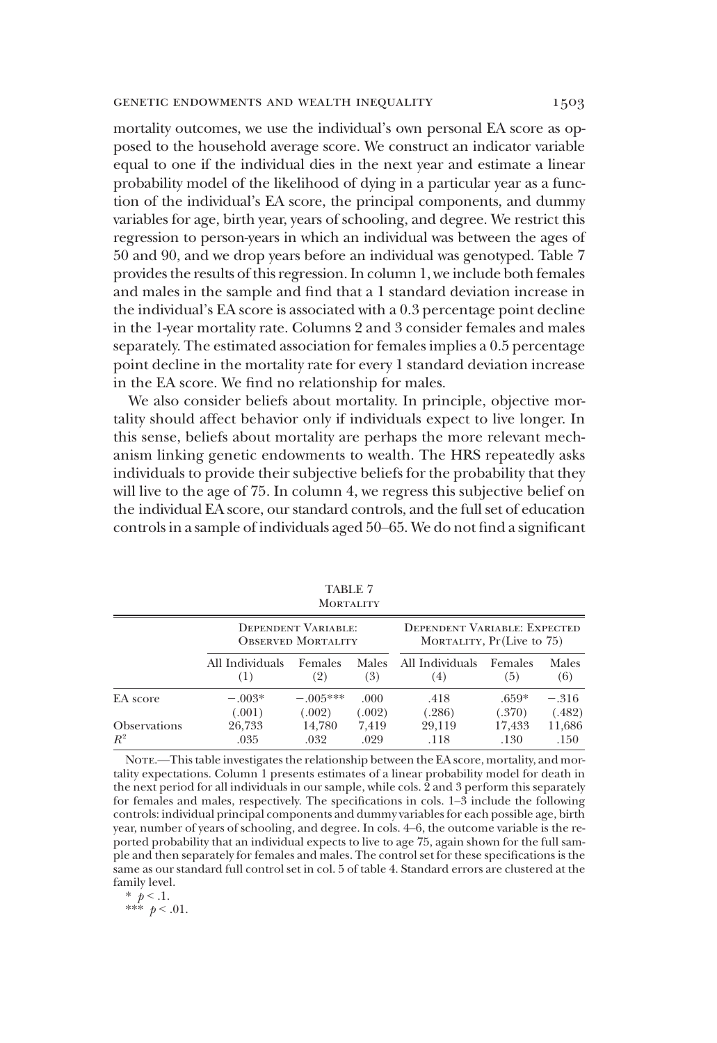mortality outcomes, we use the individual's own personal EA score as opposed to the household average score. We construct an indicator variable equal to one if the individual dies in the next year and estimate a linear probability model of the likelihood of dying in a particular year as a function of the individual's EA score, the principal components, and dummy variables for age, birth year, years of schooling, and degree. We restrict this regression to person-years in which an individual was between the ages of 50 and 90, and we drop years before an individual was genotyped. Table 7 provides the results of this regression. In column 1, we include both females and males in the sample and find that a 1 standard deviation increase in the individual's EA score is associated with a 0.3 percentage point decline in the 1-year mortality rate. Columns 2 and 3 consider females and males separately. The estimated association for females implies a 0.5 percentage point decline in the mortality rate for every 1 standard deviation increase in the EA score. We find no relationship for males.

We also consider beliefs about mortality. In principle, objective mortality should affect behavior only if individuals expect to live longer. In this sense, beliefs about mortality are perhaps the more relevant mechanism linking genetic endowments to wealth. The HRS repeatedly asks individuals to provide their subjective beliefs for the probability that they will live to the age of 75. In column 4, we regress this subjective belief on the individual EA score, our standard controls, and the full set of education controls in a sample of individuals aged 50–65. We do not find a significant

TABLE 7
MORTALITY

| | Dependent Variable: Observed Mortality | | | Dependent Variable: Expected Mortality, Pr(Live to 75) | | |
|---|---|---|---|---|---|---|
| | All Individuals (1) | Females (2) | Males (3) | All Individuals (4) | Females (5) | Males (6) |
| EA score | −.003* | −.005*** | .000 | .418 | .659* | −.316 |
| | (.001) | (.002) | (.002) | (.286) | (.370) | (.482) |
| Observations | 26,733 | 14,780 | 7,419 | 29,119 | 17,433 | 11,686 |
| $R^2$ | .035 | .032 | .029 | .118 | .130 | .150 |

Note.—This table investigates the relationship between the EA score, mortality, and mortality expectations. Column 1 presents estimates of a linear probability model for death in the next period for all individuals in our sample, while cols. 2 and 3 perform this separately for females and males, respectively. The specifications in cols. 1–3 include the following controls: individual principal components and dummy variables for each possible age, birth year, number of years of schooling, and degree. In cols. 4–6, the outcome variable is the reported probability that an individual expects to live to age 75, again shown for the full sample and then separately for females and males. The control set for these specifications is the same as our standard full control set in col. 5 of table 4. Standard errors are clustered at the family level.

\* $p < .1$.
\*\*\* $p < .01$.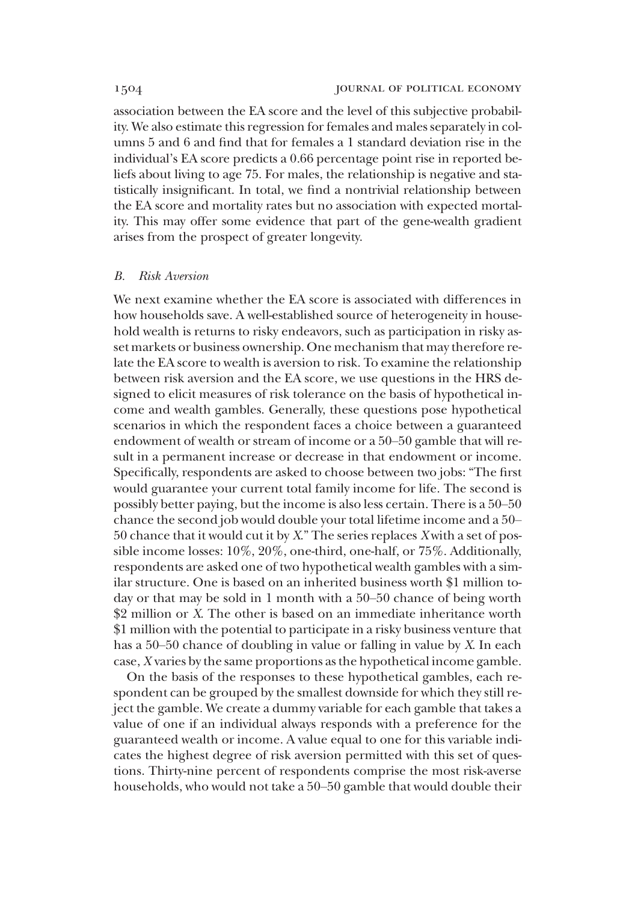association between the EA score and the level of this subjective probability. We also estimate this regression for females and males separately in columns 5 and 6 and find that for females a 1 standard deviation rise in the individual's EA score predicts a 0.66 percentage point rise in reported beliefs about living to age 75. For males, the relationship is negative and statistically insignificant. In total, we find a nontrivial relationship between the EA score and mortality rates but no association with expected mortality. This may offer some evidence that part of the gene-wealth gradient arises from the prospect of greater longevity.

### *B. Risk Aversion*

We next examine whether the EA score is associated with differences in how households save. A well-established source of heterogeneity in household wealth is returns to risky endeavors, such as participation in risky asset markets or business ownership. One mechanism that may therefore relate the EA score to wealth is aversion to risk. To examine the relationship between risk aversion and the EA score, we use questions in the HRS designed to elicit measures of risk tolerance on the basis of hypothetical income and wealth gambles. Generally, these questions pose hypothetical scenarios in which the respondent faces a choice between a guaranteed endowment of wealth or stream of income or a 50–50 gamble that will result in a permanent increase or decrease in that endowment or income. Specifically, respondents are asked to choose between two jobs: "The first would guarantee your current total family income for life. The second is possibly better paying, but the income is also less certain. There is a 50–50 chance the second job would double your total lifetime income and a 50–50 chance that it would cut it by *X*." The series replaces *X* with a set of possible income losses: 10%, 20%, one-third, one-half, or 75%. Additionally, respondents are asked one of two hypothetical wealth gambles with a similar structure. One is based on an inherited business worth \$1 million today or that may be sold in 1 month with a 50–50 chance of being worth \$2 million or *X*. The other is based on an immediate inheritance worth \$1 million with the potential to participate in a risky business venture that has a 50–50 chance of doubling in value or falling in value by *X*. In each case, *X* varies by the same proportions as the hypothetical income gamble.

On the basis of the responses to these hypothetical gambles, each respondent can be grouped by the smallest downside for which they still reject the gamble. We create a dummy variable for each gamble that takes a value of one if an individual always responds with a preference for the guaranteed wealth or income. A value equal to one for this variable indicates the highest degree of risk aversion permitted with this set of questions. Thirty-nine percent of respondents comprise the most risk-averse households, who would not take a 50–50 gamble that would double their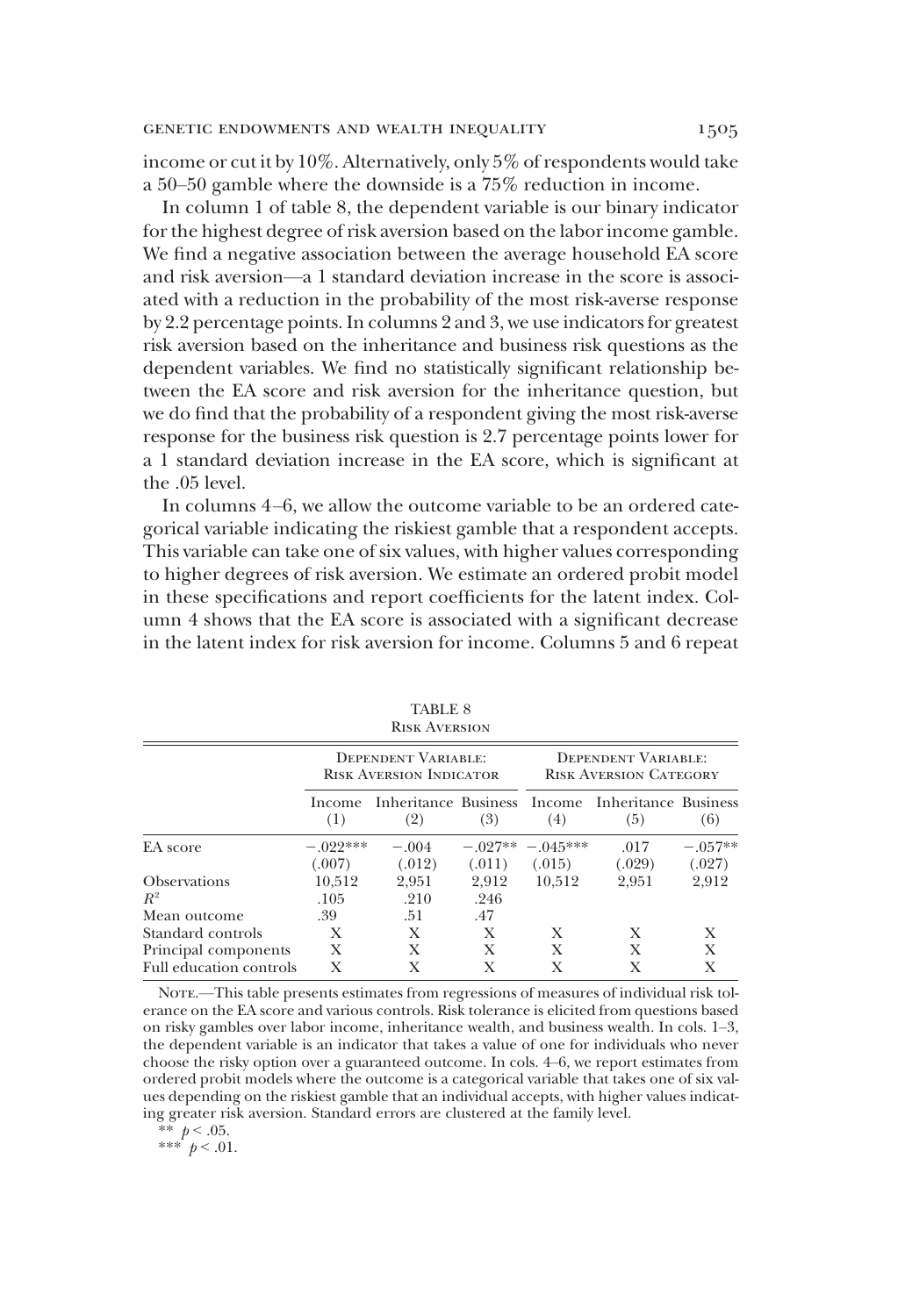income or cut it by 10%. Alternatively, only 5% of respondents would take a 50–50 gamble where the downside is a 75% reduction in income.

In column 1 of table 8, the dependent variable is our binary indicator for the highest degree of risk aversion based on the labor income gamble. We find a negative association between the average household EA score and risk aversion—a 1 standard deviation increase in the score is associated with a reduction in the probability of the most risk-averse response by 2.2 percentage points. In columns 2 and 3, we use indicators for greatest risk aversion based on the inheritance and business risk questions as the dependent variables. We find no statistically significant relationship between the EA score and risk aversion for the inheritance question, but we do find that the probability of a respondent giving the most risk-averse response for the business risk question is 2.7 percentage points lower for a 1 standard deviation increase in the EA score, which is significant at the .05 level.

In columns 4–6, we allow the outcome variable to be an ordered categorical variable indicating the riskiest gamble that a respondent accepts. This variable can take one of six values, with higher values corresponding to higher degrees of risk aversion. We estimate an ordered probit model in these specifications and report coefficients for the latent index. Column 4 shows that the EA score is associated with a significant decrease in the latent index for risk aversion for income. Columns 5 and 6 repeat

TABLE 8
Risk Aversion

| | Dependent Variable: Risk Aversion Indicator | | | Dependent Variable: Risk Aversion Category | | |
|---|---|---|---|---|---|---|
| | Income (1) | Inheritance (2) | Business (3) | Income (4) | Inheritance (5) | Business (6) |
| EA score | −.022*** | −.004 | −.027** | −.045*** | .017 | −.057** |
| | (.007) | (.012) | (.011) | (.015) | (.029) | (.027) |
| Observations | 10,512 | 2,951 | 2,912 | 10,512 | 2,951 | 2,912 |
| $R^2$ | .105 | .210 | .246 | | | |
| Mean outcome | .39 | .51 | .47 | | | |
| Standard controls | X | X | X | X | X | X |
| Principal components | X | X | X | X | X | X |
| Full education controls | X | X | X | X | X | X |

Note.—This table presents estimates from regressions of measures of individual risk tolerance on the EA score and various controls. Risk tolerance is elicited from questions based on risky gambles over labor income, inheritance wealth, and business wealth. In cols. 1–3, the dependent variable is an indicator that takes a value of one for individuals who never choose the risky option over a guaranteed outcome. In cols. 4–6, we report estimates from ordered probit models where the outcome is a categorical variable that takes one of six values depending on the riskiest gamble that an individual accepts, with higher values indicating greater risk aversion. Standard errors are clustered at the family level.

** $p < .05$.
*** $p < .01$.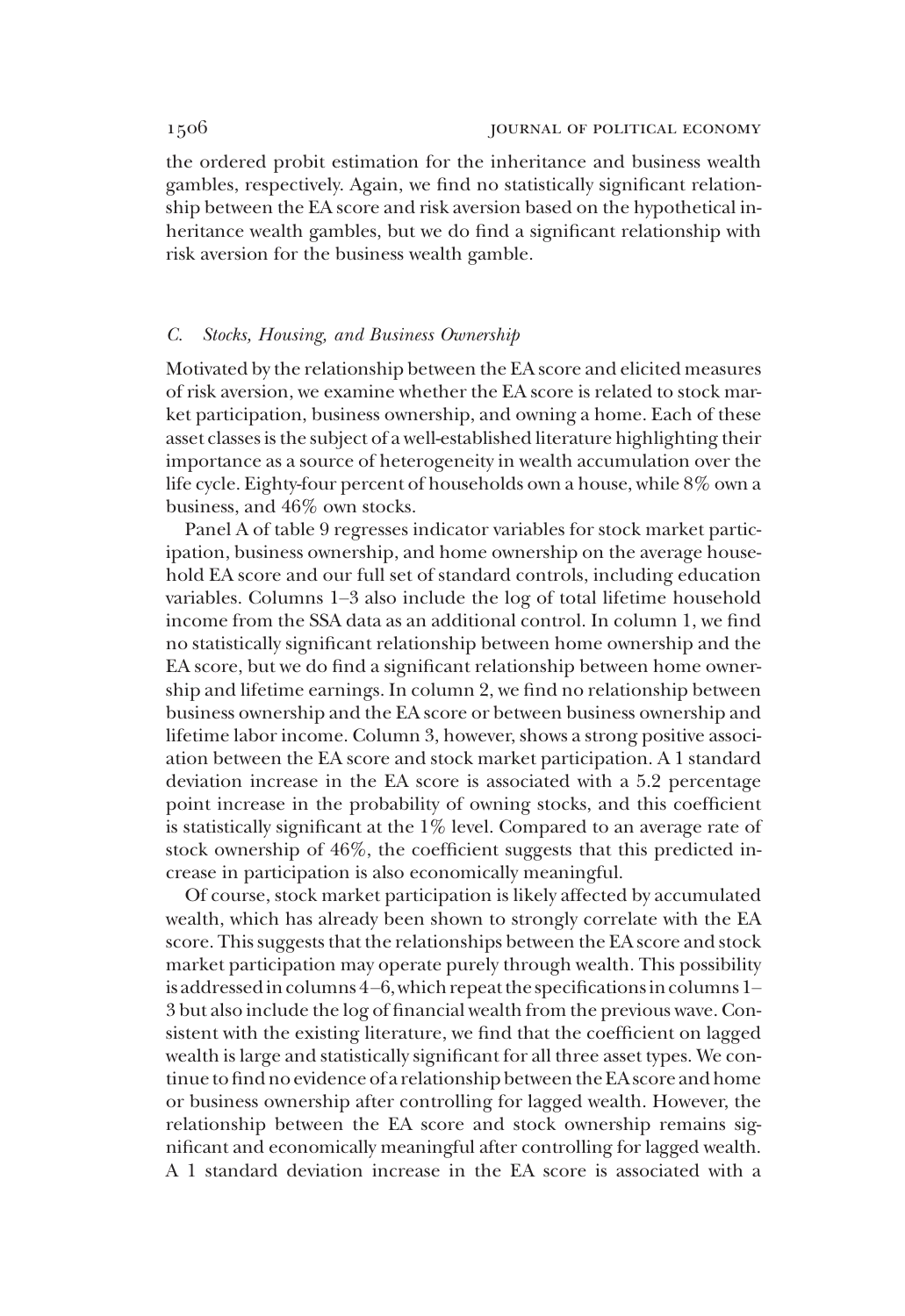the ordered probit estimation for the inheritance and business wealth gambles, respectively. Again, we find no statistically significant relationship between the EA score and risk aversion based on the hypothetical inheritance wealth gambles, but we do find a significant relationship with risk aversion for the business wealth gamble.

### *C. Stocks, Housing, and Business Ownership*

Motivated by the relationship between the EA score and elicited measures of risk aversion, we examine whether the EA score is related to stock market participation, business ownership, and owning a home. Each of these asset classes is the subject of a well-established literature highlighting their importance as a source of heterogeneity in wealth accumulation over the life cycle. Eighty-four percent of households own a house, while 8% own a business, and 46% own stocks.

Panel A of table 9 regresses indicator variables for stock market participation, business ownership, and home ownership on the average household EA score and our full set of standard controls, including education variables. Columns 1–3 also include the log of total lifetime household income from the SSA data as an additional control. In column 1, we find no statistically significant relationship between home ownership and the EA score, but we do find a significant relationship between home ownership and lifetime earnings. In column 2, we find no relationship between business ownership and the EA score or between business ownership and lifetime labor income. Column 3, however, shows a strong positive association between the EA score and stock market participation. A 1 standard deviation increase in the EA score is associated with a 5.2 percentage point increase in the probability of owning stocks, and this coefficient is statistically significant at the 1% level. Compared to an average rate of stock ownership of 46%, the coefficient suggests that this predicted increase in participation is also economically meaningful.

Of course, stock market participation is likely affected by accumulated wealth, which has already been shown to strongly correlate with the EA score. This suggests that the relationships between the EA score and stock market participation may operate purely through wealth. This possibility is addressed in columns 4–6, which repeat the specifications in columns 1–3 but also include the log of financial wealth from the previous wave. Consistent with the existing literature, we find that the coefficient on lagged wealth is large and statistically significant for all three asset types. We continue to find no evidence of a relationship between the EA score and home or business ownership after controlling for lagged wealth. However, the relationship between the EA score and stock ownership remains significant and economically meaningful after controlling for lagged wealth. A 1 standard deviation increase in the EA score is associated with a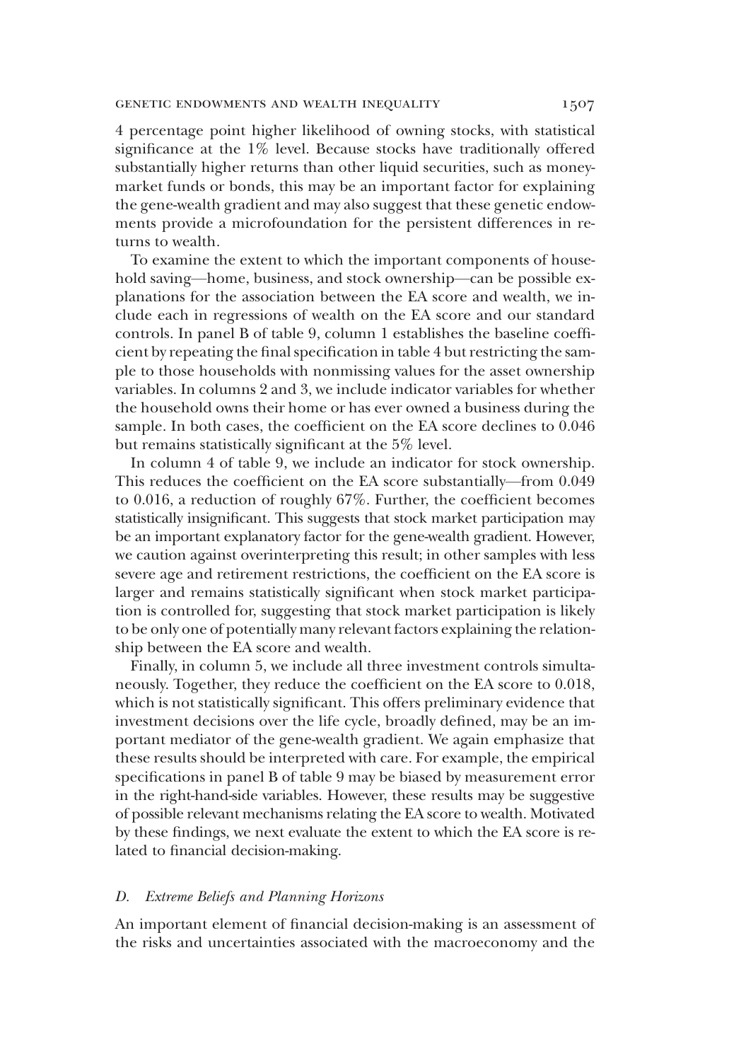4 percentage point higher likelihood of owning stocks, with statistical significance at the 1% level. Because stocks have traditionally offered substantially higher returns than other liquid securities, such as money-market funds or bonds, this may be an important factor for explaining the gene-wealth gradient and may also suggest that these genetic endowments provide a microfoundation for the persistent differences in returns to wealth.

To examine the extent to which the important components of household saving—home, business, and stock ownership—can be possible explanations for the association between the EA score and wealth, we include each in regressions of wealth on the EA score and our standard controls. In panel B of table 9, column 1 establishes the baseline coefficient by repeating the final specification in table 4 but restricting the sample to those households with nonmissing values for the asset ownership variables. In columns 2 and 3, we include indicator variables for whether the household owns their home or has ever owned a business during the sample. In both cases, the coefficient on the EA score declines to 0.046 but remains statistically significant at the 5% level.

In column 4 of table 9, we include an indicator for stock ownership. This reduces the coefficient on the EA score substantially—from 0.049 to 0.016, a reduction of roughly 67%. Further, the coefficient becomes statistically insignificant. This suggests that stock market participation may be an important explanatory factor for the gene-wealth gradient. However, we caution against overinterpreting this result; in other samples with less severe age and retirement restrictions, the coefficient on the EA score is larger and remains statistically significant when stock market participation is controlled for, suggesting that stock market participation is likely to be only one of potentially many relevant factors explaining the relationship between the EA score and wealth.

Finally, in column 5, we include all three investment controls simultaneously. Together, they reduce the coefficient on the EA score to 0.018, which is not statistically significant. This offers preliminary evidence that investment decisions over the life cycle, broadly defined, may be an important mediator of the gene-wealth gradient. We again emphasize that these results should be interpreted with care. For example, the empirical specifications in panel B of table 9 may be biased by measurement error in the right-hand-side variables. However, these results may be suggestive of possible relevant mechanisms relating the EA score to wealth. Motivated by these findings, we next evaluate the extent to which the EA score is related to financial decision-making.

### D. *Extreme Beliefs and Planning Horizons*

An important element of financial decision-making is an assessment of the risks and uncertainties associated with the macroeconomy and the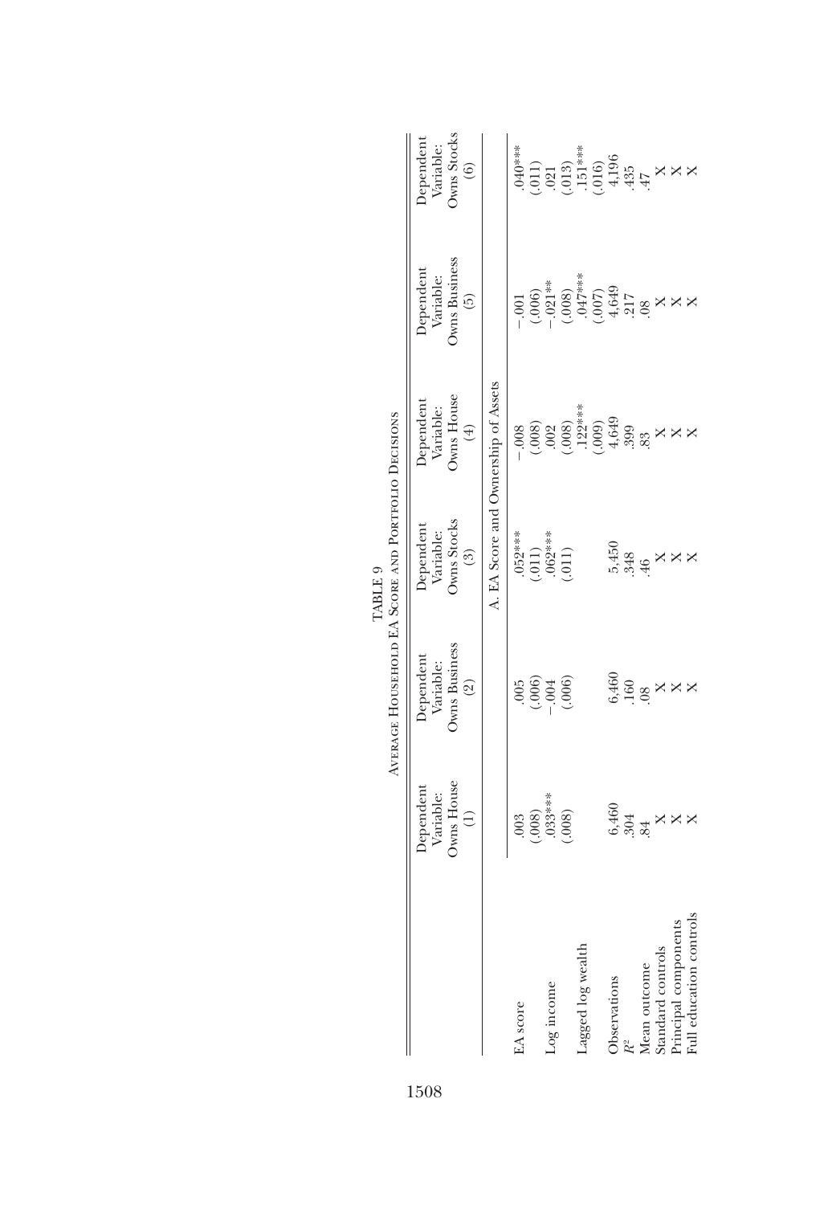TABLE 9

AVERAGE HOUSEHOLD EA SCORE AND PORTFOLIO DECISIONS

| | Dependent Variable: Owns House (1) | Dependent Variable: Owns Business (2) | Dependent Variable: Owns Stocks (3) | Dependent Variable: Owns House (4) | Dependent Variable: Owns Business (5) | Dependent Variable: Owns Stocks (6) |
|---|---|---|---|---|---|---|
| | A. EA Score and Ownership of Assets | | | | | |
| EA score | .003 | .005 | .052*** | −.008 | −.001 | .040*** |
| | (.008) | (.006) | (.011) | (.008) | (.006) | (.011) |
| Log income | .033*** | −.004 | .062*** | .002 | −.021** | .021 |
| | (.008) | (.006) | (.011) | (.008) | (.008) | (.013) |
| Lagged log wealth | | | | .122*** | .047*** | .151*** |
| | | | | (.009) | (.007) | (.016) |
| Observations | 6,460 | 6,460 | 5,450 | 4,649 | 4,649 | 4,196 |
| $R^2$ | .304 | .160 | .348 | .399 | .217 | .435 |
| Mean outcome | .84 | .08 | .46 | .83 | .08 | .47 |
| Standard controls | X | X | X | X | X | X |
| Principal components | X | X | X | X | X | X |
| Full education controls | X | X | X | X | X | X |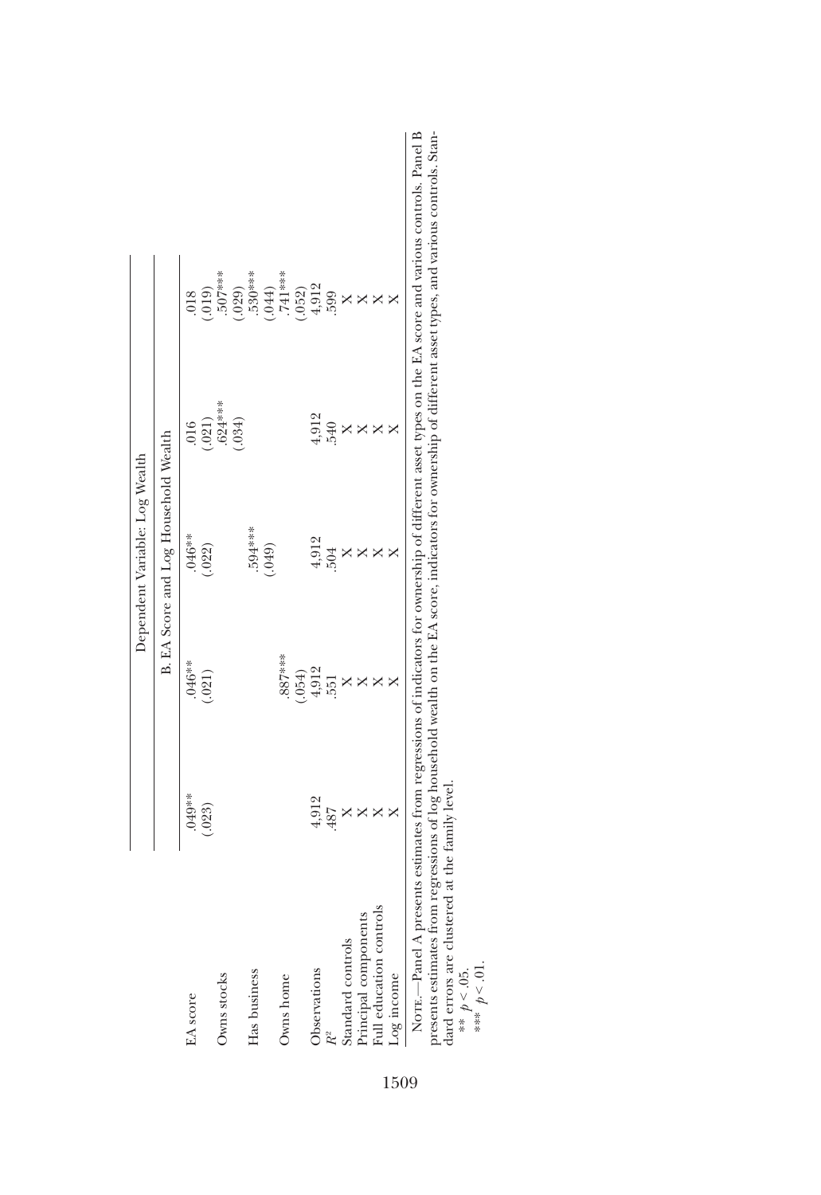| | Dependent Variable: Log Wealth | | | | |
|---|---|---|---|---|---|
| | B. EA Score and Log Household Wealth | | | | |
| EA score | .049** | .046** | .046** | .016 | .018 |
| | (.023) | (.021) | (.022) | (.021) | (.019) |
| Owns stocks | | | | .624*** | .507*** |
| | | | | (.034) | (.029) |
| Has business | | | .594*** | | .530*** |
| | | | (.049) | | (.044) |
| Owns home | | .887*** | | | .741*** |
| | | (.054) | | | (.052) |
| Observations | 4,912 | 4,912 | 4,912 | 4,912 | 4,912 |
| $R^2$ | .487 | .551 | .504 | .540 | .599 |
| Standard controls | X | X | X | X | X |
| Principal components | X | X | X | X | X |
| Full education controls | X | X | X | X | X |
| Log income | X | X | X | X | X |

Note.—Panel A presents estimates from regressions of indicators for ownership of different asset types on the EA score and various controls. Panel B presents estimates from regressions of log household wealth on the EA score, indicators for ownership of different asset types, and various controls. Standard errors are clustered at the family level.

** $p < .05$.

*** $p < .01$.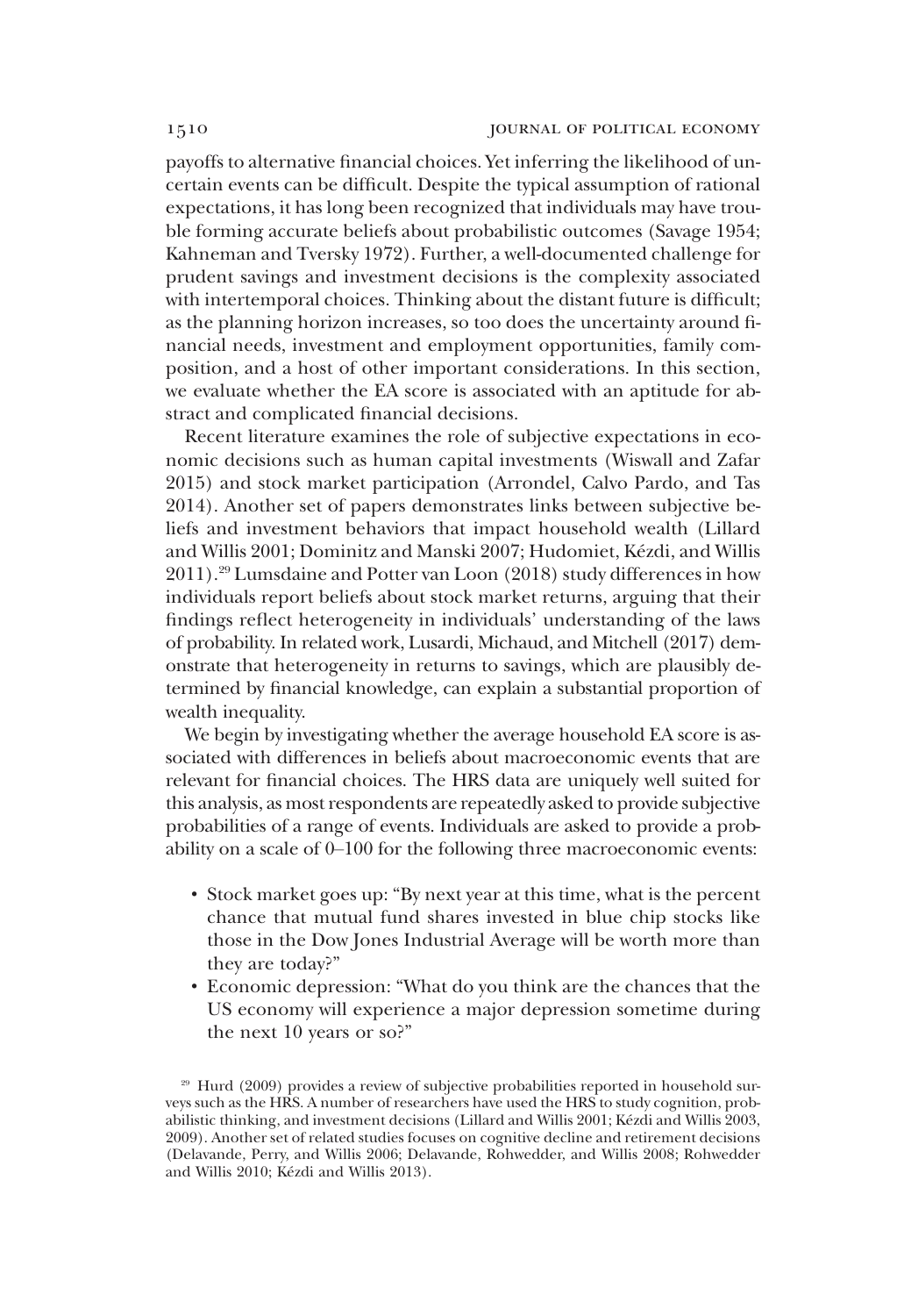payoffs to alternative financial choices. Yet inferring the likelihood of uncertain events can be difficult. Despite the typical assumption of rational expectations, it has long been recognized that individuals may have trouble forming accurate beliefs about probabilistic outcomes (Savage 1954; Kahneman and Tversky 1972). Further, a well-documented challenge for prudent savings and investment decisions is the complexity associated with intertemporal choices. Thinking about the distant future is difficult; as the planning horizon increases, so too does the uncertainty around financial needs, investment and employment opportunities, family composition, and a host of other important considerations. In this section, we evaluate whether the EA score is associated with an aptitude for abstract and complicated financial decisions.

Recent literature examines the role of subjective expectations in economic decisions such as human capital investments (Wiswall and Zafar 2015) and stock market participation (Arrondel, Calvo Pardo, and Tas 2014). Another set of papers demonstrates links between subjective beliefs and investment behaviors that impact household wealth (Lillard and Willis 2001; Dominitz and Manski 2007; Hudomiet, Kézdi, and Willis 2011).[29] Lumsdaine and Potter van Loon (2018) study differences in how individuals report beliefs about stock market returns, arguing that their findings reflect heterogeneity in individuals' understanding of the laws of probability. In related work, Lusardi, Michaud, and Mitchell (2017) demonstrate that heterogeneity in returns to savings, which are plausibly determined by financial knowledge, can explain a substantial proportion of wealth inequality.

We begin by investigating whether the average household EA score is associated with differences in beliefs about macroeconomic events that are relevant for financial choices. The HRS data are uniquely well suited for this analysis, as most respondents are repeatedly asked to provide subjective probabilities of a range of events. Individuals are asked to provide a probability on a scale of 0–100 for the following three macroeconomic events:

- Stock market goes up: "By next year at this time, what is the percent chance that mutual fund shares invested in blue chip stocks like those in the Dow Jones Industrial Average will be worth more than they are today?"
- Economic depression: "What do you think are the chances that the US economy will experience a major depression sometime during the next 10 years or so?"

[29] Hurd (2009) provides a review of subjective probabilities reported in household surveys such as the HRS. A number of researchers have used the HRS to study cognition, probabilistic thinking, and investment decisions (Lillard and Willis 2001; Kézdi and Willis 2003, 2009). Another set of related studies focuses on cognitive decline and retirement decisions (Delavande, Perry, and Willis 2006; Delavande, Rohwedder, and Willis 2008; Rohwedder and Willis 2010; Kézdi and Willis 2013).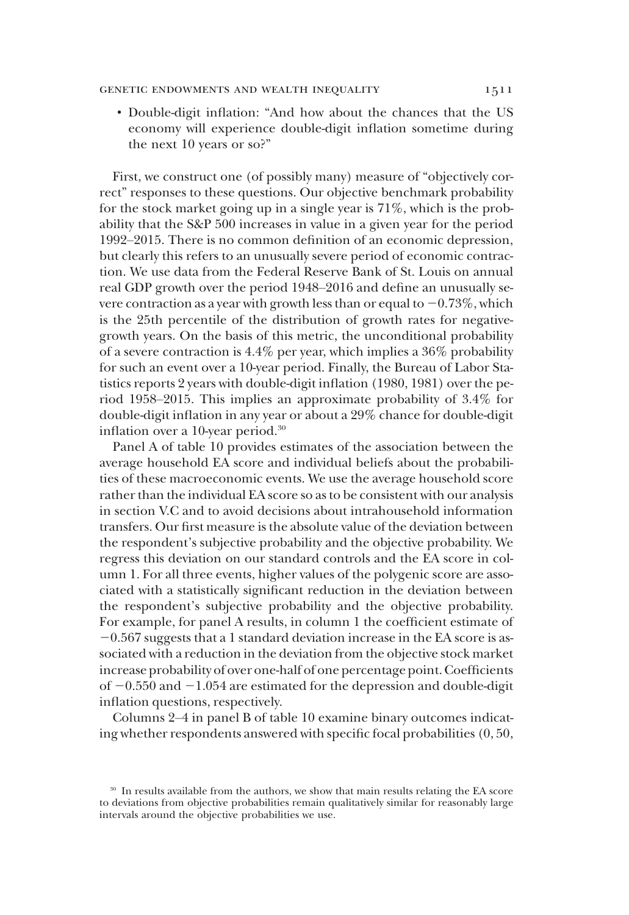- Double-digit inflation: "And how about the chances that the US economy will experience double-digit inflation sometime during the next 10 years or so?"

First, we construct one (of possibly many) measure of "objectively correct" responses to these questions. Our objective benchmark probability for the stock market going up in a single year is 71%, which is the probability that the S&P 500 increases in value in a given year for the period 1992–2015. There is no common definition of an economic depression, but clearly this refers to an unusually severe period of economic contraction. We use data from the Federal Reserve Bank of St. Louis on annual real GDP growth over the period 1948–2016 and define an unusually severe contraction as a year with growth less than or equal to −0.73%, which is the 25th percentile of the distribution of growth rates for negative-growth years. On the basis of this metric, the unconditional probability of a severe contraction is 4.4% per year, which implies a 36% probability for such an event over a 10-year period. Finally, the Bureau of Labor Statistics reports 2 years with double-digit inflation (1980, 1981) over the period 1958–2015. This implies an approximate probability of 3.4% for double-digit inflation in any year or about a 29% chance for double-digit inflation over a 10-year period.[30]

Panel A of table 10 provides estimates of the association between the average household EA score and individual beliefs about the probabilities of these macroeconomic events. We use the average household score rather than the individual EA score so as to be consistent with our analysis in section V.C and to avoid decisions about intrahousehold information transfers. Our first measure is the absolute value of the deviation between the respondent's subjective probability and the objective probability. We regress this deviation on our standard controls and the EA score in column 1. For all three events, higher values of the polygenic score are associated with a statistically significant reduction in the deviation between the respondent's subjective probability and the objective probability. For example, for panel A results, in column 1 the coefficient estimate of −0.567 suggests that a 1 standard deviation increase in the EA score is associated with a reduction in the deviation from the objective stock market increase probability of over one-half of one percentage point. Coefficients of −0.550 and −1.054 are estimated for the depression and double-digit inflation questions, respectively.

Columns 2–4 in panel B of table 10 examine binary outcomes indicating whether respondents answered with specific focal probabilities (0, 50,

[30] In results available from the authors, we show that main results relating the EA score to deviations from objective probabilities remain qualitatively similar for reasonably large intervals around the objective probabilities we use.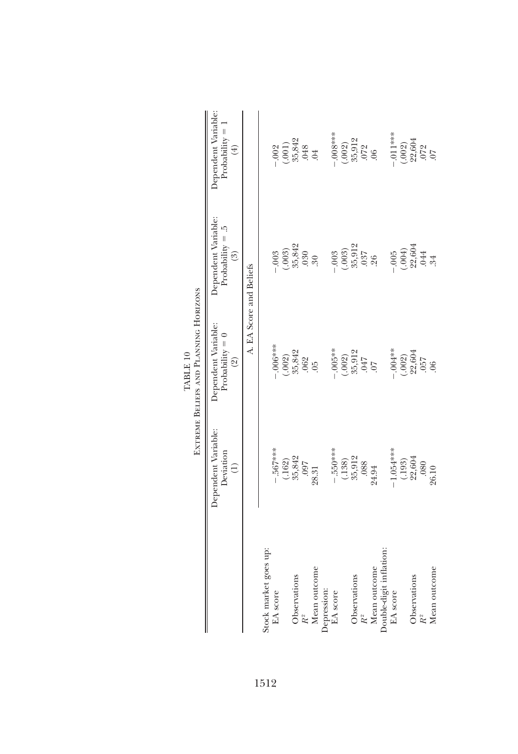TABLE 10

Extreme Beliefs and Planning Horizons

| | Dependent Variable: Deviation (1) | Dependent Variable: Probability = 0 (2) | Dependent Variable: Probability = .5 (3) | Dependent Variable: Probability = 1 (4) |
|---|---|---|---|---|
| | A. EA Score and Beliefs | | | |
| Stock market goes up: | | | | |
| EA score | −.567*** | −.006*** | −.003 | −.002 |
| | (.162) | (.002) | (.003) | (.001) |
| Observations | 35,842 | 35,842 | 35,842 | 35,842 |
| $R^2$ | .097 | .062 | .030 | .048 |
| Mean outcome | 28.31 | .05 | .30 | .04 |
| Depression: | | | | |
| EA score | −.550*** | −.005** | −.003 | −.008*** |
| | (.138) | (.002) | (.003) | (.002) |
| Observations | 35,912 | 35,912 | 35,912 | 35,912 |
| $R^2$ | .088 | .047 | .037 | .072 |
| Mean outcome | 24.94 | .07 | .26 | .06 |
| Double-digit inflation: | | | | |
| EA score | −1.054*** | −.004** | −.005 | −.011*** |
| | (.193) | (.002) | (.004) | (.002) |
| Observations | 22,604 | 22,604 | 22,604 | 22,604 |
| $R^2$ | .080 | .057 | .044 | .072 |
| Mean outcome | 26.10 | .06 | .34 | .07 |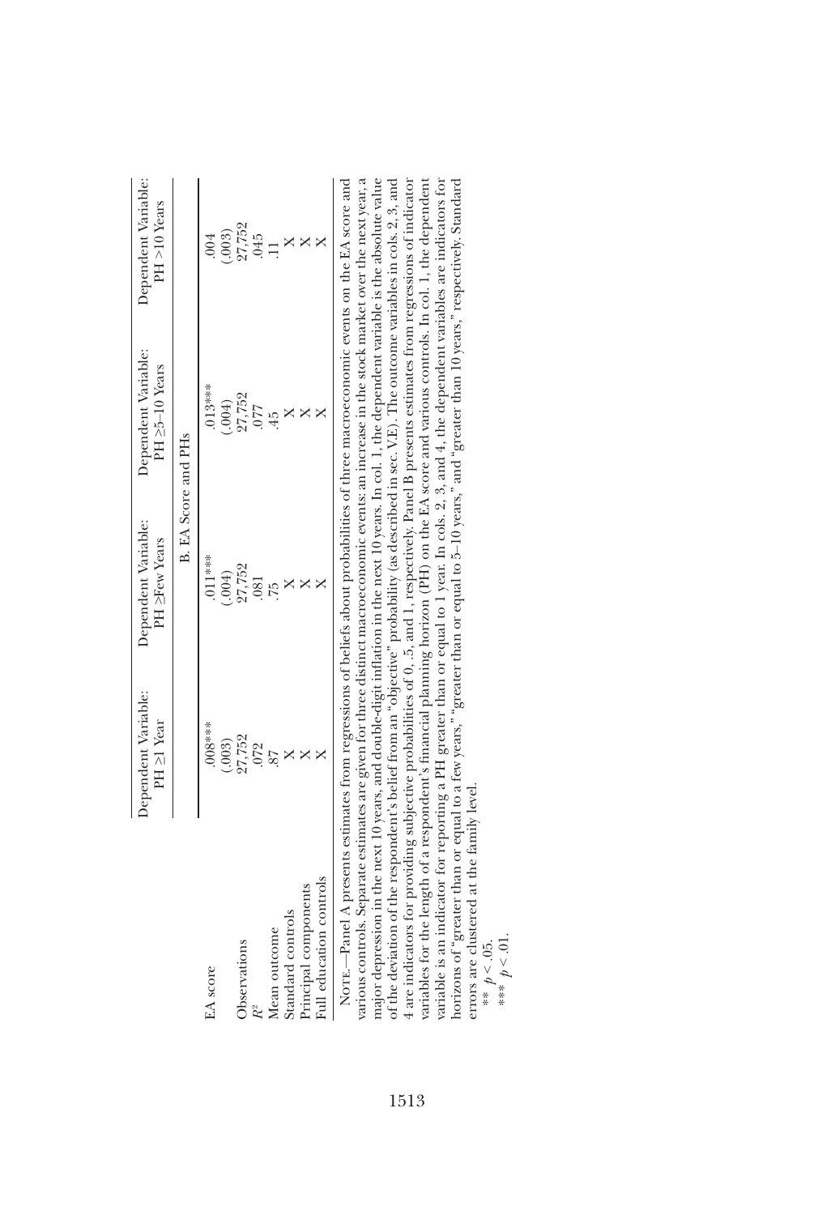| | Dependent Variable: PH ≥1 Year | Dependent Variable: PH ≥Few Years | Dependent Variable: PH ≥5–10 Years | Dependent Variable: PH >10 Years |
|---|---|---|---|---|
| | B. EA Score and PHs | | | |
| EA score | .008*** | .011*** | .013*** | .004 |
| | (.003) | (.004) | (.004) | (.003) |
| Observations | 27,752 | 27,752 | 27,752 | 27,752 |
| $R^2$ | .072 | .081 | .077 | .045 |
| Mean outcome | .87 | .75 | .45 | .11 |
| Standard controls | X | X | X | X |
| Principal components | X | X | X | X |
| Full education controls | X | X | X | X |

Note.—Panel A presents estimates from regressions of beliefs about probabilities of three macroeconomic events on the EA score and various controls. Separate estimates are given for three distinct macroeconomic events: an increase in the stock market over the next year, a major depression in the next 10 years, and double-digit inflation in the next 10 years. In col. 1, the dependent variable is the absolute value of the deviation of the respondent's belief from an "objective" probability (as described in sec. V.E). The outcome variables in cols. 2, 3, and 4 are indicators for providing subjective probabilities of 0, .5, and 1, respectively. Panel B presents estimates from regressions of indicator variables for the length of a respondent's financial planning horizon (PH) on the EA score and various controls. In col. 1, the dependent variable is an indicator for reporting a PH greater than or equal to 1 year. In cols. 2, 3, and 4, the dependent variables are indicators for horizons of "greater than or equal to a few years," "greater than or equal to 5–10 years," and "greater than 10 years," respectively. Standard errors are clustered at the family level.

** $p < .05$.

*** $p < .01$.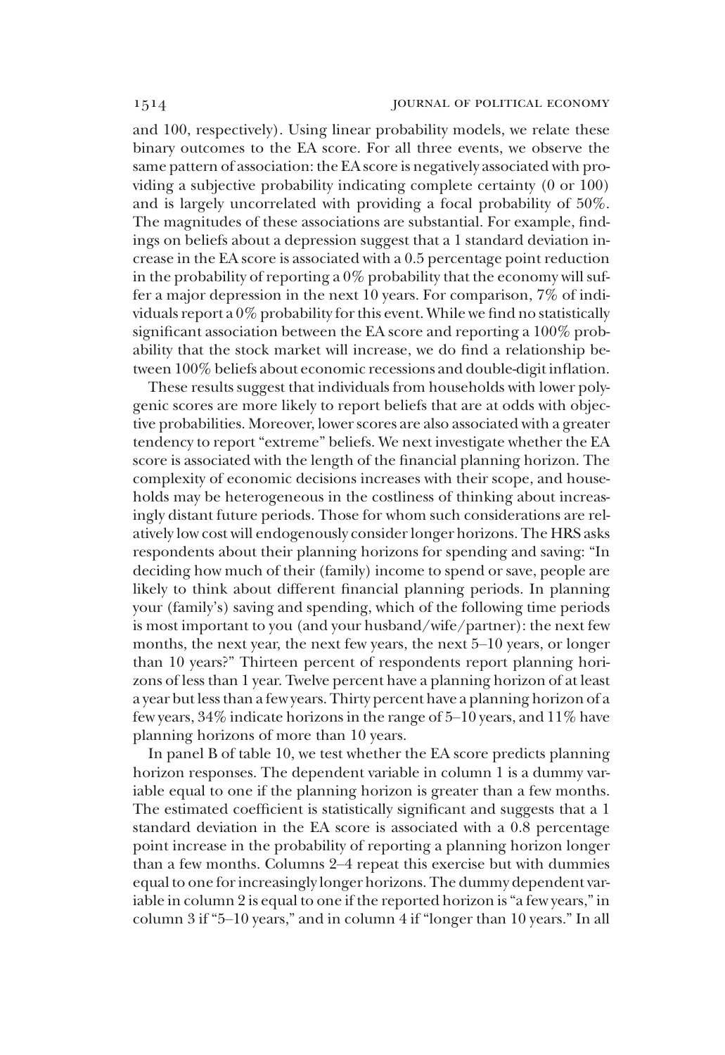and 100, respectively). Using linear probability models, we relate these binary outcomes to the EA score. For all three events, we observe the same pattern of association: the EA score is negatively associated with providing a subjective probability indicating complete certainty (0 or 100) and is largely uncorrelated with providing a focal probability of 50%. The magnitudes of these associations are substantial. For example, findings on beliefs about a depression suggest that a 1 standard deviation increase in the EA score is associated with a 0.5 percentage point reduction in the probability of reporting a 0% probability that the economy will suffer a major depression in the next 10 years. For comparison, 7% of individuals report a 0% probability for this event. While we find no statistically significant association between the EA score and reporting a 100% probability that the stock market will increase, we do find a relationship between 100% beliefs about economic recessions and double-digit inflation.

These results suggest that individuals from households with lower polygenic scores are more likely to report beliefs that are at odds with objective probabilities. Moreover, lower scores are also associated with a greater tendency to report "extreme" beliefs. We next investigate whether the EA score is associated with the length of the financial planning horizon. The complexity of economic decisions increases with their scope, and households may be heterogeneous in the costliness of thinking about increasingly distant future periods. Those for whom such considerations are relatively low cost will endogenously consider longer horizons. The HRS asks respondents about their planning horizons for spending and saving: "In deciding how much of their (family) income to spend or save, people are likely to think about different financial planning periods. In planning your (family's) saving and spending, which of the following time periods is most important to you (and your husband/wife/partner): the next few months, the next year, the next few years, the next 5–10 years, or longer than 10 years?" Thirteen percent of respondents report planning horizons of less than 1 year. Twelve percent have a planning horizon of at least a year but less than a few years. Thirty percent have a planning horizon of a few years, 34% indicate horizons in the range of 5–10 years, and 11% have planning horizons of more than 10 years.

In panel B of table 10, we test whether the EA score predicts planning horizon responses. The dependent variable in column 1 is a dummy variable equal to one if the planning horizon is greater than a few months. The estimated coefficient is statistically significant and suggests that a 1 standard deviation in the EA score is associated with a 0.8 percentage point increase in the probability of reporting a planning horizon longer than a few months. Columns 2–4 repeat this exercise but with dummies equal to one for increasingly longer horizons. The dummy dependent variable in column 2 is equal to one if the reported horizon is "a few years," in column 3 if "5–10 years," and in column 4 if "longer than 10 years." In all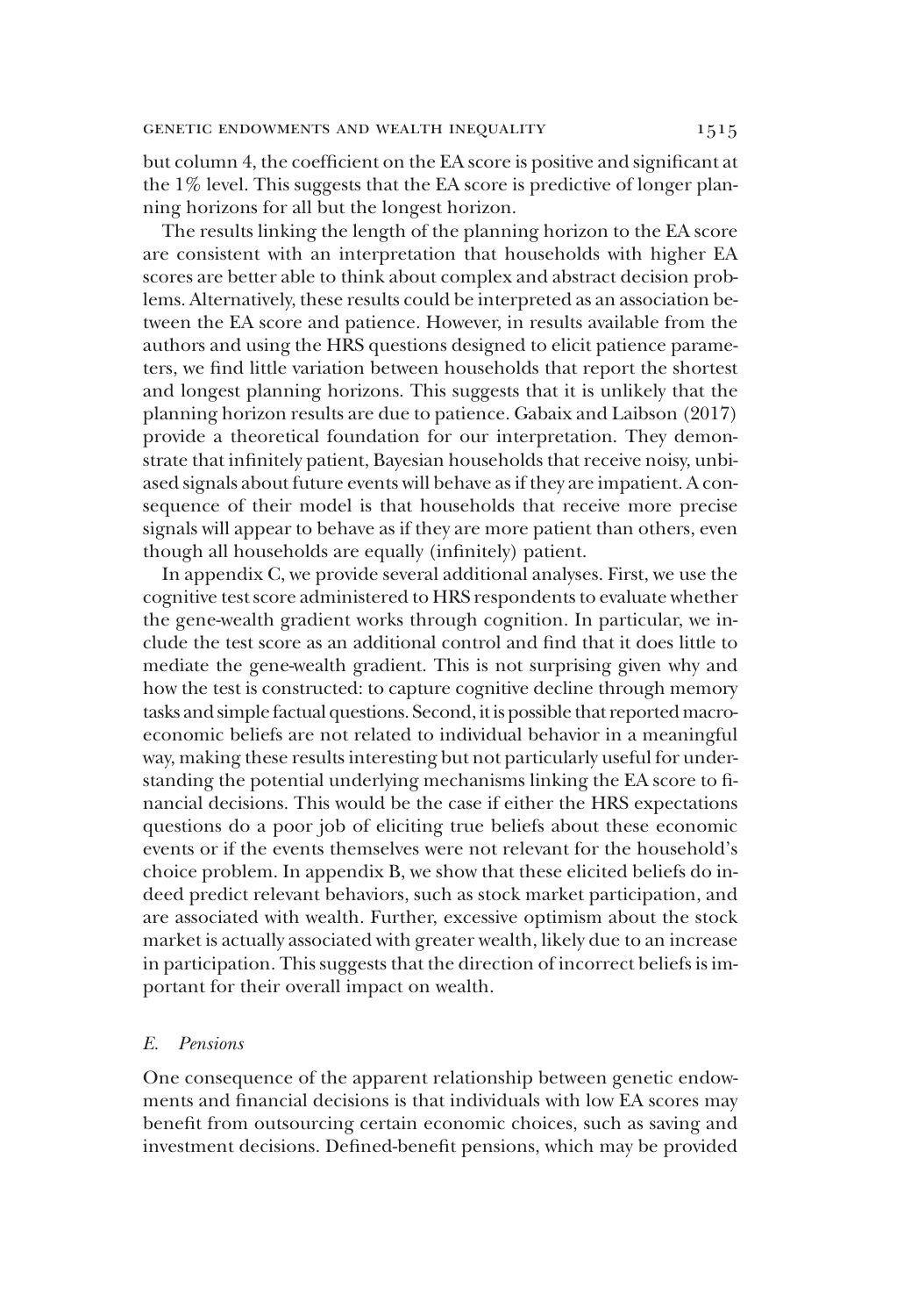but column 4, the coefficient on the EA score is positive and significant at the 1% level. This suggests that the EA score is predictive of longer planning horizons for all but the longest horizon.

The results linking the length of the planning horizon to the EA score are consistent with an interpretation that households with higher EA scores are better able to think about complex and abstract decision problems. Alternatively, these results could be interpreted as an association between the EA score and patience. However, in results available from the authors and using the HRS questions designed to elicit patience parameters, we find little variation between households that report the shortest and longest planning horizons. This suggests that it is unlikely that the planning horizon results are due to patience. Gabaix and Laibson (2017) provide a theoretical foundation for our interpretation. They demonstrate that infinitely patient, Bayesian households that receive noisy, unbiased signals about future events will behave as if they are impatient. A consequence of their model is that households that receive more precise signals will appear to behave as if they are more patient than others, even though all households are equally (infinitely) patient.

In appendix C, we provide several additional analyses. First, we use the cognitive test score administered to HRS respondents to evaluate whether the gene-wealth gradient works through cognition. In particular, we include the test score as an additional control and find that it does little to mediate the gene-wealth gradient. This is not surprising given why and how the test is constructed: to capture cognitive decline through memory tasks and simple factual questions. Second, it is possible that reported macroeconomic beliefs are not related to individual behavior in a meaningful way, making these results interesting but not particularly useful for understanding the potential underlying mechanisms linking the EA score to financial decisions. This would be the case if either the HRS expectations questions do a poor job of eliciting true beliefs about these economic events or if the events themselves were not relevant for the household's choice problem. In appendix B, we show that these elicited beliefs do indeed predict relevant behaviors, such as stock market participation, and are associated with wealth. Further, excessive optimism about the stock market is actually associated with greater wealth, likely due to an increase in participation. This suggests that the direction of incorrect beliefs is important for their overall impact on wealth.

### *E. Pensions*

One consequence of the apparent relationship between genetic endowments and financial decisions is that individuals with low EA scores may benefit from outsourcing certain economic choices, such as saving and investment decisions. Defined-benefit pensions, which may be provided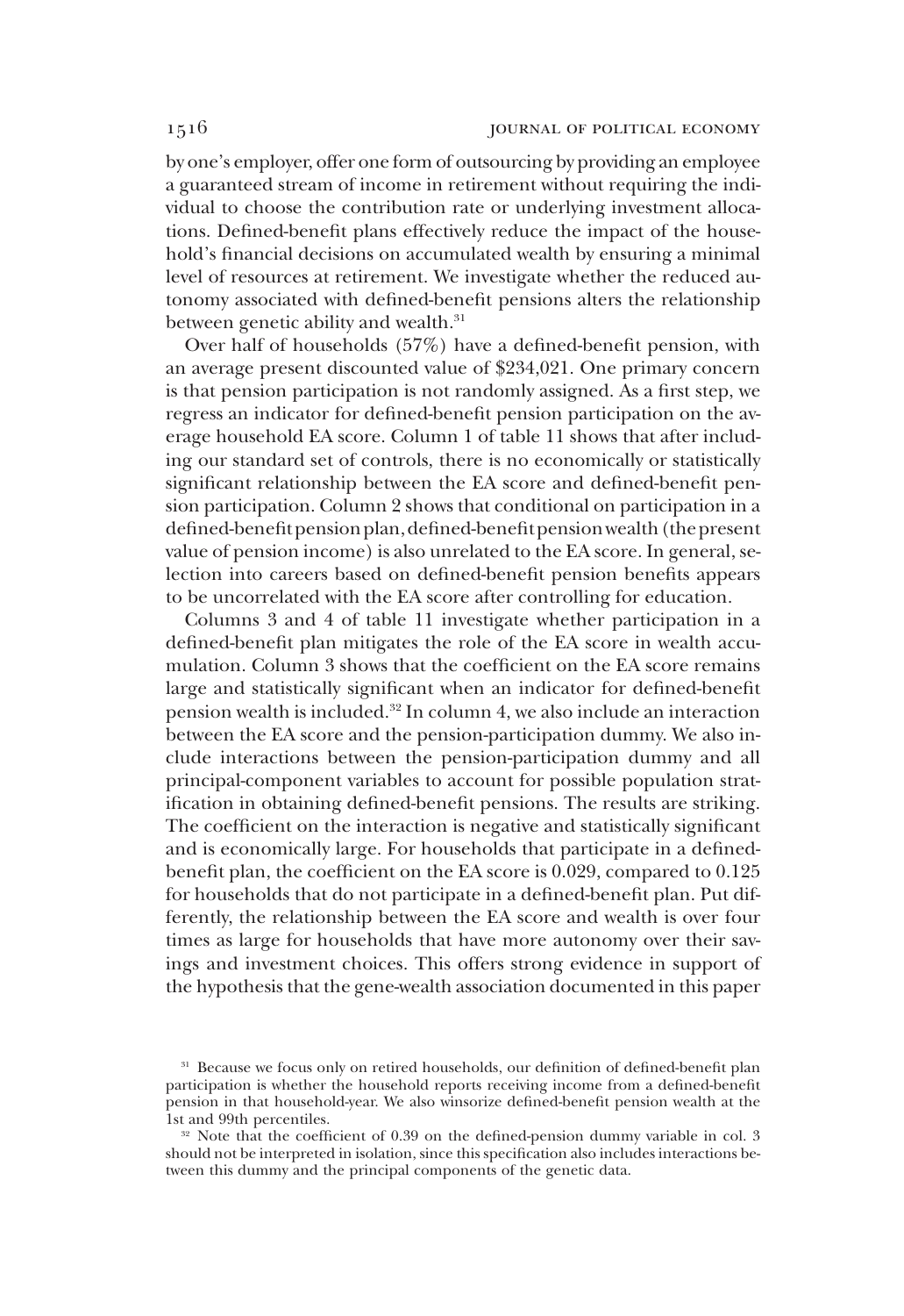by one's employer, offer one form of outsourcing by providing an employee a guaranteed stream of income in retirement without requiring the individual to choose the contribution rate or underlying investment allocations. Defined-benefit plans effectively reduce the impact of the household's financial decisions on accumulated wealth by ensuring a minimal level of resources at retirement. We investigate whether the reduced autonomy associated with defined-benefit pensions alters the relationship between genetic ability and wealth.[31]

Over half of households (57%) have a defined-benefit pension, with an average present discounted value of \$234,021. One primary concern is that pension participation is not randomly assigned. As a first step, we regress an indicator for defined-benefit pension participation on the average household EA score. Column 1 of table 11 shows that after including our standard set of controls, there is no economically or statistically significant relationship between the EA score and defined-benefit pension participation. Column 2 shows that conditional on participation in a defined-benefit pension plan, defined-benefit pension wealth (the present value of pension income) is also unrelated to the EA score. In general, selection into careers based on defined-benefit pension benefits appears to be uncorrelated with the EA score after controlling for education.

Columns 3 and 4 of table 11 investigate whether participation in a defined-benefit plan mitigates the role of the EA score in wealth accumulation. Column 3 shows that the coefficient on the EA score remains large and statistically significant when an indicator for defined-benefit pension wealth is included.[32] In column 4, we also include an interaction between the EA score and the pension-participation dummy. We also include interactions between the pension-participation dummy and all principal-component variables to account for possible population stratification in obtaining defined-benefit pensions. The results are striking. The coefficient on the interaction is negative and statistically significant and is economically large. For households that participate in a defined-benefit plan, the coefficient on the EA score is 0.029, compared to 0.125 for households that do not participate in a defined-benefit plan. Put differently, the relationship between the EA score and wealth is over four times as large for households that have more autonomy over their savings and investment choices. This offers strong evidence in support of the hypothesis that the gene-wealth association documented in this paper

[31] Because we focus only on retired households, our definition of defined-benefit plan participation is whether the household reports receiving income from a defined-benefit pension in that household-year. We also winsorize defined-benefit pension wealth at the 1st and 99th percentiles.

[32] Note that the coefficient of 0.39 on the defined-pension dummy variable in col. 3 should not be interpreted in isolation, since this specification also includes interactions between this dummy and the principal components of the genetic data.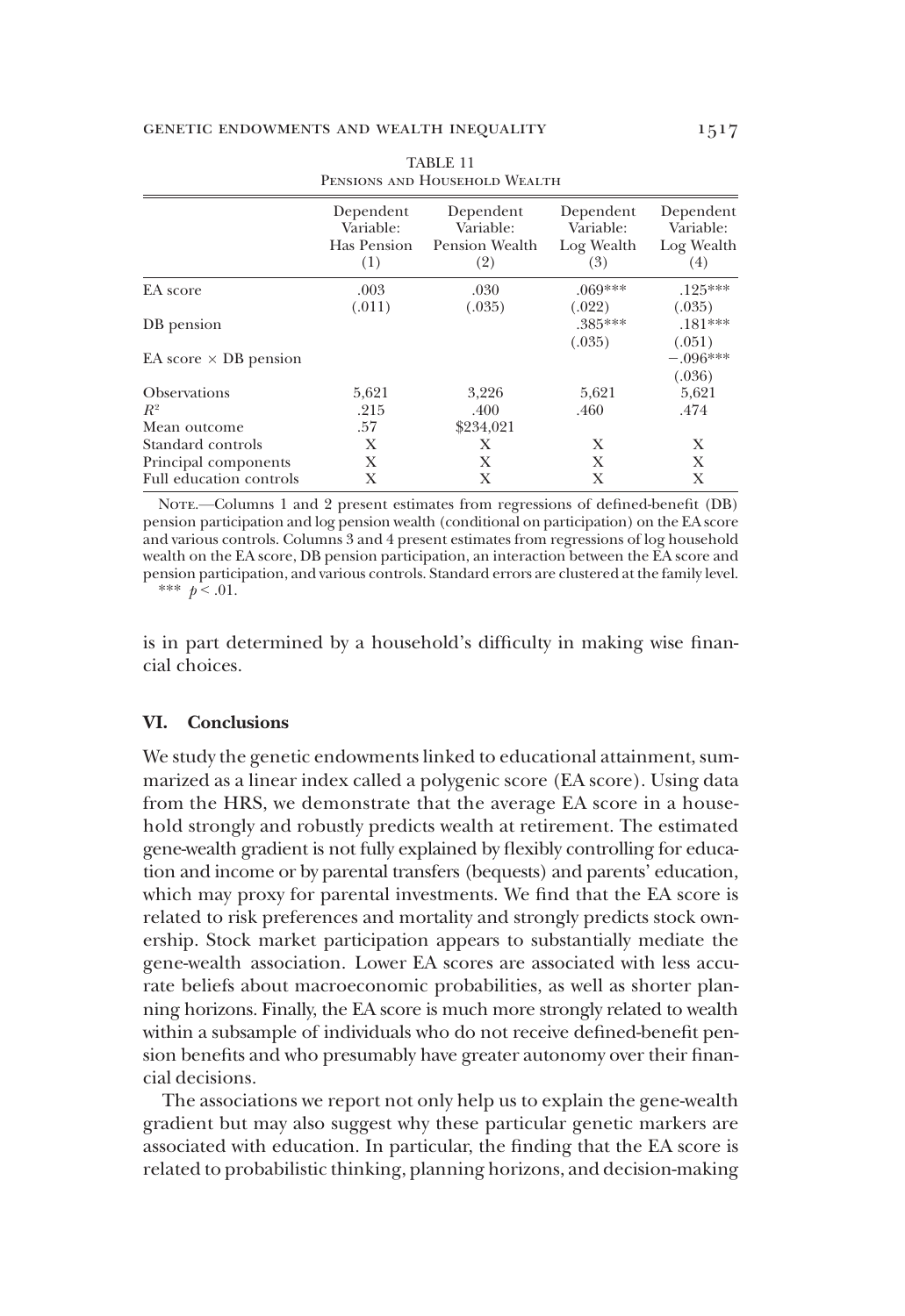TABLE 11

Pensions and Household Wealth

| | Dependent Variable: Has Pension (1) | Dependent Variable: Pension Wealth (2) | Dependent Variable: Log Wealth (3) | Dependent Variable: Log Wealth (4) |
|---|---|---|---|---|
| EA score | .003 | .030 | .069*** | .125*** |
| | (.011) | (.035) | (.022) | (.035) |
| DB pension | | | .385*** | .181*** |
| | | | (.035) | (.051) |
| EA score × DB pension | | | | −.096*** |
| | | | | (.036) |
| Observations | 5,621 | 3,226 | 5,621 | 5,621 |
| $R^2$ | .215 | .400 | .460 | .474 |
| Mean outcome | .57 | $234,021 | | |
| Standard controls | X | X | X | X |
| Principal components | X | X | X | X |
| Full education controls | X | X | X | X |

Note.—Columns 1 and 2 present estimates from regressions of defined-benefit (DB) pension participation and log pension wealth (conditional on participation) on the EA score and various controls. Columns 3 and 4 present estimates from regressions of log household wealth on the EA score, DB pension participation, an interaction between the EA score and pension participation, and various controls. Standard errors are clustered at the family level.
*** $p < .01$.

is in part determined by a household's difficulty in making wise financial choices.

## VI. Conclusions

We study the genetic endowments linked to educational attainment, summarized as a linear index called a polygenic score (EA score). Using data from the HRS, we demonstrate that the average EA score in a household strongly and robustly predicts wealth at retirement. The estimated gene-wealth gradient is not fully explained by flexibly controlling for education and income or by parental transfers (bequests) and parents' education, which may proxy for parental investments. We find that the EA score is related to risk preferences and mortality and strongly predicts stock ownership. Stock market participation appears to substantially mediate the gene-wealth association. Lower EA scores are associated with less accurate beliefs about macroeconomic probabilities, as well as shorter planning horizons. Finally, the EA score is much more strongly related to wealth within a subsample of individuals who do not receive defined-benefit pension benefits and who presumably have greater autonomy over their financial decisions.

The associations we report not only help us to explain the gene-wealth gradient but may also suggest why these particular genetic markers are associated with education. In particular, the finding that the EA score is related to probabilistic thinking, planning horizons, and decision-making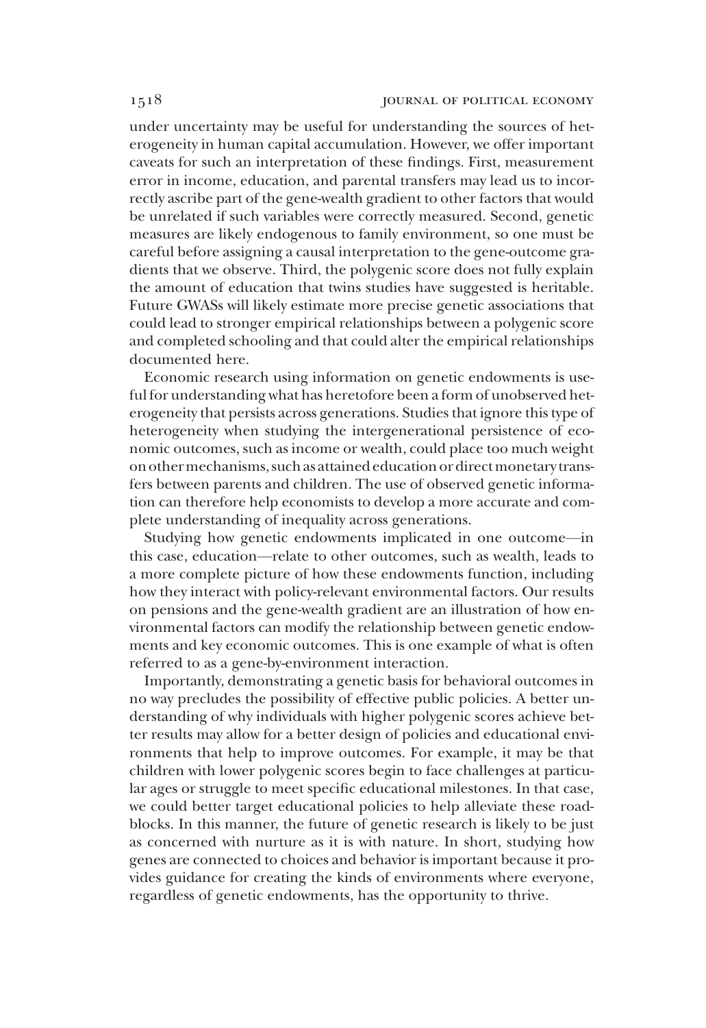under uncertainty may be useful for understanding the sources of heterogeneity in human capital accumulation. However, we offer important caveats for such an interpretation of these findings. First, measurement error in income, education, and parental transfers may lead us to incorrectly ascribe part of the gene-wealth gradient to other factors that would be unrelated if such variables were correctly measured. Second, genetic measures are likely endogenous to family environment, so one must be careful before assigning a causal interpretation to the gene-outcome gradients that we observe. Third, the polygenic score does not fully explain the amount of education that twins studies have suggested is heritable. Future GWASs will likely estimate more precise genetic associations that could lead to stronger empirical relationships between a polygenic score and completed schooling and that could alter the empirical relationships documented here.

Economic research using information on genetic endowments is useful for understanding what has heretofore been a form of unobserved heterogeneity that persists across generations. Studies that ignore this type of heterogeneity when studying the intergenerational persistence of economic outcomes, such as income or wealth, could place too much weight on other mechanisms, such as attained education or direct monetary transfers between parents and children. The use of observed genetic information can therefore help economists to develop a more accurate and complete understanding of inequality across generations.

Studying how genetic endowments implicated in one outcome—in this case, education—relate to other outcomes, such as wealth, leads to a more complete picture of how these endowments function, including how they interact with policy-relevant environmental factors. Our results on pensions and the gene-wealth gradient are an illustration of how environmental factors can modify the relationship between genetic endowments and key economic outcomes. This is one example of what is often referred to as a gene-by-environment interaction.

Importantly, demonstrating a genetic basis for behavioral outcomes in no way precludes the possibility of effective public policies. A better understanding of why individuals with higher polygenic scores achieve better results may allow for a better design of policies and educational environments that help to improve outcomes. For example, it may be that children with lower polygenic scores begin to face challenges at particular ages or struggle to meet specific educational milestones. In that case, we could better target educational policies to help alleviate these roadblocks. In this manner, the future of genetic research is likely to be just as concerned with nurture as it is with nature. In short, studying how genes are connected to choices and behavior is important because it provides guidance for creating the kinds of environments where everyone, regardless of genetic endowments, has the opportunity to thrive.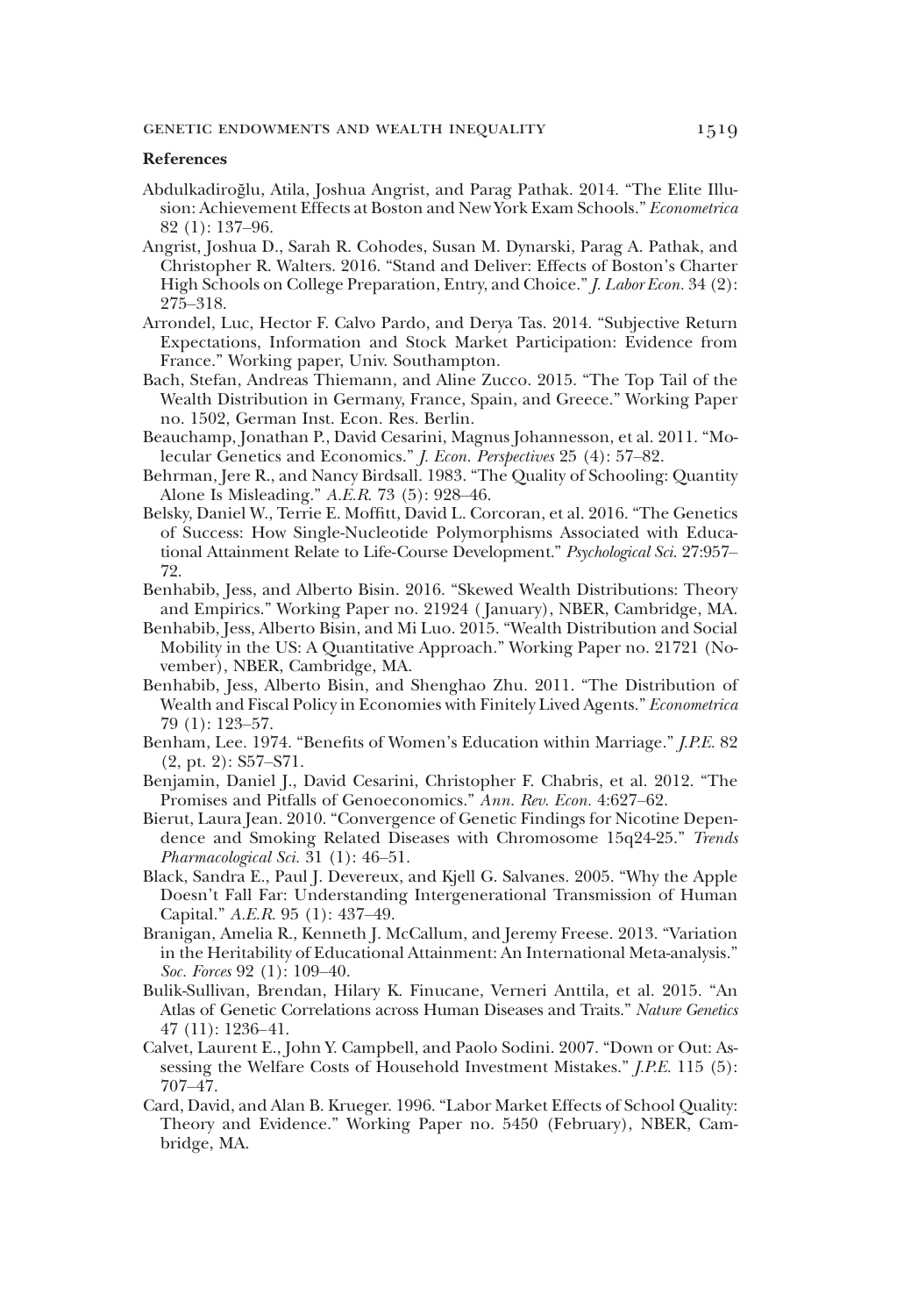**References**

Abdulkadiroğlu, Atila, Joshua Angrist, and Parag Pathak. 2014. "The Elite Illusion: Achievement Effects at Boston and New York Exam Schools." *Econometrica* 82 (1): 137–96.

Angrist, Joshua D., Sarah R. Cohodes, Susan M. Dynarski, Parag A. Pathak, and Christopher R. Walters. 2016. "Stand and Deliver: Effects of Boston's Charter High Schools on College Preparation, Entry, and Choice." *J. Labor Econ.* 34 (2): 275–318.

Arrondel, Luc, Hector F. Calvo Pardo, and Derya Tas. 2014. "Subjective Return Expectations, Information and Stock Market Participation: Evidence from France." Working paper, Univ. Southampton.

Bach, Stefan, Andreas Thiemann, and Aline Zucco. 2015. "The Top Tail of the Wealth Distribution in Germany, France, Spain, and Greece." Working Paper no. 1502, German Inst. Econ. Res. Berlin.

Beauchamp, Jonathan P., David Cesarini, Magnus Johannesson, et al. 2011. "Molecular Genetics and Economics." *J. Econ. Perspectives* 25 (4): 57–82.

Behrman, Jere R., and Nancy Birdsall. 1983. "The Quality of Schooling: Quantity Alone Is Misleading." *A.E.R.* 73 (5): 928–46.

Belsky, Daniel W., Terrie E. Moffitt, David L. Corcoran, et al. 2016. "The Genetics of Success: How Single-Nucleotide Polymorphisms Associated with Educational Attainment Relate to Life-Course Development." *Psychological Sci.* 27:957–72.

Benhabib, Jess, and Alberto Bisin. 2016. "Skewed Wealth Distributions: Theory and Empirics." Working Paper no. 21924 (January), NBER, Cambridge, MA.

Benhabib, Jess, Alberto Bisin, and Mi Luo. 2015. "Wealth Distribution and Social Mobility in the US: A Quantitative Approach." Working Paper no. 21721 (November), NBER, Cambridge, MA.

Benhabib, Jess, Alberto Bisin, and Shenghao Zhu. 2011. "The Distribution of Wealth and Fiscal Policy in Economies with Finitely Lived Agents." *Econometrica* 79 (1): 123–57.

Benham, Lee. 1974. "Benefits of Women's Education within Marriage." *J.P.E.* 82 (2, pt. 2): S57–S71.

Benjamin, Daniel J., David Cesarini, Christopher F. Chabris, et al. 2012. "The Promises and Pitfalls of Genoeconomics." *Ann. Rev. Econ.* 4:627–62.

Bierut, Laura Jean. 2010. "Convergence of Genetic Findings for Nicotine Dependence and Smoking Related Diseases with Chromosome 15q24-25." *Trends Pharmacological Sci.* 31 (1): 46–51.

Black, Sandra E., Paul J. Devereux, and Kjell G. Salvanes. 2005. "Why the Apple Doesn't Fall Far: Understanding Intergenerational Transmission of Human Capital." *A.E.R.* 95 (1): 437–49.

Branigan, Amelia R., Kenneth J. McCallum, and Jeremy Freese. 2013. "Variation in the Heritability of Educational Attainment: An International Meta-analysis." *Soc. Forces* 92 (1): 109–40.

Bulik-Sullivan, Brendan, Hilary K. Finucane, Verneri Anttila, et al. 2015. "An Atlas of Genetic Correlations across Human Diseases and Traits." *Nature Genetics* 47 (11): 1236–41.

Calvet, Laurent E., John Y. Campbell, and Paolo Sodini. 2007. "Down or Out: Assessing the Welfare Costs of Household Investment Mistakes." *J.P.E.* 115 (5): 707–47.

Card, David, and Alan B. Krueger. 1996. "Labor Market Effects of School Quality: Theory and Evidence." Working Paper no. 5450 (February), NBER, Cambridge, MA.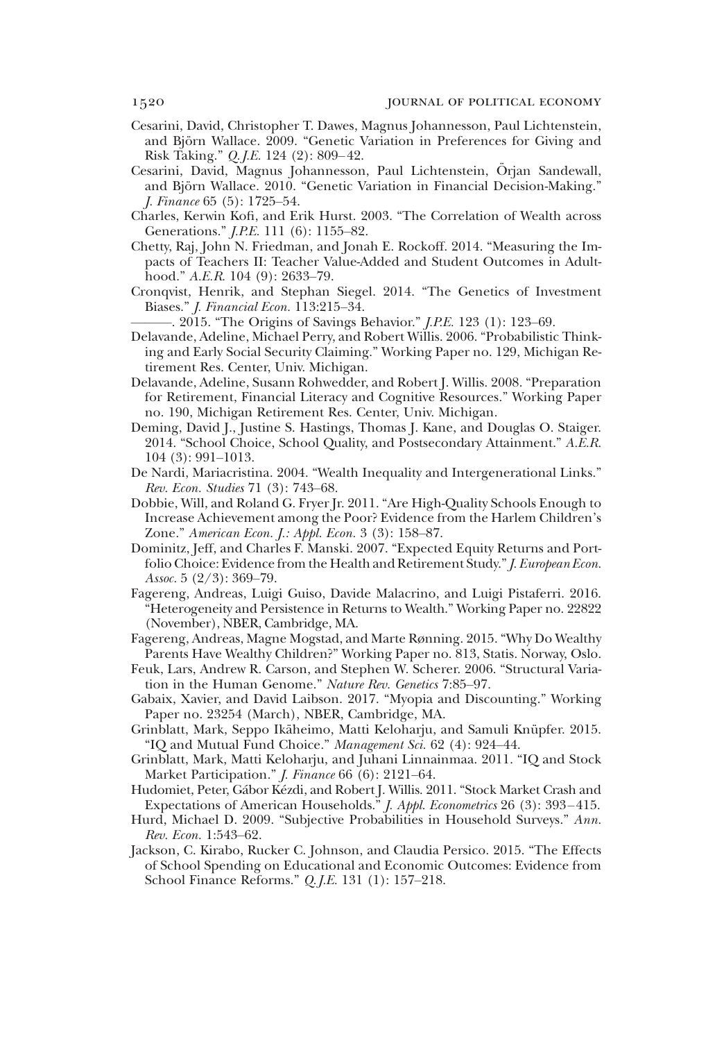Cesarini, David, Christopher T. Dawes, Magnus Johannesson, Paul Lichtenstein, and Björn Wallace. 2009. "Genetic Variation in Preferences for Giving and Risk Taking." *Q.J.E.* 124 (2): 809–42.

Cesarini, David, Magnus Johannesson, Paul Lichtenstein, Örjan Sandewall, and Björn Wallace. 2010. "Genetic Variation in Financial Decision-Making." *J. Finance* 65 (5): 1725–54.

Charles, Kerwin Kofi, and Erik Hurst. 2003. "The Correlation of Wealth across Generations." *J.P.E.* 111 (6): 1155–82.

Chetty, Raj, John N. Friedman, and Jonah E. Rockoff. 2014. "Measuring the Impacts of Teachers II: Teacher Value-Added and Student Outcomes in Adulthood." *A.E.R.* 104 (9): 2633–79.

Cronqvist, Henrik, and Stephan Siegel. 2014. "The Genetics of Investment Biases." *J. Financial Econ.* 113:215–34.

———. 2015. "The Origins of Savings Behavior." *J.P.E.* 123 (1): 123–69.

Delavande, Adeline, Michael Perry, and Robert Willis. 2006. "Probabilistic Thinking and Early Social Security Claiming." Working Paper no. 129, Michigan Retirement Res. Center, Univ. Michigan.

Delavande, Adeline, Susann Rohwedder, and Robert J. Willis. 2008. "Preparation for Retirement, Financial Literacy and Cognitive Resources." Working Paper no. 190, Michigan Retirement Res. Center, Univ. Michigan.

Deming, David J., Justine S. Hastings, Thomas J. Kane, and Douglas O. Staiger. 2014. "School Choice, School Quality, and Postsecondary Attainment." *A.E.R.* 104 (3): 991–1013.

De Nardi, Mariacristina. 2004. "Wealth Inequality and Intergenerational Links." *Rev. Econ. Studies* 71 (3): 743–68.

Dobbie, Will, and Roland G. Fryer Jr. 2011. "Are High-Quality Schools Enough to Increase Achievement among the Poor? Evidence from the Harlem Children's Zone." *American Econ. J.: Appl. Econ.* 3 (3): 158–87.

Dominitz, Jeff, and Charles F. Manski. 2007. "Expected Equity Returns and Portfolio Choice: Evidence from the Health and Retirement Study." *J. European Econ. Assoc.* 5 (2/3): 369–79.

Fagereng, Andreas, Luigi Guiso, Davide Malacrino, and Luigi Pistaferri. 2016. "Heterogeneity and Persistence in Returns to Wealth." Working Paper no. 22822 (November), NBER, Cambridge, MA.

Fagereng, Andreas, Magne Mogstad, and Marte Rønning. 2015. "Why Do Wealthy Parents Have Wealthy Children?" Working Paper no. 813, Statis. Norway, Oslo.

Feuk, Lars, Andrew R. Carson, and Stephen W. Scherer. 2006. "Structural Variation in the Human Genome." *Nature Rev. Genetics* 7:85–97.

Gabaix, Xavier, and David Laibson. 2017. "Myopia and Discounting." Working Paper no. 23254 (March), NBER, Cambridge, MA.

Grinblatt, Mark, Seppo Ikäheimo, Matti Keloharju, and Samuli Knüpfer. 2015. "IQ and Mutual Fund Choice." *Management Sci.* 62 (4): 924–44.

Grinblatt, Mark, Matti Keloharju, and Juhani Linnainmaa. 2011. "IQ and Stock Market Participation." *J. Finance* 66 (6): 2121–64.

Hudomiet, Peter, Gábor Kézdi, and Robert J. Willis. 2011. "Stock Market Crash and Expectations of American Households." *J. Appl. Econometrics* 26 (3): 393–415.

Hurd, Michael D. 2009. "Subjective Probabilities in Household Surveys." *Ann. Rev. Econ.* 1:543–62.

Jackson, C. Kirabo, Rucker C. Johnson, and Claudia Persico. 2015. "The Effects of School Spending on Educational and Economic Outcomes: Evidence from School Finance Reforms." *Q.J.E.* 131 (1): 157–218.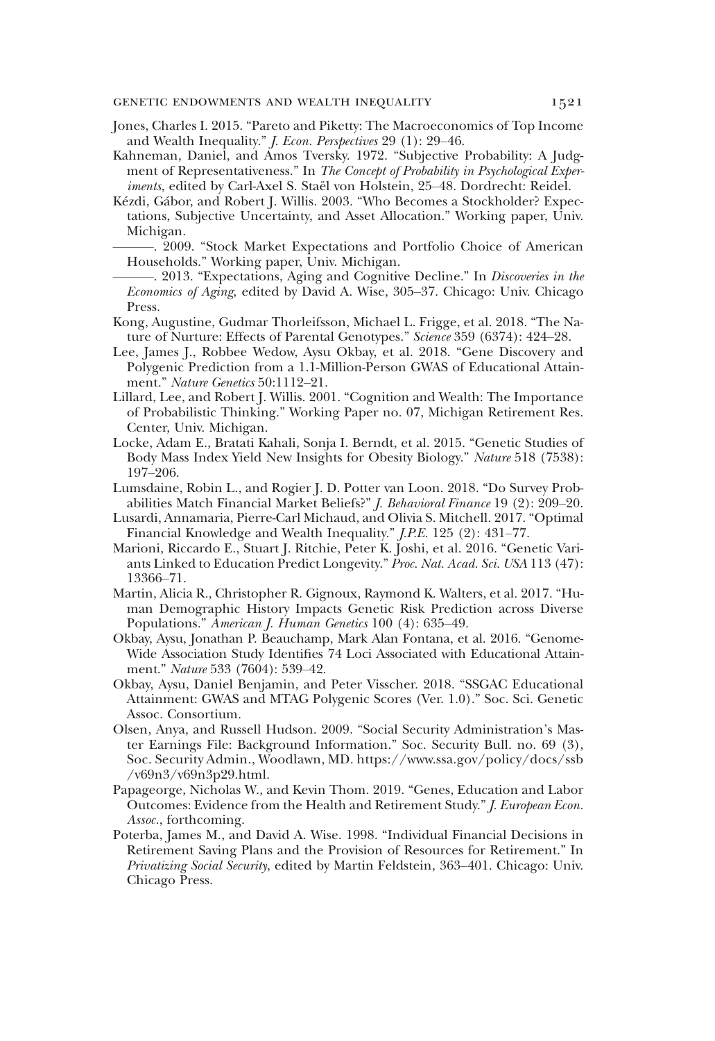Jones, Charles I. 2015. "Pareto and Piketty: The Macroeconomics of Top Income and Wealth Inequality." *J. Econ. Perspectives* 29 (1): 29–46.

Kahneman, Daniel, and Amos Tversky. 1972. "Subjective Probability: A Judgment of Representativeness." In *The Concept of Probability in Psychological Experiments*, edited by Carl-Axel S. Staël von Holstein, 25–48. Dordrecht: Reidel.

Kézdi, Gábor, and Robert J. Willis. 2003. "Who Becomes a Stockholder? Expectations, Subjective Uncertainty, and Asset Allocation." Working paper, Univ. Michigan.

———. 2009. "Stock Market Expectations and Portfolio Choice of American Households." Working paper, Univ. Michigan.

———. 2013. "Expectations, Aging and Cognitive Decline." In *Discoveries in the Economics of Aging*, edited by David A. Wise, 305–37. Chicago: Univ. Chicago Press.

Kong, Augustine, Gudmar Thorleifsson, Michael L. Frigge, et al. 2018. "The Nature of Nurture: Effects of Parental Genotypes." *Science* 359 (6374): 424–28.

Lee, James J., Robbee Wedow, Aysu Okbay, et al. 2018. "Gene Discovery and Polygenic Prediction from a 1.1-Million-Person GWAS of Educational Attainment." *Nature Genetics* 50:1112–21.

Lillard, Lee, and Robert J. Willis. 2001. "Cognition and Wealth: The Importance of Probabilistic Thinking." Working Paper no. 07, Michigan Retirement Res. Center, Univ. Michigan.

Locke, Adam E., Bratati Kahali, Sonja I. Berndt, et al. 2015. "Genetic Studies of Body Mass Index Yield New Insights for Obesity Biology." *Nature* 518 (7538): 197–206.

Lumsdaine, Robin L., and Rogier J. D. Potter van Loon. 2018. "Do Survey Probabilities Match Financial Market Beliefs?" *J. Behavioral Finance* 19 (2): 209–20.

Lusardi, Annamaria, Pierre-Carl Michaud, and Olivia S. Mitchell. 2017. "Optimal Financial Knowledge and Wealth Inequality." *J.P.E.* 125 (2): 431–77.

Marioni, Riccardo E., Stuart J. Ritchie, Peter K. Joshi, et al. 2016. "Genetic Variants Linked to Education Predict Longevity." *Proc. Nat. Acad. Sci. USA* 113 (47): 13366–71.

Martin, Alicia R., Christopher R. Gignoux, Raymond K. Walters, et al. 2017. "Human Demographic History Impacts Genetic Risk Prediction across Diverse Populations." *American J. Human Genetics* 100 (4): 635–49.

Okbay, Aysu, Jonathan P. Beauchamp, Mark Alan Fontana, et al. 2016. "Genome-Wide Association Study Identifies 74 Loci Associated with Educational Attainment." *Nature* 533 (7604): 539–42.

Okbay, Aysu, Daniel Benjamin, and Peter Visscher. 2018. "SSGAC Educational Attainment: GWAS and MTAG Polygenic Scores (Ver. 1.0)." Soc. Sci. Genetic Assoc. Consortium.

Olsen, Anya, and Russell Hudson. 2009. "Social Security Administration's Master Earnings File: Background Information." Soc. Security Bull. no. 69 (3), Soc. Security Admin., Woodlawn, MD. https://www.ssa.gov/policy/docs/ssb/v69n3/v69n3p29.html.

Papageorge, Nicholas W., and Kevin Thom. 2019. "Genes, Education and Labor Outcomes: Evidence from the Health and Retirement Study." *J. European Econ. Assoc.*, forthcoming.

Poterba, James M., and David A. Wise. 1998. "Individual Financial Decisions in Retirement Saving Plans and the Provision of Resources for Retirement." In *Privatizing Social Security*, edited by Martin Feldstein, 363–401. Chicago: Univ. Chicago Press.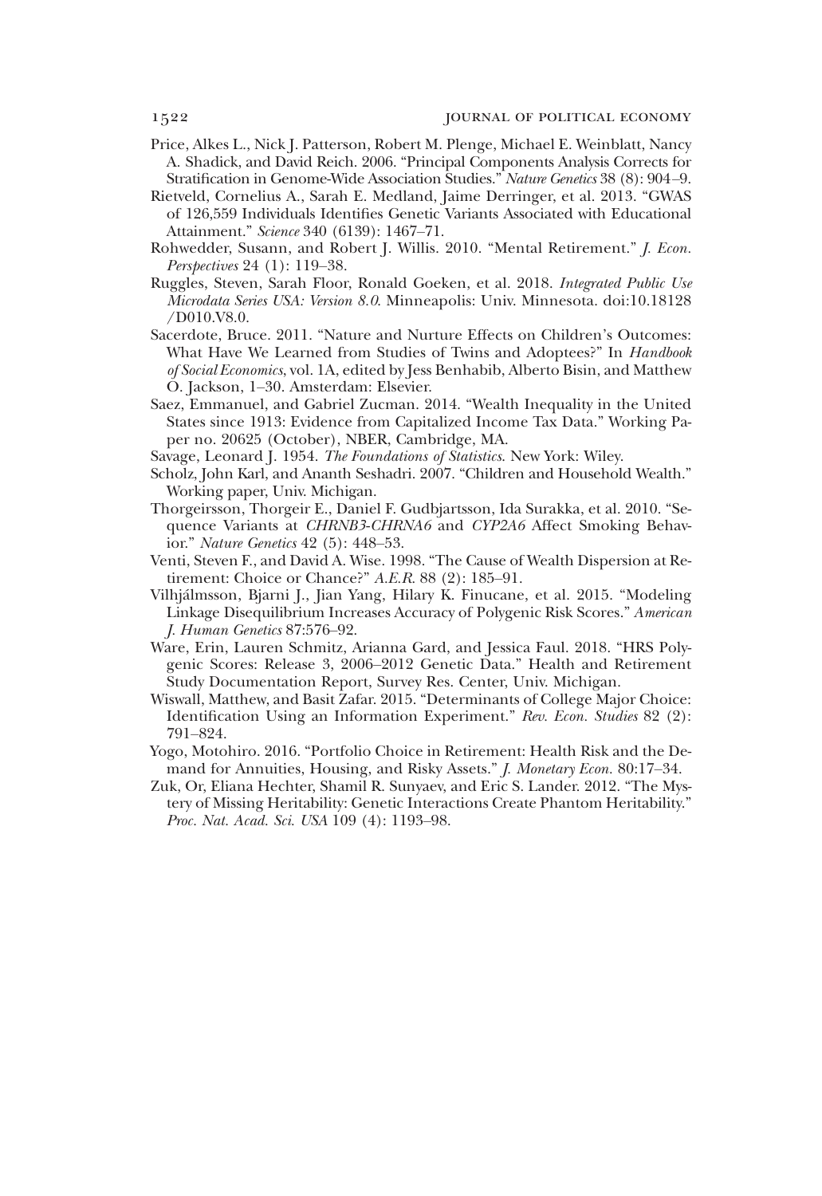Price, Alkes L., Nick J. Patterson, Robert M. Plenge, Michael E. Weinblatt, Nancy A. Shadick, and David Reich. 2006. "Principal Components Analysis Corrects for Stratification in Genome-Wide Association Studies." *Nature Genetics* 38 (8): 904–9.

Rietveld, Cornelius A., Sarah E. Medland, Jaime Derringer, et al. 2013. "GWAS of 126,559 Individuals Identifies Genetic Variants Associated with Educational Attainment." *Science* 340 (6139): 1467–71.

Rohwedder, Susann, and Robert J. Willis. 2010. "Mental Retirement." *J. Econ. Perspectives* 24 (1): 119–38.

Ruggles, Steven, Sarah Floor, Ronald Goeken, et al. 2018. *Integrated Public Use Microdata Series USA: Version 8.0*. Minneapolis: Univ. Minnesota. doi:10.18128/D010.V8.0.

Sacerdote, Bruce. 2011. "Nature and Nurture Effects on Children's Outcomes: What Have We Learned from Studies of Twins and Adoptees?" In *Handbook of Social Economics*, vol. 1A, edited by Jess Benhabib, Alberto Bisin, and Matthew O. Jackson, 1–30. Amsterdam: Elsevier.

Saez, Emmanuel, and Gabriel Zucman. 2014. "Wealth Inequality in the United States since 1913: Evidence from Capitalized Income Tax Data." Working Paper no. 20625 (October), NBER, Cambridge, MA.

Savage, Leonard J. 1954. *The Foundations of Statistics*. New York: Wiley.

Scholz, John Karl, and Ananth Seshadri. 2007. "Children and Household Wealth." Working paper, Univ. Michigan.

Thorgeirsson, Thorgeir E., Daniel F. Gudbjartsson, Ida Surakka, et al. 2010. "Sequence Variants at *CHRNB3-CHRNA6* and *CYP2A6* Affect Smoking Behavior." *Nature Genetics* 42 (5): 448–53.

Venti, Steven F., and David A. Wise. 1998. "The Cause of Wealth Dispersion at Retirement: Choice or Chance?" *A.E.R.* 88 (2): 185–91.

Vilhjálmsson, Bjarni J., Jian Yang, Hilary K. Finucane, et al. 2015. "Modeling Linkage Disequilibrium Increases Accuracy of Polygenic Risk Scores." *American J. Human Genetics* 87:576–92.

Ware, Erin, Lauren Schmitz, Arianna Gard, and Jessica Faul. 2018. "HRS Polygenic Scores: Release 3, 2006–2012 Genetic Data." Health and Retirement Study Documentation Report, Survey Res. Center, Univ. Michigan.

Wiswall, Matthew, and Basit Zafar. 2015. "Determinants of College Major Choice: Identification Using an Information Experiment." *Rev. Econ. Studies* 82 (2): 791–824.

Yogo, Motohiro. 2016. "Portfolio Choice in Retirement: Health Risk and the Demand for Annuities, Housing, and Risky Assets." *J. Monetary Econ.* 80:17–34.

Zuk, Or, Eliana Hechter, Shamil R. Sunyaev, and Eric S. Lander. 2012. "The Mystery of Missing Heritability: Genetic Interactions Create Phantom Heritability." *Proc. Nat. Acad. Sci. USA* 109 (4): 1193–98.